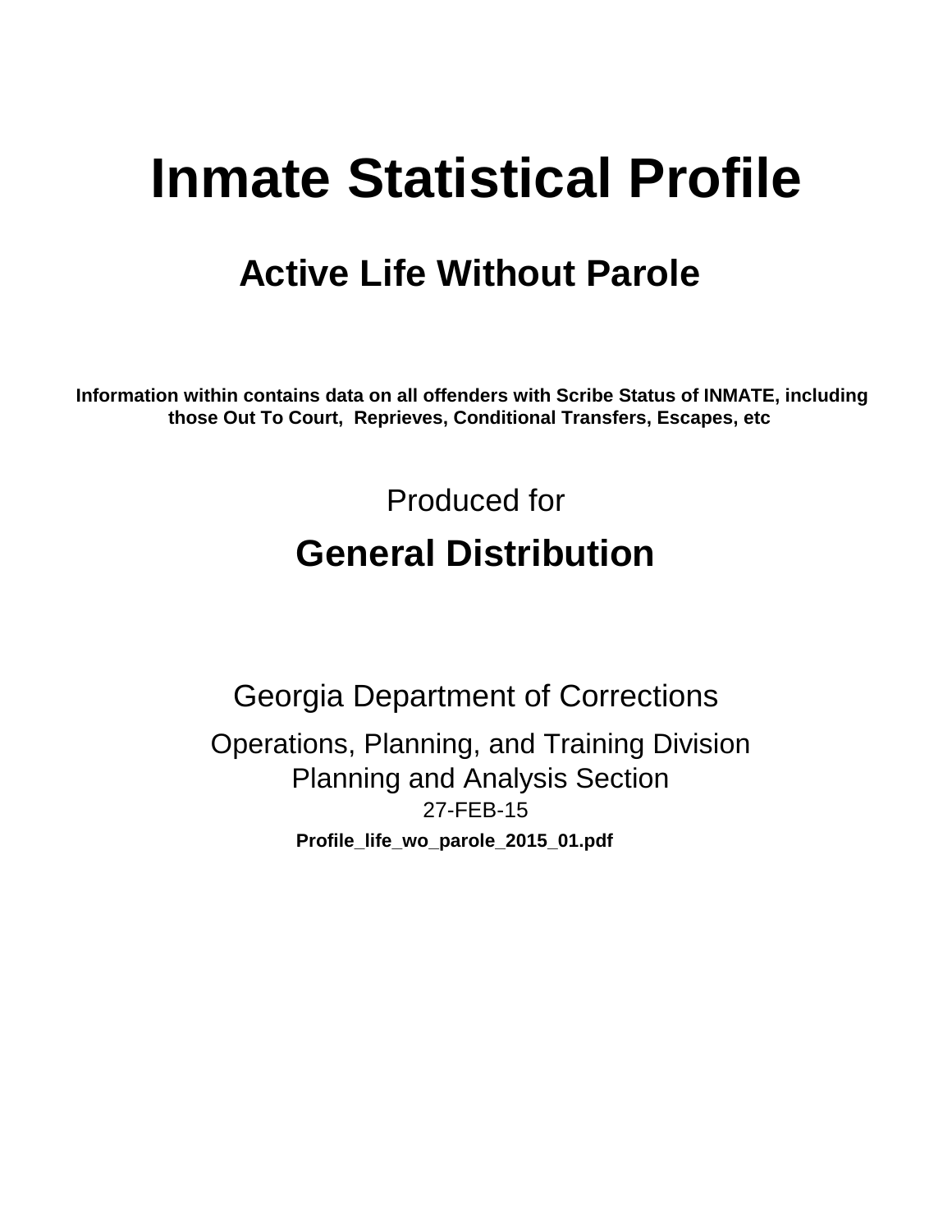# Inmate Statistical Profile

## Active Life Without Parole

**Information within contains data on all offenders with Scribe Status of INMATE, including those Out To Court, Reprieves, Conditional Transfers, Escapes, etc**

Produced for

## General Distribution

Georgia Department of Corrections

Operations, Planning, and Training Division

Planning and Analysis Section

27-FEB-15

**Profile_life_wo_parole_2015_01.pdf**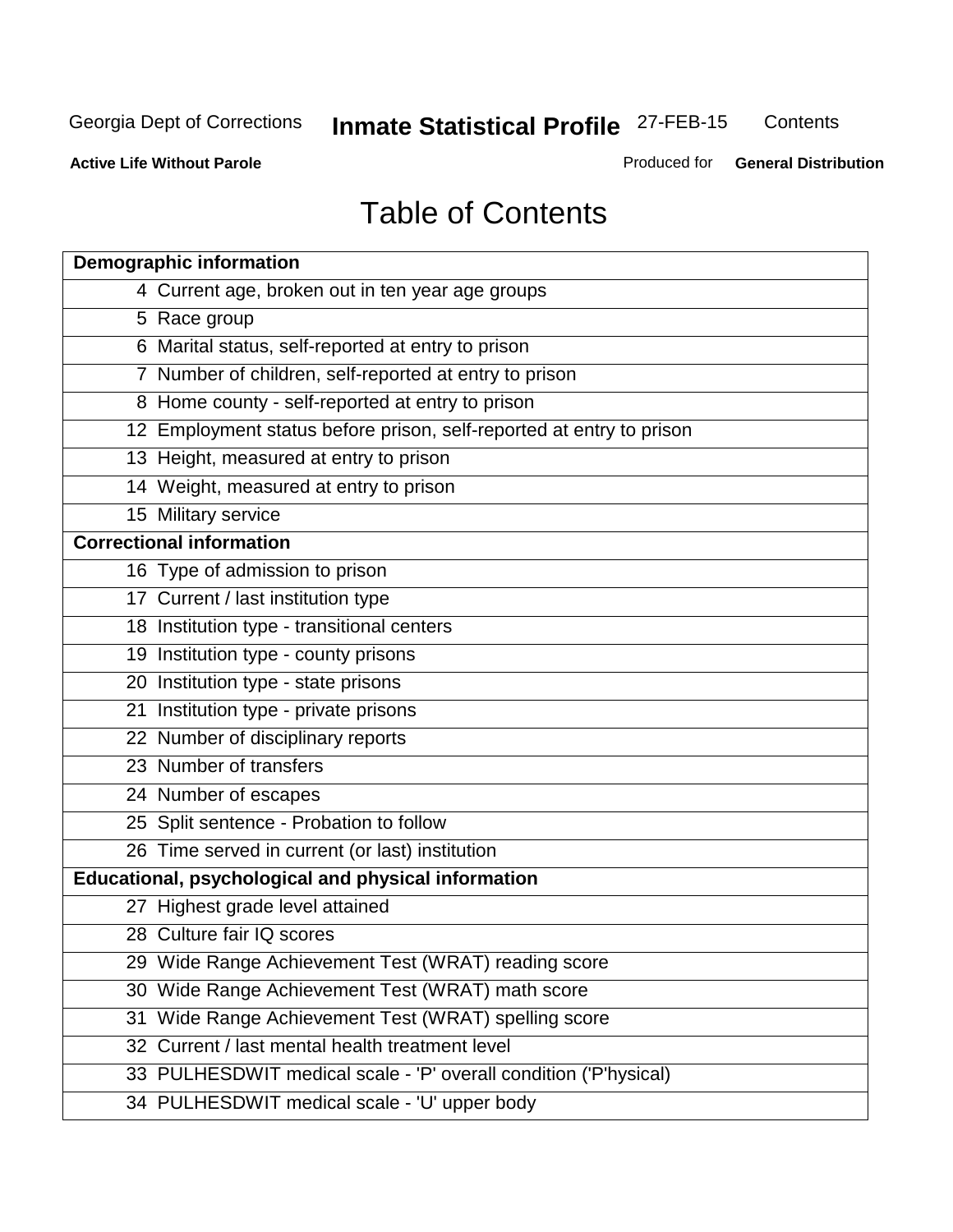# Table of Contents

| Demographic information | |
|---|---|
| 4 | Current age, broken out in ten year age groups |
| 5 | Race group |
| 6 | Marital status, self-reported at entry to prison |
| 7 | Number of children, self-reported at entry to prison |
| 8 | Home county - self-reported at entry to prison |
| 12 | Employment status before prison, self-reported at entry to prison |
| 13 | Height, measured at entry to prison |
| 14 | Weight, measured at entry to prison |
| 15 | Military service |
| **Correctional information** | |
| 16 | Type of admission to prison |
| 17 | Current / last institution type |
| 18 | Institution type - transitional centers |
| 19 | Institution type - county prisons |
| 20 | Institution type - state prisons |
| 21 | Institution type - private prisons |
| 22 | Number of disciplinary reports |
| 23 | Number of transfers |
| 24 | Number of escapes |
| 25 | Split sentence - Probation to follow |
| 26 | Time served in current (or last) institution |
| **Educational, psychological and physical information** | |
| 27 | Highest grade level attained |
| 28 | Culture fair IQ scores |
| 29 | Wide Range Achievement Test (WRAT) reading score |
| 30 | Wide Range Achievement Test (WRAT) math score |
| 31 | Wide Range Achievement Test (WRAT) spelling score |
| 32 | Current / last mental health treatment level |
| 33 | PULHESDWIT medical scale - 'P' overall condition ('P'hysical) |
| 34 | PULHESDWIT medical scale - 'U' upper body |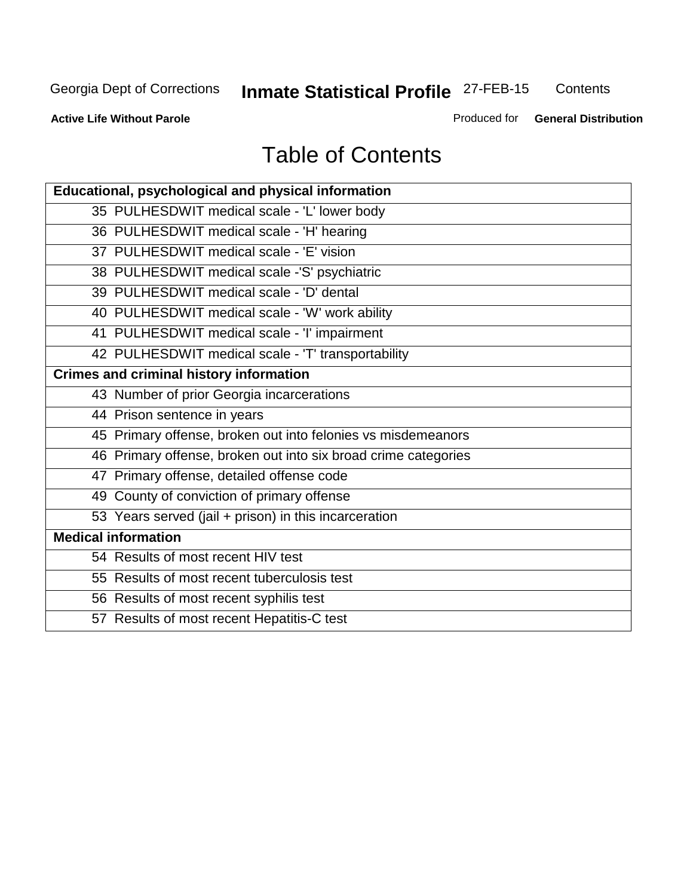# Table of Contents

| Educational, psychological and physical information |
|---|
| 35 PULHESDWIT medical scale - 'L' lower body |
| 36 PULHESDWIT medical scale - 'H' hearing |
| 37 PULHESDWIT medical scale - 'E' vision |
| 38 PULHESDWIT medical scale -'S' psychiatric |
| 39 PULHESDWIT medical scale - 'D' dental |
| 40 PULHESDWIT medical scale - 'W' work ability |
| 41 PULHESDWIT medical scale - 'I' impairment |
| 42 PULHESDWIT medical scale - 'T' transportability |
| **Crimes and criminal history information** |
| 43 Number of prior Georgia incarcerations |
| 44 Prison sentence in years |
| 45 Primary offense, broken out into felonies vs misdemeanors |
| 46 Primary offense, broken out into six broad crime categories |
| 47 Primary offense, detailed offense code |
| 49 County of conviction of primary offense |
| 53 Years served (jail + prison) in this incarceration |
| **Medical information** |
| 54 Results of most recent HIV test |
| 55 Results of most recent tuberculosis test |
| 56 Results of most recent syphilis test |
| 57 Results of most recent Hepatitis-C test |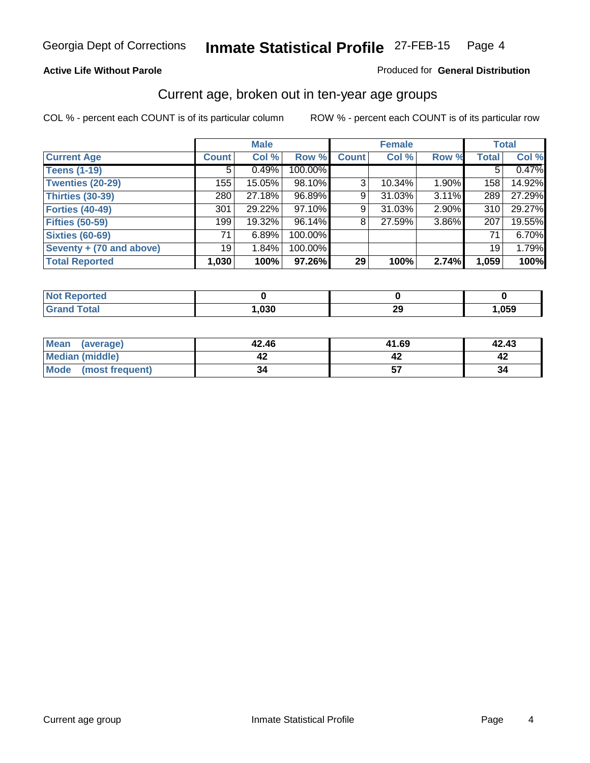Georgia Dept of Corrections **Inmate Statistical Profile** 27-FEB-15

**Active Life Without Parole**

Produced for **General Distribution**

## Current age, broken out in ten-year age groups

COL % - percent each COUNT is of its particular column    ROW % - percent each COUNT is of its particular row

| | Male | | | Female | | | Total | |
|---|---|---|---|---|---|---|---|---|
| **Current Age** | **Count** | **Col %** | **Row %** | **Count** | **Col %** | **Row %** | **Total** | **Col %** |
| **Teens (1-19)** | 5 | 0.49% | 100.00% | | | | 5 | 0.47% |
| **Twenties (20-29)** | 155 | 15.05% | 98.10% | 3 | 10.34% | 1.90% | 158 | 14.92% |
| **Thirties (30-39)** | 280 | 27.18% | 96.89% | 9 | 31.03% | 3.11% | 289 | 27.29% |
| **Forties (40-49)** | 301 | 29.22% | 97.10% | 9 | 31.03% | 2.90% | 310 | 29.27% |
| **Fifties (50-59)** | 199 | 19.32% | 96.14% | 8 | 27.59% | 3.86% | 207 | 19.55% |
| **Sixties (60-69)** | 71 | 6.89% | 100.00% | | | | 71 | 6.70% |
| **Seventy + (70 and above)** | 19 | 1.84% | 100.00% | | | | 19 | 1.79% |
| **Total Reported** | **1,030** | **100%** | **97.26%** | **29** | **100%** | **2.74%** | **1,059** | **100%** |

| | Male | Female | Total |
|---|---|---|---|
| **Not Reported** | **0** | **0** | **0** |
| **Grand Total** | **1,030** | **29** | **1,059** |

| | Male | Female | Total |
|---|---|---|---|
| **Mean (average)** | **42.46** | **41.69** | **42.43** |
| **Median (middle)** | **42** | **42** | **42** |
| **Mode (most frequent)** | **34** | **57** | **34** |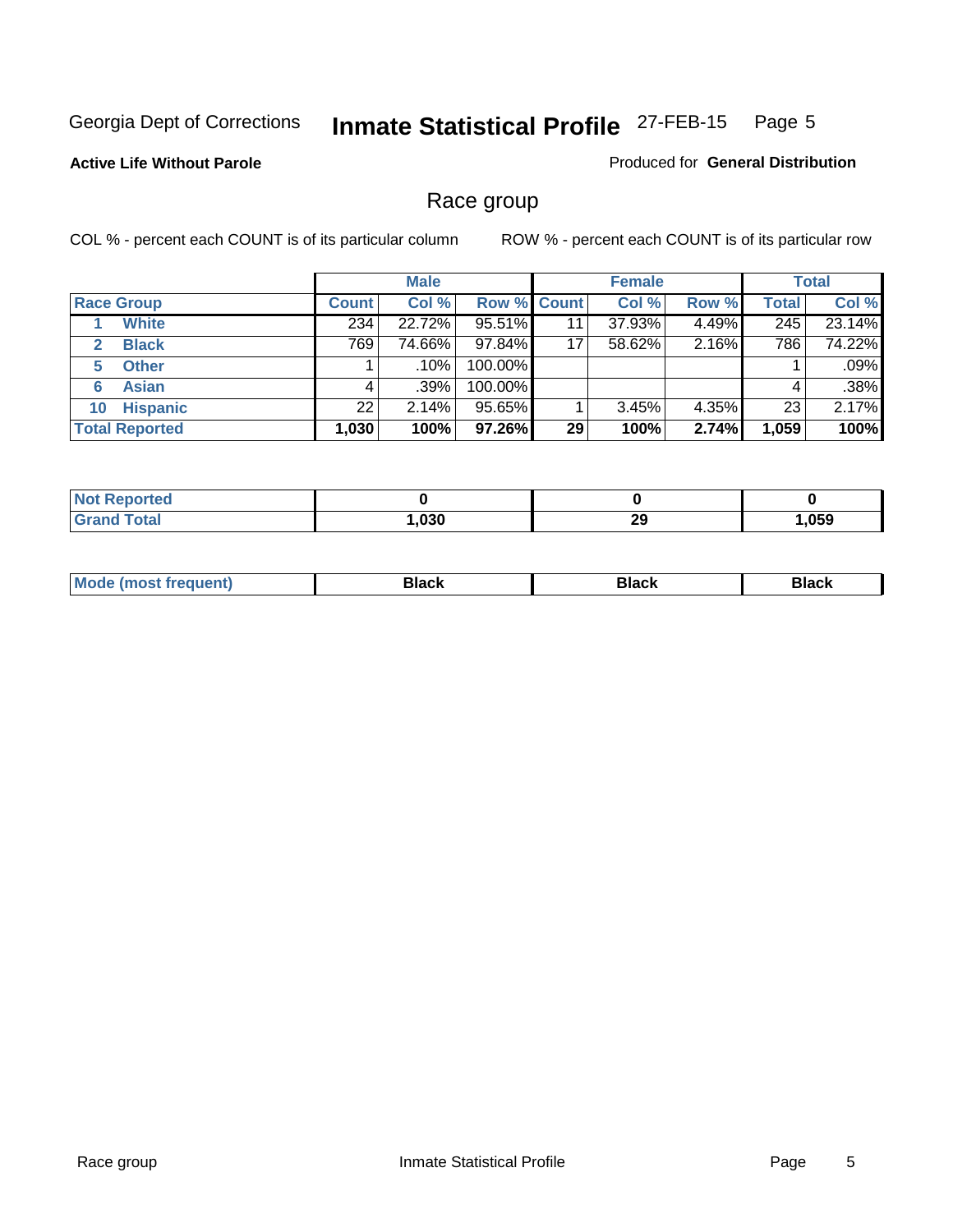Georgia Dept of Corrections **Inmate Statistical Profile** 27-FEB-15

**Active Life Without Parole**

Produced for **General Distribution**

## Race group

COL % - percent each COUNT is of its particular column

ROW % - percent each COUNT is of its particular row

| | Male | | | Female | | | Total | |
|---|---|---|---|---|---|---|---|---|
| **Race Group** | **Count** | **Col %** | **Row %** | **Count** | **Col %** | **Row %** | **Total** | **Col %** |
| 1 **White** | 234 | 22.72% | 95.51% | 11 | 37.93% | 4.49% | 245 | 23.14% |
| 2 **Black** | 769 | 74.66% | 97.84% | 17 | 58.62% | 2.16% | 786 | 74.22% |
| 5 **Other** | 1 | .10% | 100.00% | | | | 1 | .09% |
| 6 **Asian** | 4 | .39% | 100.00% | | | | 4 | .38% |
| 10 **Hispanic** | 22 | 2.14% | 95.65% | 1 | 3.45% | 4.35% | 23 | 2.17% |
| **Total Reported** | **1,030** | **100%** | **97.26%** | **29** | **100%** | **2.74%** | **1,059** | **100%** |

| | Male | Female | Total |
|---|---|---|---|
| **Not Reported** | **0** | **0** | **0** |
| **Grand Total** | **1,030** | **29** | **1,059** |

| | Male | Female | Total |
|---|---|---|---|
| **Mode (most frequent)** | **Black** | **Black** | **Black** |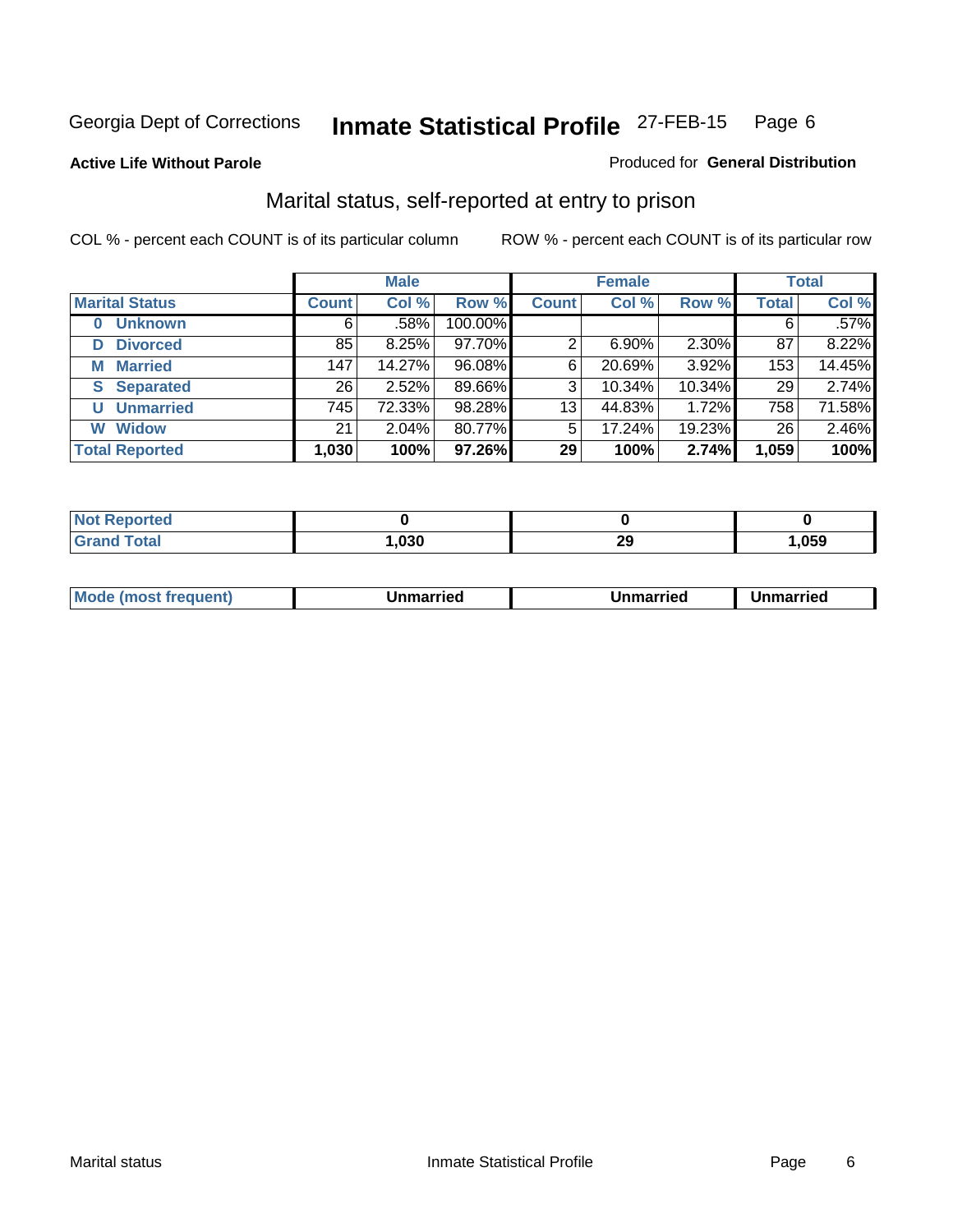Georgia Dept of Corrections **Inmate Statistical Profile** 27-FEB-15 Page 6

**Active Life Without Parole**

Produced for **General Distribution**

## Marital status, self-reported at entry to prison

COL % - percent each COUNT is of its particular column

ROW % - percent each COUNT is of its particular row

| | Male | | | Female | | | Total | |
|---|---|---|---|---|---|---|---|---|
| **Marital Status** | **Count** | **Col %** | **Row %** | **Count** | **Col %** | **Row %** | **Total** | **Col %** |
| **0 Unknown** | 6 | .58% | 100.00% | | | | 6 | .57% |
| **D Divorced** | 85 | 8.25% | 97.70% | 2 | 6.90% | 2.30% | 87 | 8.22% |
| **M Married** | 147 | 14.27% | 96.08% | 6 | 20.69% | 3.92% | 153 | 14.45% |
| **S Separated** | 26 | 2.52% | 89.66% | 3 | 10.34% | 10.34% | 29 | 2.74% |
| **U Unmarried** | 745 | 72.33% | 98.28% | 13 | 44.83% | 1.72% | 758 | 71.58% |
| **W Widow** | 21 | 2.04% | 80.77% | 5 | 17.24% | 19.23% | 26 | 2.46% |
| **Total Reported** | **1,030** | **100%** | **97.26%** | **29** | **100%** | **2.74%** | **1,059** | **100%** |

| | Male | Female | Total |
|---|---|---|---|
| **Not Reported** | **0** | **0** | **0** |
| **Grand Total** | **1,030** | **29** | **1,059** |

| | Male | Female | Total |
|---|---|---|---|
| **Mode (most frequent)** | **Unmarried** | **Unmarried** | **Unmarried** |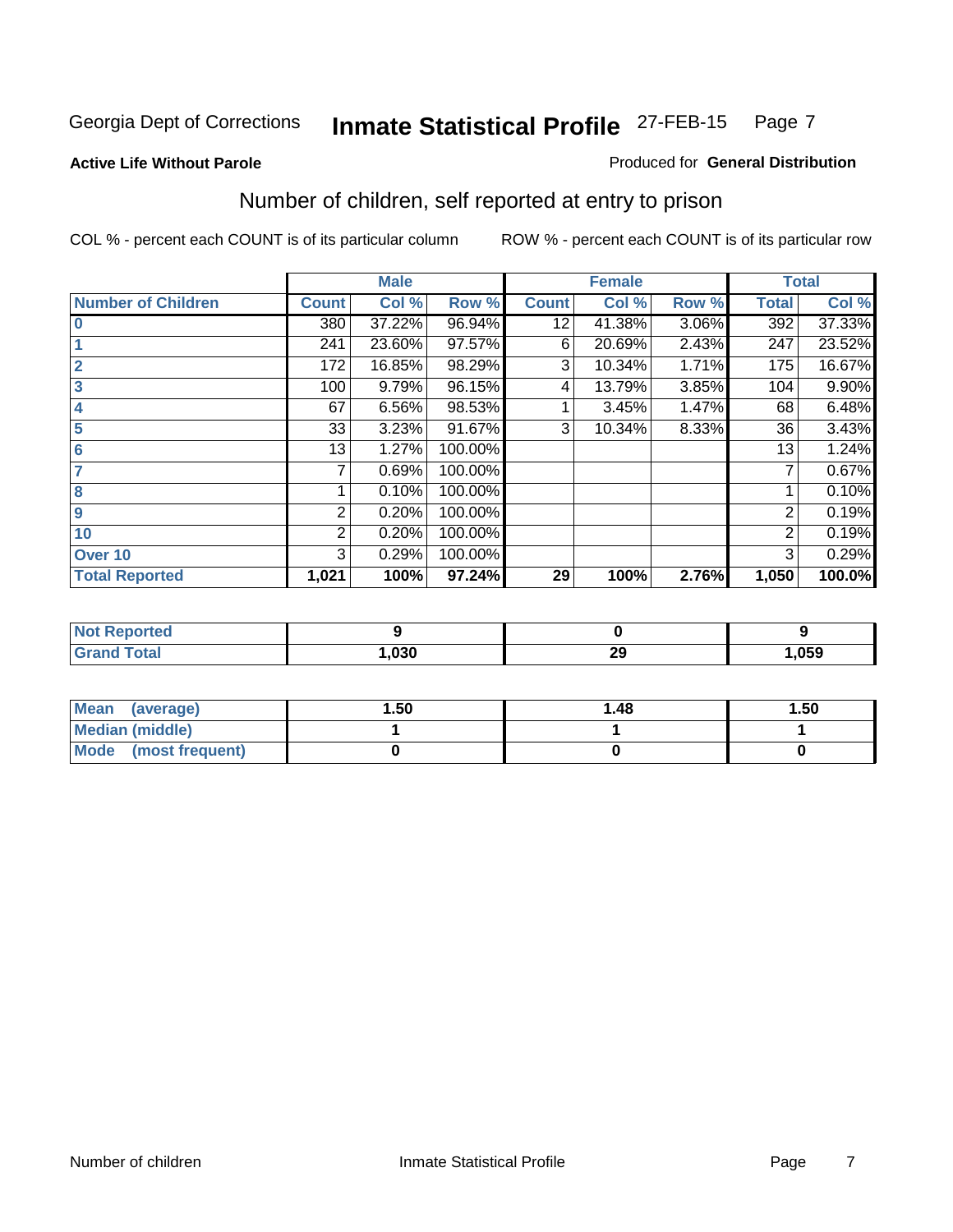Georgia Dept of Corrections **Inmate Statistical Profile** 27-FEB-15

**Active Life Without Parole**

Produced for **General Distribution**

## Number of children, self reported at entry to prison

COL % - percent each COUNT is of its particular column

ROW % - percent each COUNT is of its particular row

| | Male | | | Female | | | Total | |
|---|---|---|---|---|---|---|---|---|
| **Number of Children** | **Count** | **Col %** | **Row %** | **Count** | **Col %** | **Row %** | **Total** | **Col %** |
| **0** | 380 | 37.22% | 96.94% | 12 | 41.38% | 3.06% | 392 | 37.33% |
| **1** | 241 | 23.60% | 97.57% | 6 | 20.69% | 2.43% | 247 | 23.52% |
| **2** | 172 | 16.85% | 98.29% | 3 | 10.34% | 1.71% | 175 | 16.67% |
| **3** | 100 | 9.79% | 96.15% | 4 | 13.79% | 3.85% | 104 | 9.90% |
| **4** | 67 | 6.56% | 98.53% | 1 | 3.45% | 1.47% | 68 | 6.48% |
| **5** | 33 | 3.23% | 91.67% | 3 | 10.34% | 8.33% | 36 | 3.43% |
| **6** | 13 | 1.27% | 100.00% | | | | 13 | 1.24% |
| **7** | 7 | 0.69% | 100.00% | | | | 7 | 0.67% |
| **8** | 1 | 0.10% | 100.00% | | | | 1 | 0.10% |
| **9** | 2 | 0.20% | 100.00% | | | | 2 | 0.19% |
| **10** | 2 | 0.20% | 100.00% | | | | 2 | 0.19% |
| **Over 10** | 3 | 0.29% | 100.00% | | | | 3 | 0.29% |
| **Total Reported** | **1,021** | **100%** | **97.24%** | **29** | **100%** | **2.76%** | **1,050** | **100.0%** |

| | Male | Female | Total |
|---|---|---|---|
| **Not Reported** | **9** | **0** | **9** |
| **Grand Total** | **1,030** | **29** | **1,059** |

| | Male | Female | Total |
|---|---|---|---|
| **Mean (average)** | **1.50** | **1.48** | **1.50** |
| **Median (middle)** | **1** | **1** | **1** |
| **Mode (most frequent)** | **0** | **0** | **0** |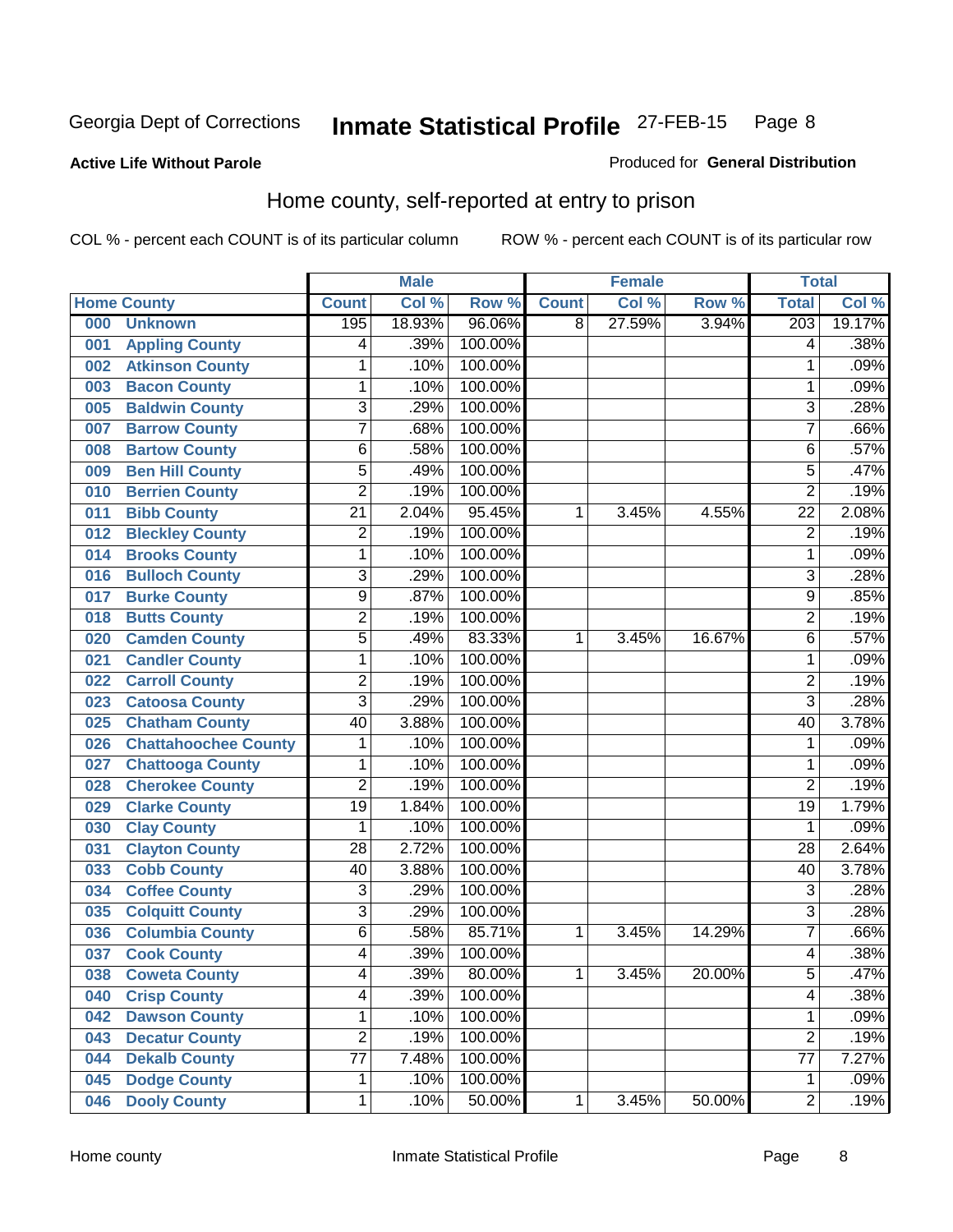Georgia Dept of Corrections **Inmate Statistical Profile** 27-FEB-15 Page 8

**Active Life Without Parole**

Produced for **General Distribution**

## Home county, self-reported at entry to prison

COL % - percent each COUNT is of its particular column ROW % - percent each COUNT is of its particular row

| Home County | | Male | | | Female | | | Total | |
|---|---|---|---|---|---|---|---|---|---|
| | | Count | Col % | Row % | Count | Col % | Row % | Total | Col % |
| 000 | Unknown | 195 | 18.93% | 96.06% | 8 | 27.59% | 3.94% | 203 | 19.17% |
| 001 | Appling County | 4 | .39% | 100.00% | | | | 4 | .38% |
| 002 | Atkinson County | 1 | .10% | 100.00% | | | | 1 | .09% |
| 003 | Bacon County | 1 | .10% | 100.00% | | | | 1 | .09% |
| 005 | Baldwin County | 3 | .29% | 100.00% | | | | 3 | .28% |
| 007 | Barrow County | 7 | .68% | 100.00% | | | | 7 | .66% |
| 008 | Bartow County | 6 | .58% | 100.00% | | | | 6 | .57% |
| 009 | Ben Hill County | 5 | .49% | 100.00% | | | | 5 | .47% |
| 010 | Berrien County | 2 | .19% | 100.00% | | | | 2 | .19% |
| 011 | Bibb County | 21 | 2.04% | 95.45% | 1 | 3.45% | 4.55% | 22 | 2.08% |
| 012 | Bleckley County | 2 | .19% | 100.00% | | | | 2 | .19% |
| 014 | Brooks County | 1 | .10% | 100.00% | | | | 1 | .09% |
| 016 | Bulloch County | 3 | .29% | 100.00% | | | | 3 | .28% |
| 017 | Burke County | 9 | .87% | 100.00% | | | | 9 | .85% |
| 018 | Butts County | 2 | .19% | 100.00% | | | | 2 | .19% |
| 020 | Camden County | 5 | .49% | 83.33% | 1 | 3.45% | 16.67% | 6 | .57% |
| 021 | Candler County | 1 | .10% | 100.00% | | | | 1 | .09% |
| 022 | Carroll County | 2 | .19% | 100.00% | | | | 2 | .19% |
| 023 | Catoosa County | 3 | .29% | 100.00% | | | | 3 | .28% |
| 025 | Chatham County | 40 | 3.88% | 100.00% | | | | 40 | 3.78% |
| 026 | Chattahoochee County | 1 | .10% | 100.00% | | | | 1 | .09% |
| 027 | Chattooga County | 1 | .10% | 100.00% | | | | 1 | .09% |
| 028 | Cherokee County | 2 | .19% | 100.00% | | | | 2 | .19% |
| 029 | Clarke County | 19 | 1.84% | 100.00% | | | | 19 | 1.79% |
| 030 | Clay County | 1 | .10% | 100.00% | | | | 1 | .09% |
| 031 | Clayton County | 28 | 2.72% | 100.00% | | | | 28 | 2.64% |
| 033 | Cobb County | 40 | 3.88% | 100.00% | | | | 40 | 3.78% |
| 034 | Coffee County | 3 | .29% | 100.00% | | | | 3 | .28% |
| 035 | Colquitt County | 3 | .29% | 100.00% | | | | 3 | .28% |
| 036 | Columbia County | 6 | .58% | 85.71% | 1 | 3.45% | 14.29% | 7 | .66% |
| 037 | Cook County | 4 | .39% | 100.00% | | | | 4 | .38% |
| 038 | Coweta County | 4 | .39% | 80.00% | 1 | 3.45% | 20.00% | 5 | .47% |
| 040 | Crisp County | 4 | .39% | 100.00% | | | | 4 | .38% |
| 042 | Dawson County | 1 | .10% | 100.00% | | | | 1 | .09% |
| 043 | Decatur County | 2 | .19% | 100.00% | | | | 2 | .19% |
| 044 | Dekalb County | 77 | 7.48% | 100.00% | | | | 77 | 7.27% |
| 045 | Dodge County | 1 | .10% | 100.00% | | | | 1 | .09% |
| 046 | Dooly County | 1 | .10% | 50.00% | 1 | 3.45% | 50.00% | 2 | .19% |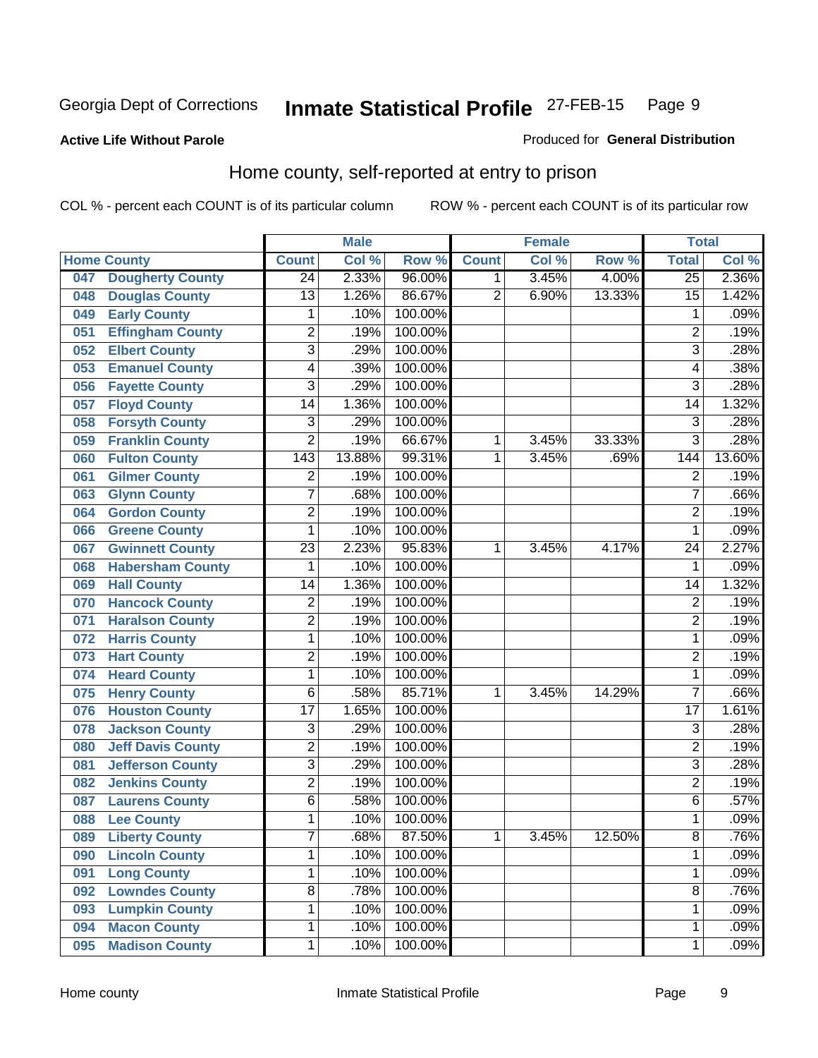Georgia Dept of Corrections **Inmate Statistical Profile** 27-FEB-15

**Active Life Without Parole**

Produced for **General Distribution**

## Home county, self-reported at entry to prison

COL % - percent each COUNT is of its particular column     ROW % - percent each COUNT is of its particular row

| Home County | | Male | | | Female | | | Total | |
|---|---|---|---|---|---|---|---|---|---|
| | | Count | Col % | Row % | Count | Col % | Row % | Total | Col % |
| 047 | Dougherty County | 24 | 2.33% | 96.00% | 1 | 3.45% | 4.00% | 25 | 2.36% |
| 048 | Douglas County | 13 | 1.26% | 86.67% | 2 | 6.90% | 13.33% | 15 | 1.42% |
| 049 | Early County | 1 | .10% | 100.00% | | | | 1 | .09% |
| 051 | Effingham County | 2 | .19% | 100.00% | | | | 2 | .19% |
| 052 | Elbert County | 3 | .29% | 100.00% | | | | 3 | .28% |
| 053 | Emanuel County | 4 | .39% | 100.00% | | | | 4 | .38% |
| 056 | Fayette County | 3 | .29% | 100.00% | | | | 3 | .28% |
| 057 | Floyd County | 14 | 1.36% | 100.00% | | | | 14 | 1.32% |
| 058 | Forsyth County | 3 | .29% | 100.00% | | | | 3 | .28% |
| 059 | Franklin County | 2 | .19% | 66.67% | 1 | 3.45% | 33.33% | 3 | .28% |
| 060 | Fulton County | 143 | 13.88% | 99.31% | 1 | 3.45% | .69% | 144 | 13.60% |
| 061 | Gilmer County | 2 | .19% | 100.00% | | | | 2 | .19% |
| 063 | Glynn County | 7 | .68% | 100.00% | | | | 7 | .66% |
| 064 | Gordon County | 2 | .19% | 100.00% | | | | 2 | .19% |
| 066 | Greene County | 1 | .10% | 100.00% | | | | 1 | .09% |
| 067 | Gwinnett County | 23 | 2.23% | 95.83% | 1 | 3.45% | 4.17% | 24 | 2.27% |
| 068 | Habersham County | 1 | .10% | 100.00% | | | | 1 | .09% |
| 069 | Hall County | 14 | 1.36% | 100.00% | | | | 14 | 1.32% |
| 070 | Hancock County | 2 | .19% | 100.00% | | | | 2 | .19% |
| 071 | Haralson County | 2 | .19% | 100.00% | | | | 2 | .19% |
| 072 | Harris County | 1 | .10% | 100.00% | | | | 1 | .09% |
| 073 | Hart County | 2 | .19% | 100.00% | | | | 2 | .19% |
| 074 | Heard County | 1 | .10% | 100.00% | | | | 1 | .09% |
| 075 | Henry County | 6 | .58% | 85.71% | 1 | 3.45% | 14.29% | 7 | .66% |
| 076 | Houston County | 17 | 1.65% | 100.00% | | | | 17 | 1.61% |
| 078 | Jackson County | 3 | .29% | 100.00% | | | | 3 | .28% |
| 080 | Jeff Davis County | 2 | .19% | 100.00% | | | | 2 | .19% |
| 081 | Jefferson County | 3 | .29% | 100.00% | | | | 3 | .28% |
| 082 | Jenkins County | 2 | .19% | 100.00% | | | | 2 | .19% |
| 087 | Laurens County | 6 | .58% | 100.00% | | | | 6 | .57% |
| 088 | Lee County | 1 | .10% | 100.00% | | | | 1 | .09% |
| 089 | Liberty County | 7 | .68% | 87.50% | 1 | 3.45% | 12.50% | 8 | .76% |
| 090 | Lincoln County | 1 | .10% | 100.00% | | | | 1 | .09% |
| 091 | Long County | 1 | .10% | 100.00% | | | | 1 | .09% |
| 092 | Lowndes County | 8 | .78% | 100.00% | | | | 8 | .76% |
| 093 | Lumpkin County | 1 | .10% | 100.00% | | | | 1 | .09% |
| 094 | Macon County | 1 | .10% | 100.00% | | | | 1 | .09% |
| 095 | Madison County | 1 | .10% | 100.00% | | | | 1 | .09% |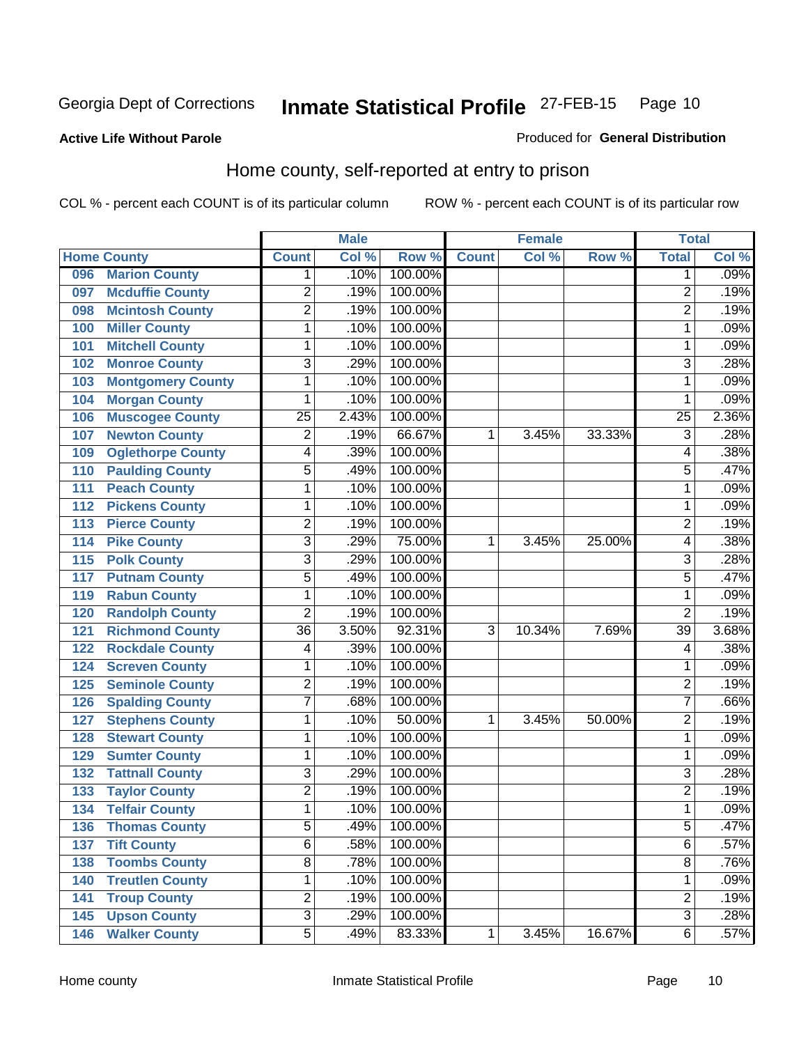Georgia Dept of Corrections **Inmate Statistical Profile** 27-FEB-15 Page 10

**Active Life Without Parole** Produced for **General Distribution**

## Home county, self-reported at entry to prison

COL % - percent each COUNT is of its particular column ROW % - percent each COUNT is of its particular row

| Home County | | Male | | | Female | | | Total | |
|---|---|---|---|---|---|---|---|---|---|
| | | Count | Col % | Row % | Count | Col % | Row % | Total | Col % |
| 096 | Marion County | 1 | .10% | 100.00% | | | | 1 | .09% |
| 097 | Mcduffie County | 2 | .19% | 100.00% | | | | 2 | .19% |
| 098 | Mcintosh County | 2 | .19% | 100.00% | | | | 2 | .19% |
| 100 | Miller County | 1 | .10% | 100.00% | | | | 1 | .09% |
| 101 | Mitchell County | 1 | .10% | 100.00% | | | | 1 | .09% |
| 102 | Monroe County | 3 | .29% | 100.00% | | | | 3 | .28% |
| 103 | Montgomery County | 1 | .10% | 100.00% | | | | 1 | .09% |
| 104 | Morgan County | 1 | .10% | 100.00% | | | | 1 | .09% |
| 106 | Muscogee County | 25 | 2.43% | 100.00% | | | | 25 | 2.36% |
| 107 | Newton County | 2 | .19% | 66.67% | 1 | 3.45% | 33.33% | 3 | .28% |
| 109 | Oglethorpe County | 4 | .39% | 100.00% | | | | 4 | .38% |
| 110 | Paulding County | 5 | .49% | 100.00% | | | | 5 | .47% |
| 111 | Peach County | 1 | .10% | 100.00% | | | | 1 | .09% |
| 112 | Pickens County | 1 | .10% | 100.00% | | | | 1 | .09% |
| 113 | Pierce County | 2 | .19% | 100.00% | | | | 2 | .19% |
| 114 | Pike County | 3 | .29% | 75.00% | 1 | 3.45% | 25.00% | 4 | .38% |
| 115 | Polk County | 3 | .29% | 100.00% | | | | 3 | .28% |
| 117 | Putnam County | 5 | .49% | 100.00% | | | | 5 | .47% |
| 119 | Rabun County | 1 | .10% | 100.00% | | | | 1 | .09% |
| 120 | Randolph County | 2 | .19% | 100.00% | | | | 2 | .19% |
| 121 | Richmond County | 36 | 3.50% | 92.31% | 3 | 10.34% | 7.69% | 39 | 3.68% |
| 122 | Rockdale County | 4 | .39% | 100.00% | | | | 4 | .38% |
| 124 | Screven County | 1 | .10% | 100.00% | | | | 1 | .09% |
| 125 | Seminole County | 2 | .19% | 100.00% | | | | 2 | .19% |
| 126 | Spalding County | 7 | .68% | 100.00% | | | | 7 | .66% |
| 127 | Stephens County | 1 | .10% | 50.00% | 1 | 3.45% | 50.00% | 2 | .19% |
| 128 | Stewart County | 1 | .10% | 100.00% | | | | 1 | .09% |
| 129 | Sumter County | 1 | .10% | 100.00% | | | | 1 | .09% |
| 132 | Tattnall County | 3 | .29% | 100.00% | | | | 3 | .28% |
| 133 | Taylor County | 2 | .19% | 100.00% | | | | 2 | .19% |
| 134 | Telfair County | 1 | .10% | 100.00% | | | | 1 | .09% |
| 136 | Thomas County | 5 | .49% | 100.00% | | | | 5 | .47% |
| 137 | Tift County | 6 | .58% | 100.00% | | | | 6 | .57% |
| 138 | Toombs County | 8 | .78% | 100.00% | | | | 8 | .76% |
| 140 | Treutlen County | 1 | .10% | 100.00% | | | | 1 | .09% |
| 141 | Troup County | 2 | .19% | 100.00% | | | | 2 | .19% |
| 145 | Upson County | 3 | .29% | 100.00% | | | | 3 | .28% |
| 146 | Walker County | 5 | .49% | 83.33% | 1 | 3.45% | 16.67% | 6 | .57% |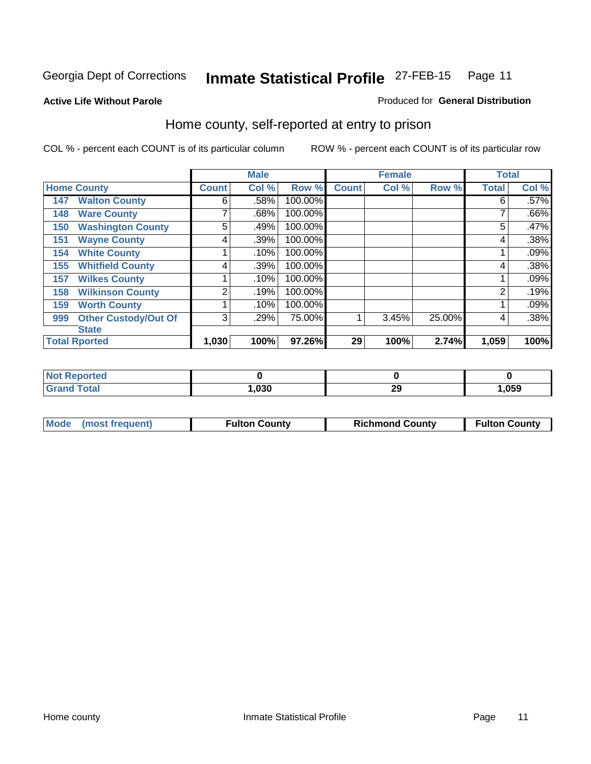Georgia Dept of Corrections **Inmate Statistical Profile** 27-FEB-15

**Active Life Without Parole**

Produced for **General Distribution**

## Home county, self-reported at entry to prison

COL % - percent each COUNT is of its particular column    ROW % - percent each COUNT is of its particular row

| Home County | | Male | | | Female | | | Total | |
|---|---|---|---|---|---|---|---|---|---|
| | | Count | Col % | Row % | Count | Col % | Row % | Total | Col % |
| 147 | Walton County | 6 | .58% | 100.00% | | | | 6 | .57% |
| 148 | Ware County | 7 | .68% | 100.00% | | | | 7 | .66% |
| 150 | Washington County | 5 | .49% | 100.00% | | | | 5 | .47% |
| 151 | Wayne County | 4 | .39% | 100.00% | | | | 4 | .38% |
| 154 | White County | 1 | .10% | 100.00% | | | | 1 | .09% |
| 155 | Whitfield County | 4 | .39% | 100.00% | | | | 4 | .38% |
| 157 | Wilkes County | 1 | .10% | 100.00% | | | | 1 | .09% |
| 158 | Wilkinson County | 2 | .19% | 100.00% | | | | 2 | .19% |
| 159 | Worth County | 1 | .10% | 100.00% | | | | 1 | .09% |
| 999 | Other Custody/Out Of State | 3 | .29% | 75.00% | 1 | 3.45% | 25.00% | 4 | .38% |
| **Total Rported** | | **1,030** | **100%** | **97.26%** | **29** | **100%** | **2.74%** | **1,059** | **100%** |

| | Male | Female | Total |
|---|---|---|---|
| Not Reported | 0 | 0 | 0 |
| Grand Total | 1,030 | 29 | 1,059 |

| | Male | Female | Total |
|---|---|---|---|
| Mode (most frequent) | Fulton County | Richmond County | Fulton County |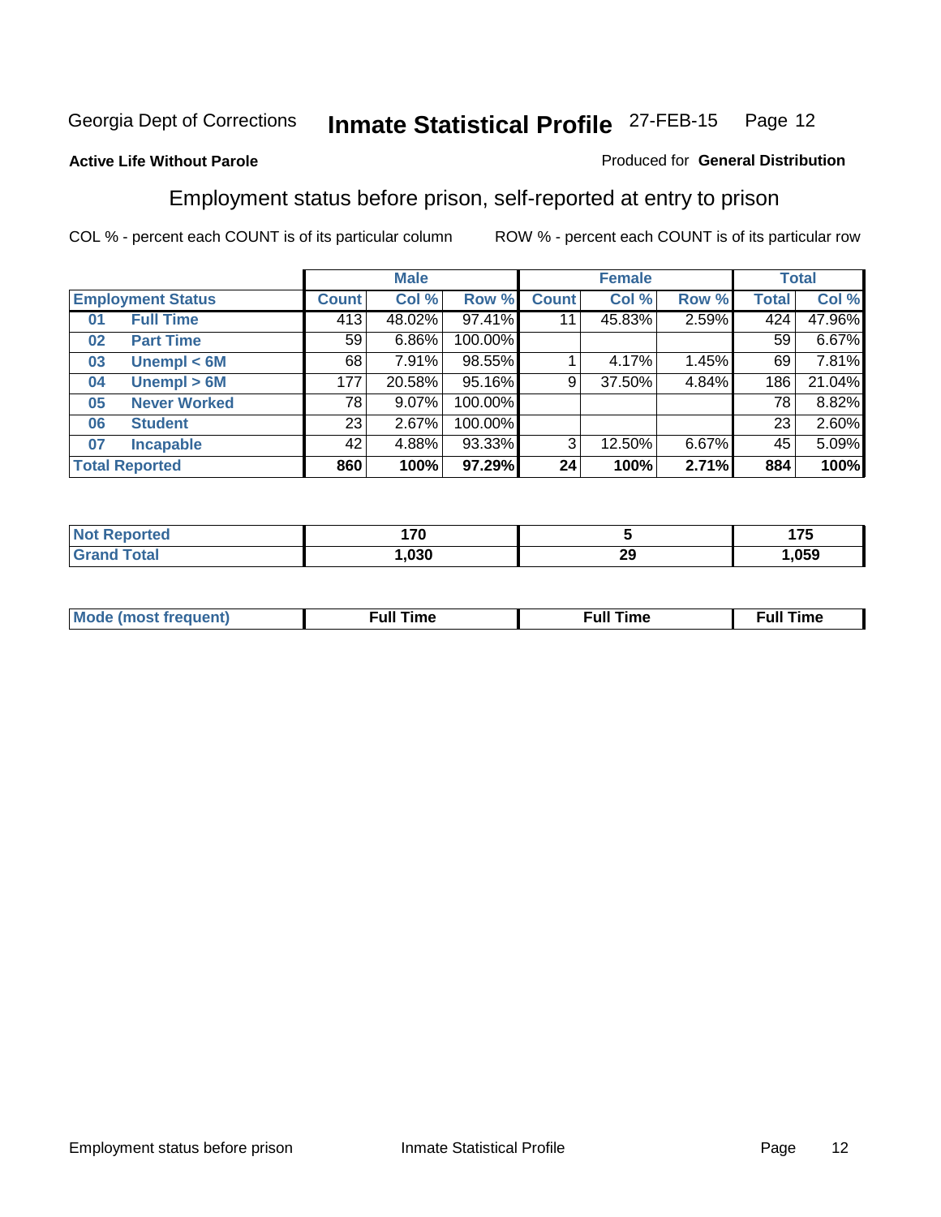Georgia Dept of Corrections **Inmate Statistical Profile** 27-FEB-15

**Active Life Without Parole**

Produced for **General Distribution**

## Employment status before prison, self-reported at entry to prison

COL % - percent each COUNT is of its particular column ROW % - percent each COUNT is of its particular row

| Employment Status | | Male | | | Female | | | Total | |
|---|---|---|---|---|---|---|---|---|---|
| | | Count | Col % | Row % | Count | Col % | Row % | Total | Col % |
| 01 | Full Time | 413 | 48.02% | 97.41% | 11 | 45.83% | 2.59% | 424 | 47.96% |
| 02 | Part Time | 59 | 6.86% | 100.00% | | | | 59 | 6.67% |
| 03 | Unempl < 6M | 68 | 7.91% | 98.55% | 1 | 4.17% | 1.45% | 69 | 7.81% |
| 04 | Unempl > 6M | 177 | 20.58% | 95.16% | 9 | 37.50% | 4.84% | 186 | 21.04% |
| 05 | Never Worked | 78 | 9.07% | 100.00% | | | | 78 | 8.82% |
| 06 | Student | 23 | 2.67% | 100.00% | | | | 23 | 2.60% |
| 07 | Incapable | 42 | 4.88% | 93.33% | 3 | 12.50% | 6.67% | 45 | 5.09% |
| **Total Reported** | | **860** | **100%** | **97.29%** | **24** | **100%** | **2.71%** | **884** | **100%** |

| | Male | Female | Total |
|---|---|---|---|
| Not Reported | 170 | 5 | 175 |
| Grand Total | 1,030 | 29 | 1,059 |

| | Male | Female | Total |
|---|---|---|---|
| Mode (most frequent) | Full Time | Full Time | Full Time |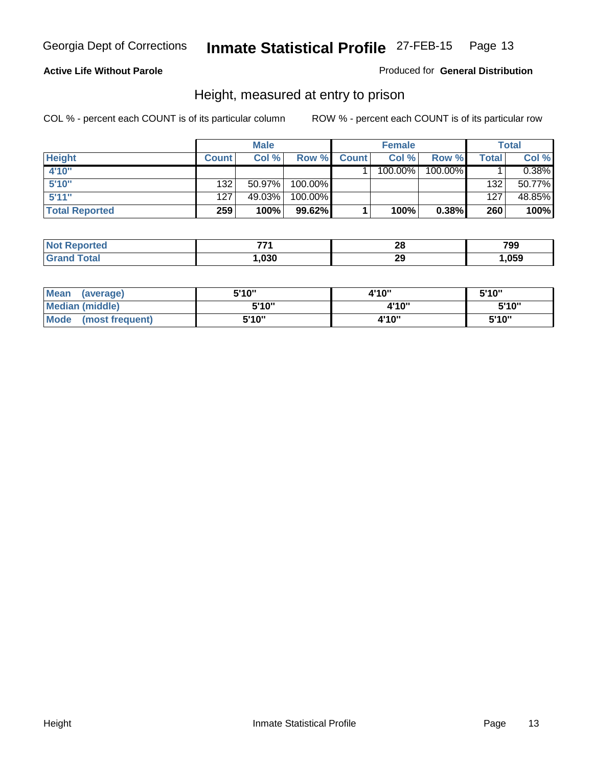Georgia Dept of Corrections **Inmate Statistical Profile** 27-FEB-15

**Active Life Without Parole**

Produced for **General Distribution**

## Height, measured at entry to prison

COL % - percent each COUNT is of its particular column

ROW % - percent each COUNT is of its particular row

| | Male | | | Female | | | Total | |
|---|---|---|---|---|---|---|---|---|
| **Height** | **Count** | **Col %** | **Row %** | **Count** | **Col %** | **Row %** | **Total** | **Col %** |
| **4'10"** | | | | 1 | 100.00% | 100.00% | 1 | 0.38% |
| **5'10"** | 132 | 50.97% | 100.00% | | | | 132 | 50.77% |
| **5'11"** | 127 | 49.03% | 100.00% | | | | 127 | 48.85% |
| **Total Reported** | **259** | **100%** | **99.62%** | **1** | **100%** | **0.38%** | **260** | **100%** |

| | Male | Female | Total |
|---|---|---|---|
| **Not Reported** | **771** | **28** | **799** |
| **Grand Total** | **1,030** | **29** | **1,059** |

| | Male | Female | Total |
|---|---|---|---|
| **Mean (average)** | **5'10"** | **4'10"** | **5'10"** |
| **Median (middle)** | **5'10"** | **4'10"** | **5'10"** |
| **Mode (most frequent)** | **5'10"** | **4'10"** | **5'10"** |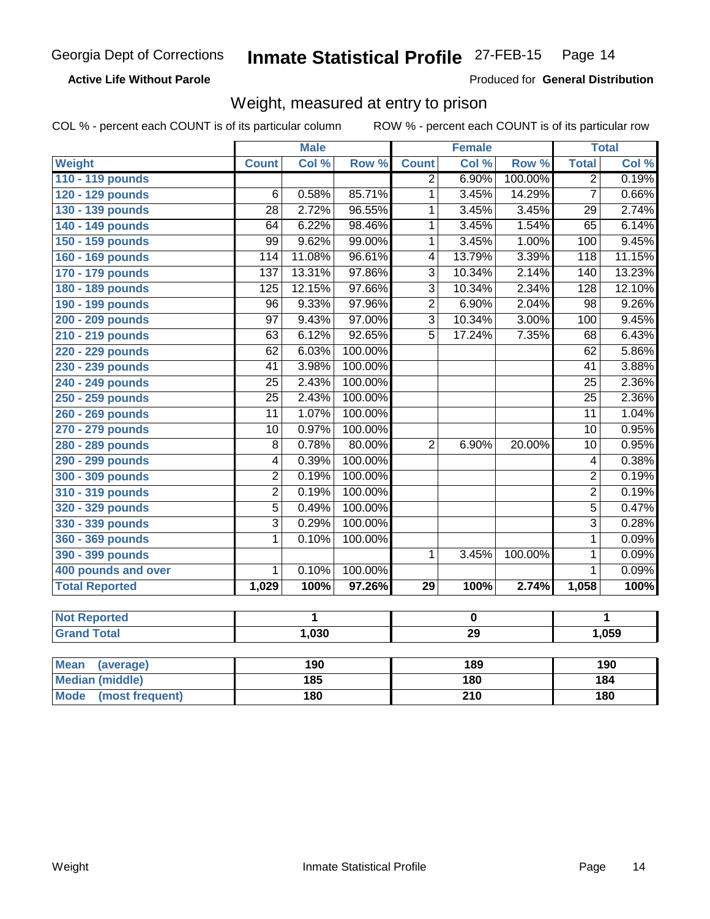Georgia Dept of Corrections **Inmate Statistical Profile** 27-FEB-15 Page 14

**Active Life Without Parole**

Produced for **General Distribution**

## Weight, measured at entry to prison

COL % - percent each COUNT is of its particular column ROW % - percent each COUNT is of its particular row

| | Male | | | Female | | | Total | |
|---|---|---|---|---|---|---|---|---|
| **Weight** | **Count** | **Col %** | **Row %** | **Count** | **Col %** | **Row %** | **Total** | **Col %** |
| 110 - 119 pounds | | | | 2 | 6.90% | 100.00% | 2 | 0.19% |
| 120 - 129 pounds | 6 | 0.58% | 85.71% | 1 | 3.45% | 14.29% | 7 | 0.66% |
| 130 - 139 pounds | 28 | 2.72% | 96.55% | 1 | 3.45% | 3.45% | 29 | 2.74% |
| 140 - 149 pounds | 64 | 6.22% | 98.46% | 1 | 3.45% | 1.54% | 65 | 6.14% |
| 150 - 159 pounds | 99 | 9.62% | 99.00% | 1 | 3.45% | 1.00% | 100 | 9.45% |
| 160 - 169 pounds | 114 | 11.08% | 96.61% | 4 | 13.79% | 3.39% | 118 | 11.15% |
| 170 - 179 pounds | 137 | 13.31% | 97.86% | 3 | 10.34% | 2.14% | 140 | 13.23% |
| 180 - 189 pounds | 125 | 12.15% | 97.66% | 3 | 10.34% | 2.34% | 128 | 12.10% |
| 190 - 199 pounds | 96 | 9.33% | 97.96% | 2 | 6.90% | 2.04% | 98 | 9.26% |
| 200 - 209 pounds | 97 | 9.43% | 97.00% | 3 | 10.34% | 3.00% | 100 | 9.45% |
| 210 - 219 pounds | 63 | 6.12% | 92.65% | 5 | 17.24% | 7.35% | 68 | 6.43% |
| 220 - 229 pounds | 62 | 6.03% | 100.00% | | | | 62 | 5.86% |
| 230 - 239 pounds | 41 | 3.98% | 100.00% | | | | 41 | 3.88% |
| 240 - 249 pounds | 25 | 2.43% | 100.00% | | | | 25 | 2.36% |
| 250 - 259 pounds | 25 | 2.43% | 100.00% | | | | 25 | 2.36% |
| 260 - 269 pounds | 11 | 1.07% | 100.00% | | | | 11 | 1.04% |
| 270 - 279 pounds | 10 | 0.97% | 100.00% | | | | 10 | 0.95% |
| 280 - 289 pounds | 8 | 0.78% | 80.00% | 2 | 6.90% | 20.00% | 10 | 0.95% |
| 290 - 299 pounds | 4 | 0.39% | 100.00% | | | | 4 | 0.38% |
| 300 - 309 pounds | 2 | 0.19% | 100.00% | | | | 2 | 0.19% |
| 310 - 319 pounds | 2 | 0.19% | 100.00% | | | | 2 | 0.19% |
| 320 - 329 pounds | 5 | 0.49% | 100.00% | | | | 5 | 0.47% |
| 330 - 339 pounds | 3 | 0.29% | 100.00% | | | | 3 | 0.28% |
| 360 - 369 pounds | 1 | 0.10% | 100.00% | | | | 1 | 0.09% |
| 390 - 399 pounds | | | | 1 | 3.45% | 100.00% | 1 | 0.09% |
| 400 pounds and over | 1 | 0.10% | 100.00% | | | | 1 | 0.09% |
| **Total Reported** | **1,029** | **100%** | **97.26%** | **29** | **100%** | **2.74%** | **1,058** | **100%** |

| | Male | Female | Total |
|---|---|---|---|
| **Not Reported** | 1 | 0 | 1 |
| **Grand Total** | 1,030 | 29 | 1,059 |

| | Male | Female | Total |
|---|---|---|---|
| **Mean (average)** | 190 | 189 | 190 |
| **Median (middle)** | 185 | 180 | 184 |
| **Mode (most frequent)** | 180 | 210 | 180 |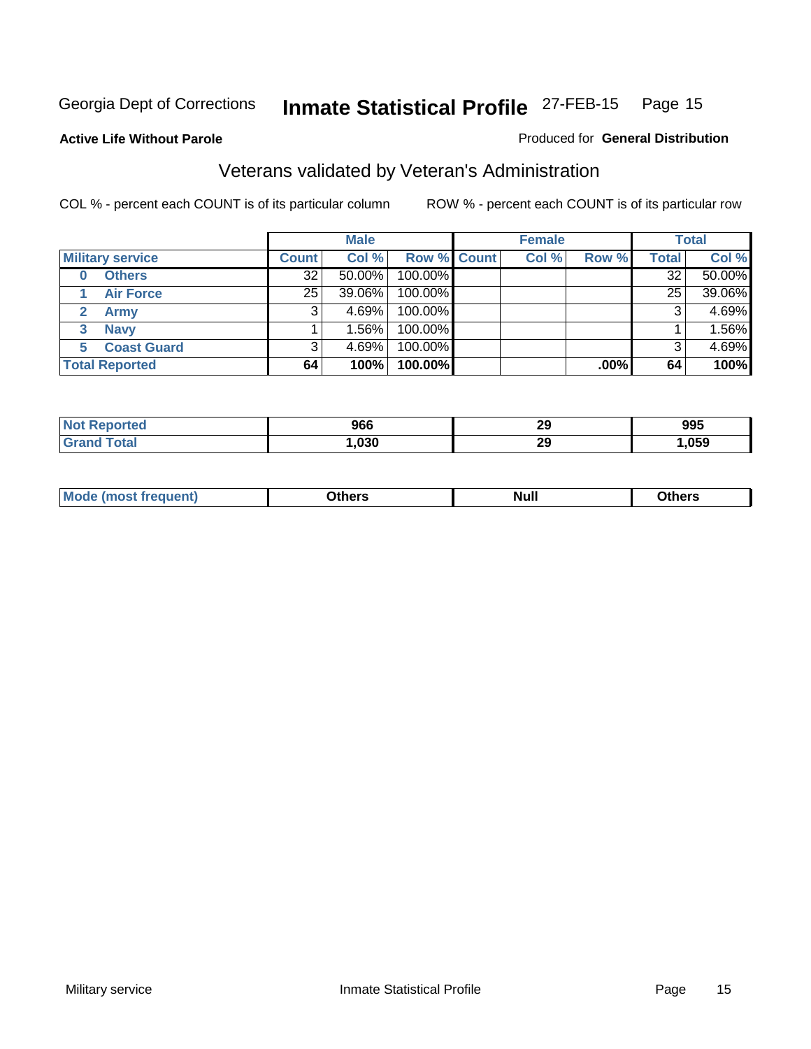Georgia Dept of Corrections **Inmate Statistical Profile** 27-FEB-15

**Active Life Without Parole**

Produced for **General Distribution**

## Veterans validated by Veteran's Administration

COL % - percent each COUNT is of its particular column ROW % - percent each COUNT is of its particular row

| | | Male | | | Female | | | Total | |
|---|---|---|---|---|---|---|---|---|---|
| **Military service** | | **Count** | **Col %** | **Row %** | **Count** | **Col %** | **Row %** | **Total** | **Col %** |
| 0 | Others | 32 | 50.00% | 100.00% | | | | 32 | 50.00% |
| 1 | Air Force | 25 | 39.06% | 100.00% | | | | 25 | 39.06% |
| 2 | Army | 3 | 4.69% | 100.00% | | | | 3 | 4.69% |
| 3 | Navy | 1 | 1.56% | 100.00% | | | | 1 | 1.56% |
| 5 | Coast Guard | 3 | 4.69% | 100.00% | | | | 3 | 4.69% |
| **Total Reported** | | **64** | **100%** | **100.00%** | | | **.00%** | **64** | **100%** |

| | Male | Female | Total |
|---|---|---|---|
| **Not Reported** | **966** | **29** | **995** |
| **Grand Total** | **1,030** | **29** | **1,059** |

| | Male | Female | Total |
|---|---|---|---|
| **Mode (most frequent)** | **Others** | **Null** | **Others** |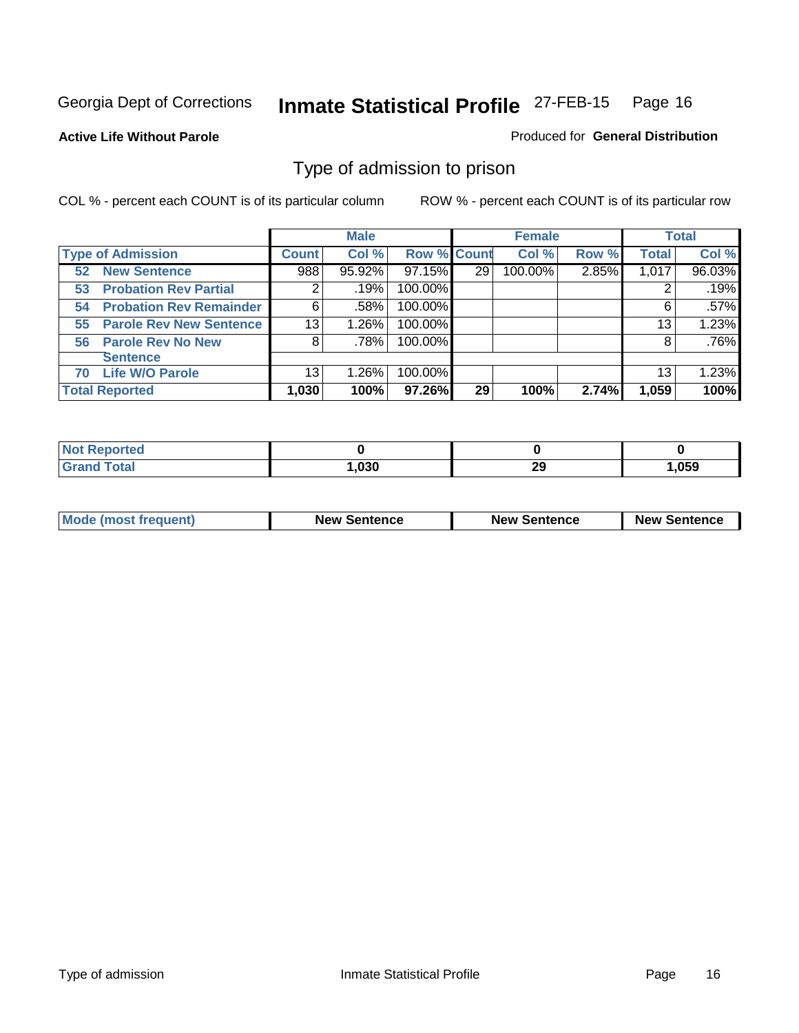Georgia Dept of Corrections

# Inmate Statistical Profile 27-FEB-15

**Active Life Without Parole**

Produced for **General Distribution**

## Type of admission to prison

COL % - percent each COUNT is of its particular column

ROW % - percent each COUNT is of its particular row

| Type of Admission | Male | | | Female | | | Total | |
|---|---|---|---|---|---|---|---|---|
| | Count | Col % | Row % | Count | Col % | Row % | Total | Col % |
| 52 New Sentence | 988 | 95.92% | 97.15% | 29 | 100.00% | 2.85% | 1,017 | 96.03% |
| 53 Probation Rev Partial | 2 | .19% | 100.00% | | | | 2 | .19% |
| 54 Probation Rev Remainder | 6 | .58% | 100.00% | | | | 6 | .57% |
| 55 Parole Rev New Sentence | 13 | 1.26% | 100.00% | | | | 13 | 1.23% |
| 56 Parole Rev No New Sentence | 8 | .78% | 100.00% | | | | 8 | .76% |
| 70 Life W/O Parole | 13 | 1.26% | 100.00% | | | | 13 | 1.23% |
| **Total Reported** | **1,030** | **100%** | **97.26%** | **29** | **100%** | **2.74%** | **1,059** | **100%** |

| | Male | Female | Total |
|---|---|---|---|
| Not Reported | 0 | 0 | 0 |
| Grand Total | 1,030 | 29 | 1,059 |

| | Male | Female | Total |
|---|---|---|---|
| Mode (most frequent) | New Sentence | New Sentence | New Sentence |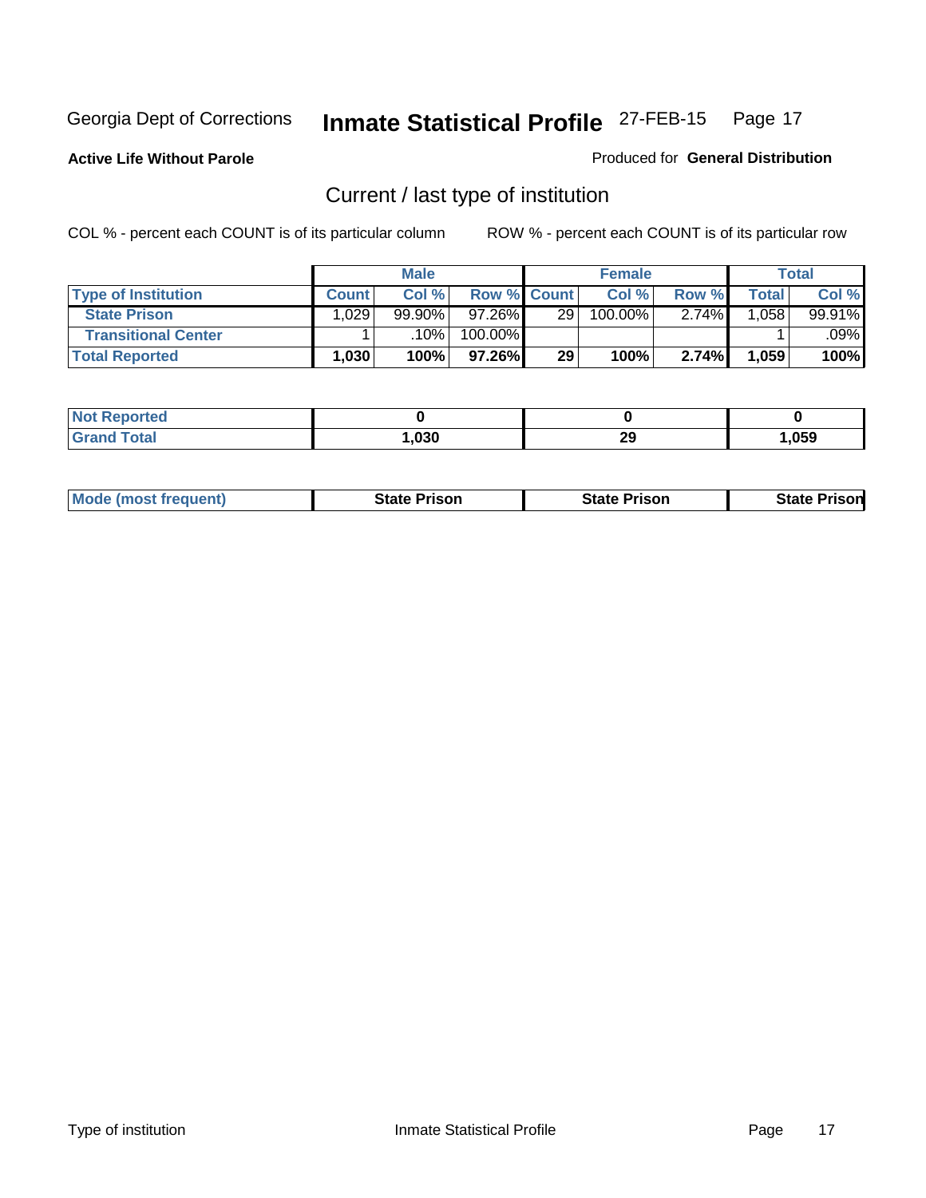Georgia Dept of Corrections **Inmate Statistical Profile** 27-FEB-15

**Active Life Without Parole**

Produced for **General Distribution**

## Current / last type of institution

COL % - percent each COUNT is of its particular column

ROW % - percent each COUNT is of its particular row

| | Male | | | Female | | | Total | |
|---|---|---|---|---|---|---|---|---|
| **Type of Institution** | **Count** | **Col %** | **Row %** | **Count** | **Col %** | **Row %** | **Total** | **Col %** |
| **State Prison** | 1,029 | 99.90% | 97.26% | 29 | 100.00% | 2.74% | 1,058 | 99.91% |
| **Transitional Center** | 1 | .10% | 100.00% | | | | 1 | .09% |
| **Total Reported** | **1,030** | **100%** | **97.26%** | **29** | **100%** | **2.74%** | **1,059** | **100%** |

| | Male | Female | Total |
|---|---|---|---|
| **Not Reported** | **0** | **0** | **0** |
| **Grand Total** | **1,030** | **29** | **1,059** |

| | Male | Female | Total |
|---|---|---|---|
| **Mode (most frequent)** | **State Prison** | **State Prison** | **State Prison** |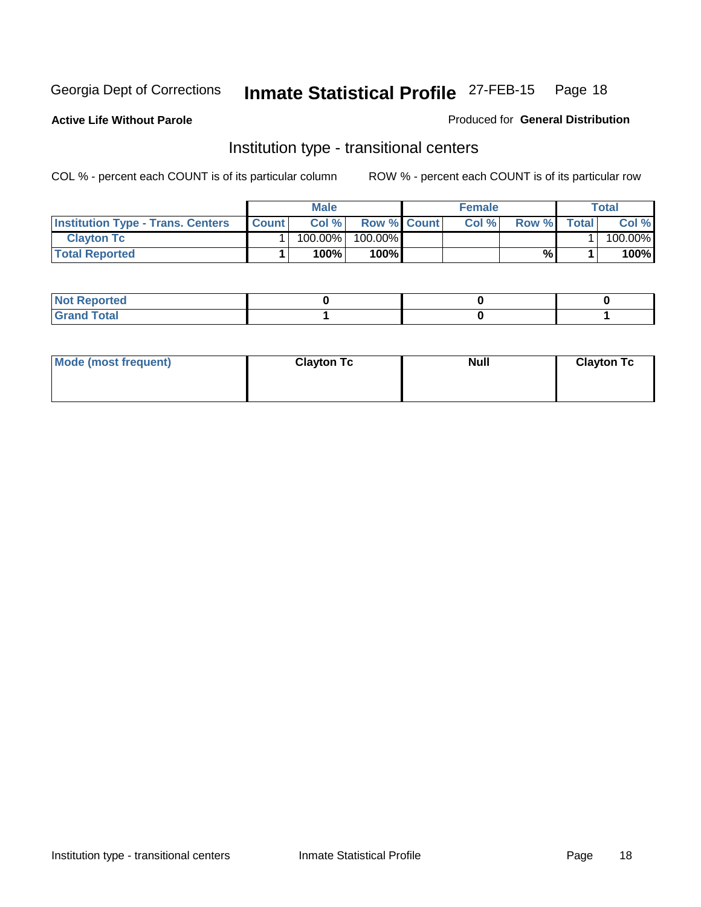Georgia Dept of Corrections **Inmate Statistical Profile** 27-FEB-15

**Active Life Without Parole**

Produced for **General Distribution**

## Institution type - transitional centers

COL % - percent each COUNT is of its particular column

ROW % - percent each COUNT is of its particular row

| | Male | | | Female | | | Total | |
|---|---|---|---|---|---|---|---|---|
| **Institution Type - Trans. Centers** | **Count** | **Col %** | **Row %** | **Count** | **Col %** | **Row %** | **Total** | **Col %** |
| **Clayton Tc** | 1 | 100.00% | 100.00% | | | | 1 | 100.00% |
| **Total Reported** | **1** | **100%** | **100%** | | | **%** | **1** | **100%** |

| | Male | Female | Total |
|---|---|---|---|
| **Not Reported** | **0** | **0** | **0** |
| **Grand Total** | **1** | **0** | **1** |

| | Male | Female | Total |
|---|---|---|---|
| **Mode (most frequent)** | **Clayton Tc** | **Null** | **Clayton Tc** |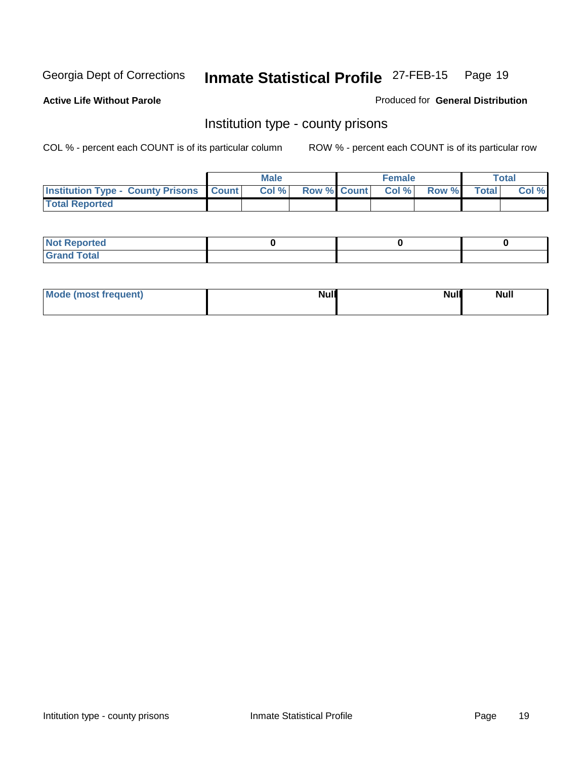Georgia Dept of Corrections **Inmate Statistical Profile** 27-FEB-15 Page 19

**Active Life Without Parole**

Produced for **General Distribution**

## Institution type - county prisons

COL % - percent each COUNT is of its particular column

ROW % - percent each COUNT is of its particular row

| | Male | | | Female | | | Total | |
|---|---|---|---|---|---|---|---|---|
| **Institution Type - County Prisons** | **Count** | **Col %** | **Row %** | **Count** | **Col %** | **Row %** | **Total** | **Col %** |
| **Total Reported** | | | | | | | | |

| | Male | Female | Total |
|---|---|---|---|
| **Not Reported** | 0 | 0 | 0 |
| **Grand Total** | | | |

| | Male | Female | Total |
|---|---|---|---|
| **Mode (most frequent)** | Null | Null | Null |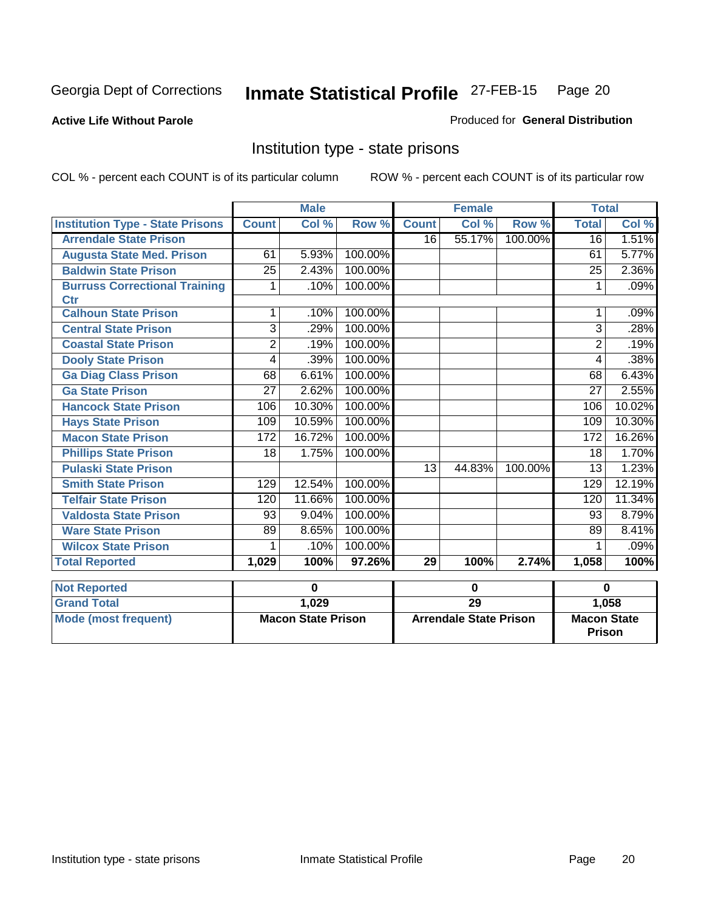Georgia Dept of Corrections **Inmate Statistical Profile** 27-FEB-15

**Active Life Without Parole**

Produced for **General Distribution**

## Institution type - state prisons

COL % - percent each COUNT is of its particular column ROW % - percent each COUNT is of its particular row

| | Male | | | Female | | | Total | |
|---|---|---|---|---|---|---|---|---|
| **Institution Type - State Prisons** | **Count** | **Col %** | **Row %** | **Count** | **Col %** | **Row %** | **Total** | **Col %** |
| **Arrendale State Prison** | | | | 16 | 55.17% | 100.00% | 16 | 1.51% |
| **Augusta State Med. Prison** | 61 | 5.93% | 100.00% | | | | 61 | 5.77% |
| **Baldwin State Prison** | 25 | 2.43% | 100.00% | | | | 25 | 2.36% |
| **Burruss Correctional Training Ctr** | 1 | .10% | 100.00% | | | | 1 | .09% |
| **Calhoun State Prison** | 1 | .10% | 100.00% | | | | 1 | .09% |
| **Central State Prison** | 3 | .29% | 100.00% | | | | 3 | .28% |
| **Coastal State Prison** | 2 | .19% | 100.00% | | | | 2 | .19% |
| **Dooly State Prison** | 4 | .39% | 100.00% | | | | 4 | .38% |
| **Ga Diag Class Prison** | 68 | 6.61% | 100.00% | | | | 68 | 6.43% |
| **Ga State Prison** | 27 | 2.62% | 100.00% | | | | 27 | 2.55% |
| **Hancock State Prison** | 106 | 10.30% | 100.00% | | | | 106 | 10.02% |
| **Hays State Prison** | 109 | 10.59% | 100.00% | | | | 109 | 10.30% |
| **Macon State Prison** | 172 | 16.72% | 100.00% | | | | 172 | 16.26% |
| **Phillips State Prison** | 18 | 1.75% | 100.00% | | | | 18 | 1.70% |
| **Pulaski State Prison** | | | | 13 | 44.83% | 100.00% | 13 | 1.23% |
| **Smith State Prison** | 129 | 12.54% | 100.00% | | | | 129 | 12.19% |
| **Telfair State Prison** | 120 | 11.66% | 100.00% | | | | 120 | 11.34% |
| **Valdosta State Prison** | 93 | 9.04% | 100.00% | | | | 93 | 8.79% |
| **Ware State Prison** | 89 | 8.65% | 100.00% | | | | 89 | 8.41% |
| **Wilcox State Prison** | 1 | .10% | 100.00% | | | | 1 | .09% |
| **Total Reported** | **1,029** | **100%** | **97.26%** | **29** | **100%** | **2.74%** | **1,058** | **100%** |

| | Male | Female | Total |
|---|---|---|---|
| **Not Reported** | **0** | **0** | **0** |
| **Grand Total** | **1,029** | **29** | **1,058** |
| **Mode (most frequent)** | **Macon State Prison** | **Arrendale State Prison** | **Macon State Prison** |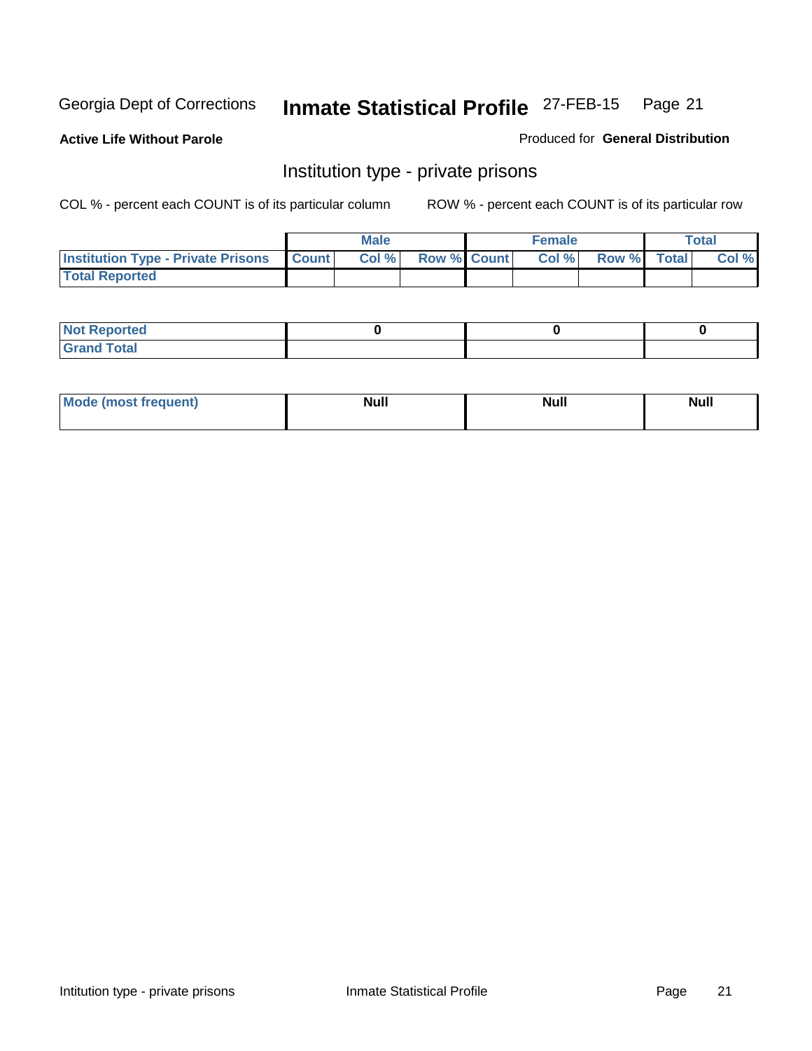Georgia Dept of Corrections **Inmate Statistical Profile** 27-FEB-15

**Active Life Without Parole**

Produced for **General Distribution**

## Institution type - private prisons

COL % - percent each COUNT is of its particular column

ROW % - percent each COUNT is of its particular row

| | Male | | | Female | | | Total | |
|---|---|---|---|---|---|---|---|---|
| **Institution Type - Private Prisons** | **Count** | **Col %** | **Row %** | **Count** | **Col %** | **Row %** | **Total** | **Col %** |
| **Total Reported** | | | | | | | | |

| | Male | Female | Total |
|---|---|---|---|
| **Not Reported** | 0 | 0 | 0 |
| **Grand Total** | | | |

| | Male | Female | Total |
|---|---|---|---|
| **Mode (most frequent)** | Null | Null | Null |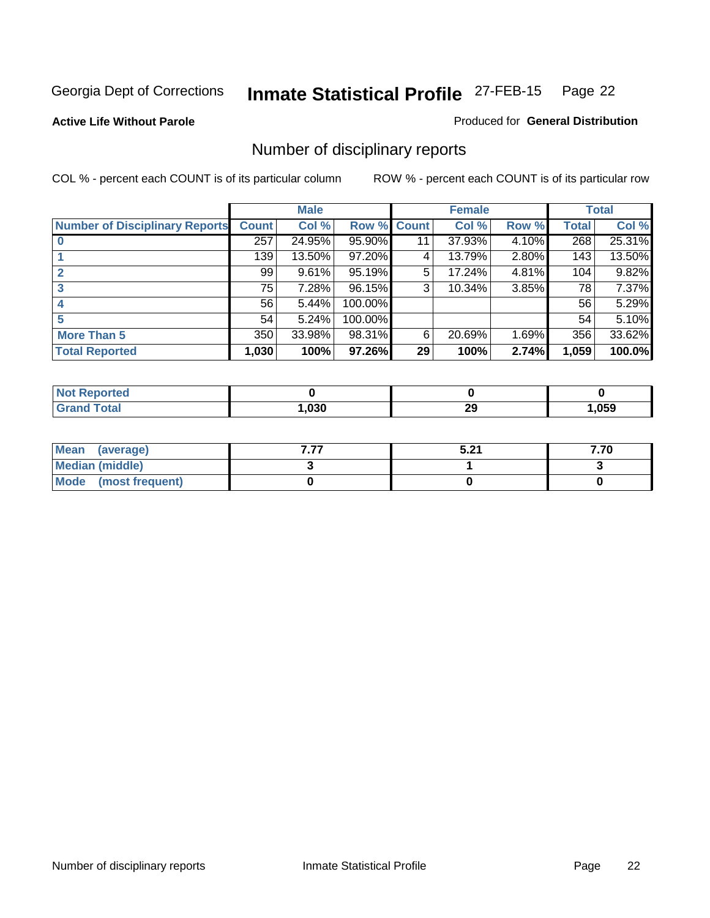Georgia Dept of Corrections **Inmate Statistical Profile** 27-FEB-15

**Active Life Without Parole**

Produced for **General Distribution**

## Number of disciplinary reports

COL % - percent each COUNT is of its particular column

ROW % - percent each COUNT is of its particular row

| | Male | | | Female | | | Total | |
|---|---|---|---|---|---|---|---|---|
| **Number of Disciplinary Reports** | **Count** | **Col %** | **Row %** | **Count** | **Col %** | **Row %** | **Total** | **Col %** |
| **0** | 257 | 24.95% | 95.90% | 11 | 37.93% | 4.10% | 268 | 25.31% |
| **1** | 139 | 13.50% | 97.20% | 4 | 13.79% | 2.80% | 143 | 13.50% |
| **2** | 99 | 9.61% | 95.19% | 5 | 17.24% | 4.81% | 104 | 9.82% |
| **3** | 75 | 7.28% | 96.15% | 3 | 10.34% | 3.85% | 78 | 7.37% |
| **4** | 56 | 5.44% | 100.00% | | | | 56 | 5.29% |
| **5** | 54 | 5.24% | 100.00% | | | | 54 | 5.10% |
| **More Than 5** | 350 | 33.98% | 98.31% | 6 | 20.69% | 1.69% | 356 | 33.62% |
| **Total Reported** | **1,030** | **100%** | **97.26%** | **29** | **100%** | **2.74%** | **1,059** | **100.0%** |

| | Male | Female | Total |
|---|---|---|---|
| **Not Reported** | **0** | **0** | **0** |
| **Grand Total** | **1,030** | **29** | **1,059** |

| | Male | Female | Total |
|---|---|---|---|
| **Mean (average)** | **7.77** | **5.21** | **7.70** |
| **Median (middle)** | **3** | **1** | **3** |
| **Mode (most frequent)** | **0** | **0** | **0** |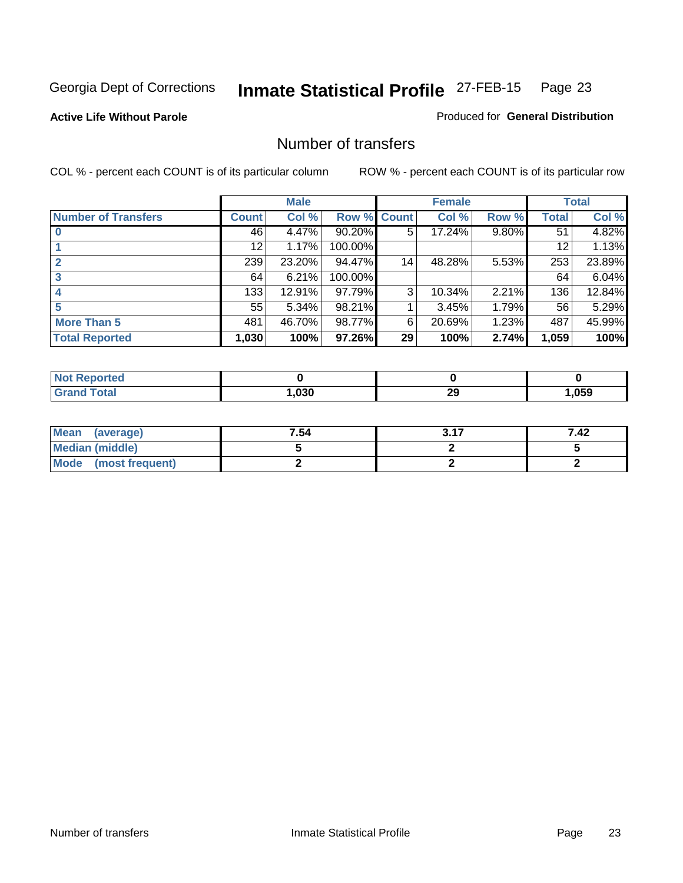Georgia Dept of Corrections **Inmate Statistical Profile** 27-FEB-15 Page 23

**Active Life Without Parole**

Produced for **General Distribution**

## Number of transfers

COL % - percent each COUNT is of its particular column

ROW % - percent each COUNT is of its particular row

| | Male | | | Female | | | Total | |
|---|---|---|---|---|---|---|---|---|
| **Number of Transfers** | **Count** | **Col %** | **Row %** | **Count** | **Col %** | **Row %** | **Total** | **Col %** |
| **0** | 46 | 4.47% | 90.20% | 5 | 17.24% | 9.80% | 51 | 4.82% |
| **1** | 12 | 1.17% | 100.00% | | | | 12 | 1.13% |
| **2** | 239 | 23.20% | 94.47% | 14 | 48.28% | 5.53% | 253 | 23.89% |
| **3** | 64 | 6.21% | 100.00% | | | | 64 | 6.04% |
| **4** | 133 | 12.91% | 97.79% | 3 | 10.34% | 2.21% | 136 | 12.84% |
| **5** | 55 | 5.34% | 98.21% | 1 | 3.45% | 1.79% | 56 | 5.29% |
| **More Than 5** | 481 | 46.70% | 98.77% | 6 | 20.69% | 1.23% | 487 | 45.99% |
| **Total Reported** | **1,030** | **100%** | **97.26%** | **29** | **100%** | **2.74%** | **1,059** | **100%** |

| | Male | Female | Total |
|---|---|---|---|
| **Not Reported** | **0** | **0** | **0** |
| **Grand Total** | **1,030** | **29** | **1,059** |

| | Male | Female | Total |
|---|---|---|---|
| **Mean (average)** | **7.54** | **3.17** | **7.42** |
| **Median (middle)** | **5** | **2** | **5** |
| **Mode (most frequent)** | **2** | **2** | **2** |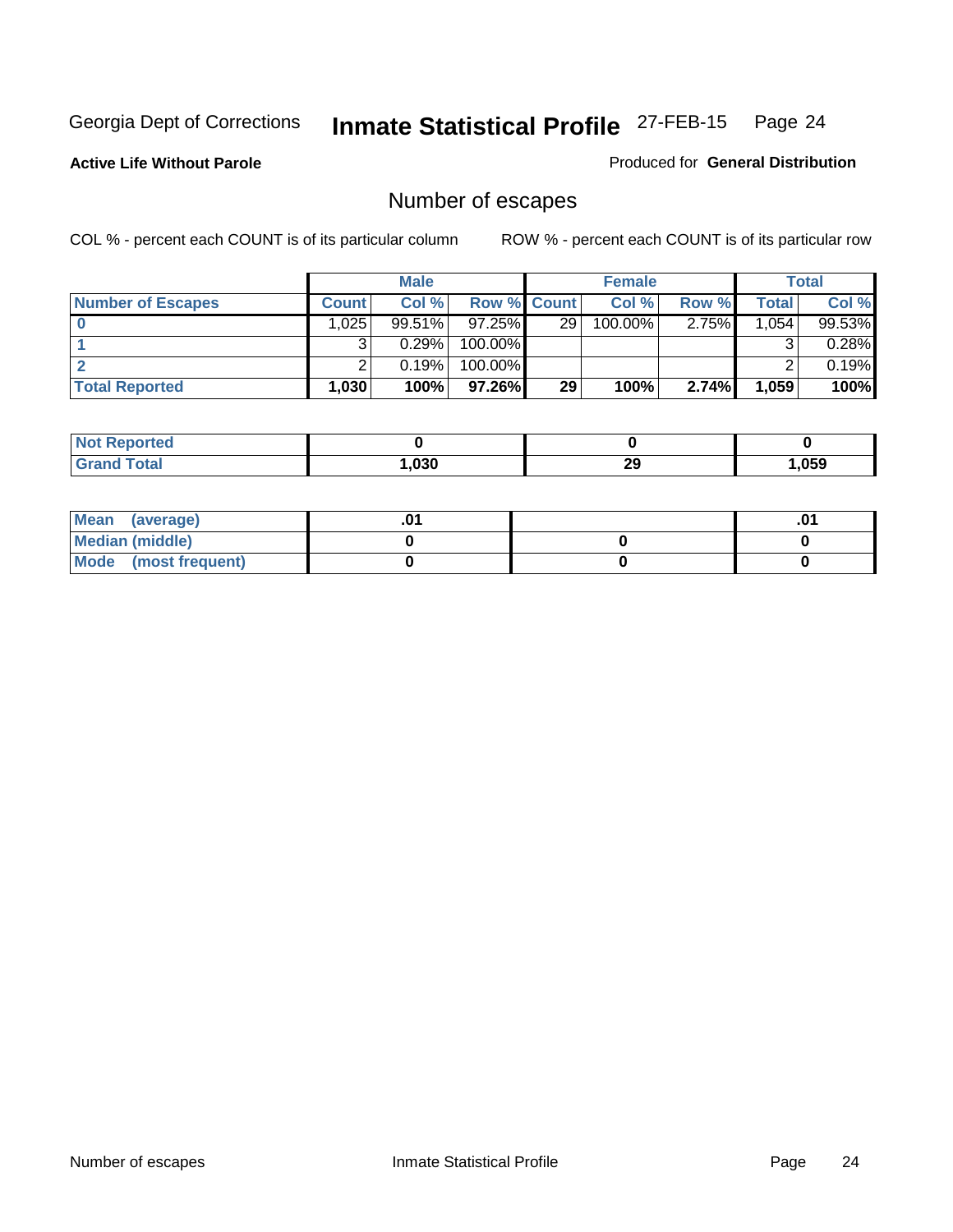Georgia Dept of Corrections **Inmate Statistical Profile** 27-FEB-15

**Active Life Without Parole**

Produced for **General Distribution**

## Number of escapes

COL % - percent each COUNT is of its particular column ROW % - percent each COUNT is of its particular row

| | Male | | | Female | | | Total | |
|---|---|---|---|---|---|---|---|---|
| **Number of Escapes** | **Count** | **Col %** | **Row %** | **Count** | **Col %** | **Row %** | **Total** | **Col %** |
| **0** | 1,025 | 99.51% | 97.25% | 29 | 100.00% | 2.75% | 1,054 | 99.53% |
| **1** | 3 | 0.29% | 100.00% | | | | 3 | 0.28% |
| **2** | 2 | 0.19% | 100.00% | | | | 2 | 0.19% |
| **Total Reported** | **1,030** | **100%** | **97.26%** | **29** | **100%** | **2.74%** | **1,059** | **100%** |

| | Male | Female | Total |
|---|---|---|---|
| **Not Reported** | **0** | **0** | **0** |
| **Grand Total** | **1,030** | **29** | **1,059** |

| | Male | Female | Total |
|---|---|---|---|
| **Mean (average)** | **.01** | | **.01** |
| **Median (middle)** | **0** | **0** | **0** |
| **Mode (most frequent)** | **0** | **0** | **0** |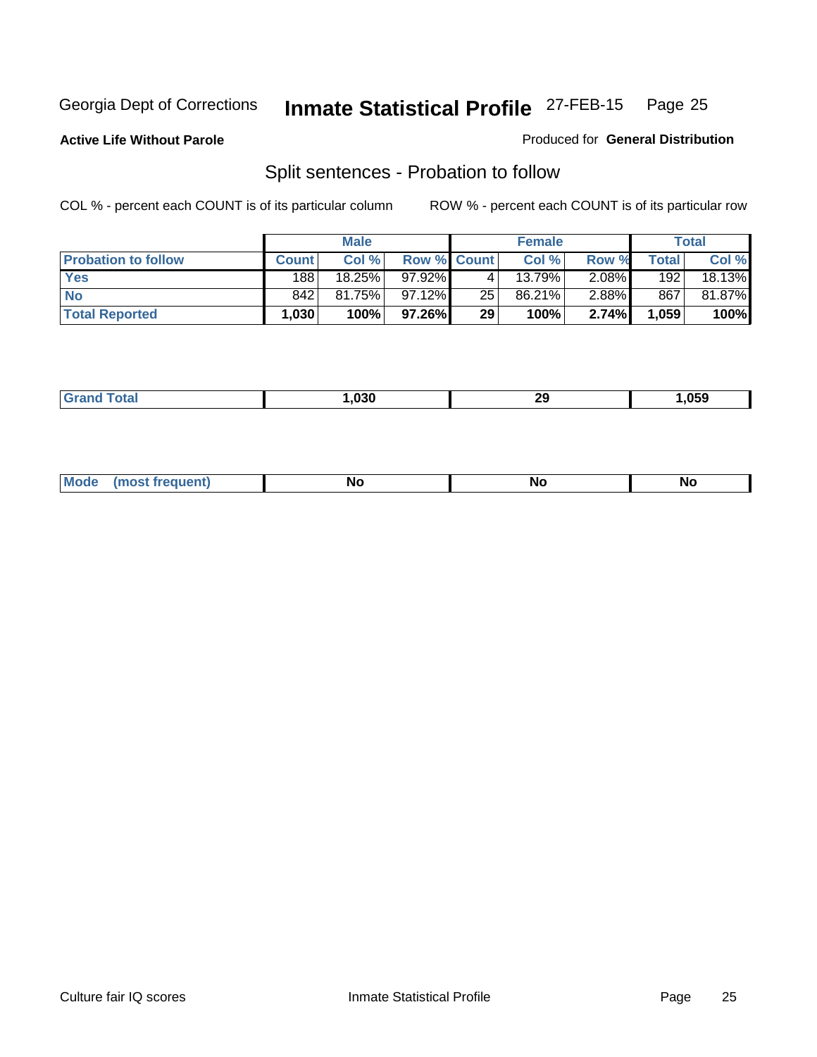Georgia Dept of Corrections **Inmate Statistical Profile** 27-FEB-15

**Active Life Without Parole**

Produced for **General Distribution**

## Split sentences - Probation to follow

COL % - percent each COUNT is of its particular column

ROW % - percent each COUNT is of its particular row

| | Male | | | Female | | | Total | |
|---|---|---|---|---|---|---|---|---|
| **Probation to follow** | **Count** | **Col %** | **Row %** | **Count** | **Col %** | **Row %** | **Total** | **Col %** |
| **Yes** | 188 | 18.25% | 97.92% | 4 | 13.79% | 2.08% | 192 | 18.13% |
| **No** | 842 | 81.75% | 97.12% | 25 | 86.21% | 2.88% | 867 | 81.87% |
| **Total Reported** | **1,030** | **100%** | **97.26%** | **29** | **100%** | **2.74%** | **1,059** | **100%** |

| | Male | Female | Total |
|---|---|---|---|
| **Grand Total** | **1,030** | **29** | **1,059** |

| | Male | Female | Total |
|---|---|---|---|
| **Mode (most frequent)** | **No** | **No** | **No** |

Culture fair IQ scores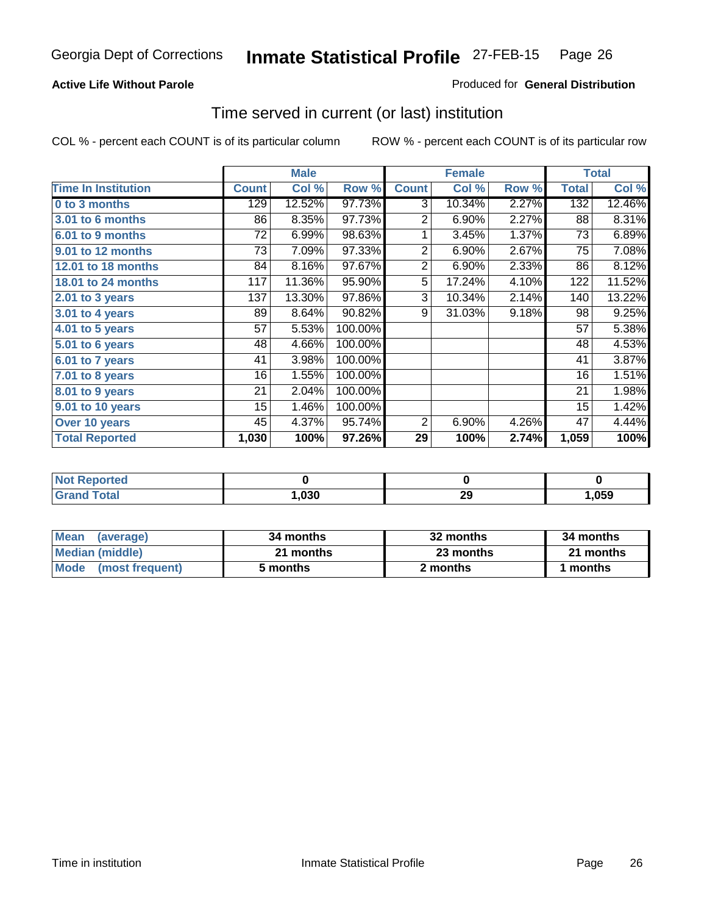Georgia Dept of Corrections **Inmate Statistical Profile** 27-FEB-15

**Active Life Without Parole**

Produced for **General Distribution**

## Time served in current (or last) institution

COL % - percent each COUNT is of its particular column ROW % - percent each COUNT is of its particular row

| | Male | | | Female | | | Total | |
|---|---|---|---|---|---|---|---|---|
| **Time In Institution** | **Count** | **Col %** | **Row %** | **Count** | **Col %** | **Row %** | **Total** | **Col %** |
| **0 to 3 months** | 129 | 12.52% | 97.73% | 3 | 10.34% | 2.27% | 132 | 12.46% |
| **3.01 to 6 months** | 86 | 8.35% | 97.73% | 2 | 6.90% | 2.27% | 88 | 8.31% |
| **6.01 to 9 months** | 72 | 6.99% | 98.63% | 1 | 3.45% | 1.37% | 73 | 6.89% |
| **9.01 to 12 months** | 73 | 7.09% | 97.33% | 2 | 6.90% | 2.67% | 75 | 7.08% |
| **12.01 to 18 months** | 84 | 8.16% | 97.67% | 2 | 6.90% | 2.33% | 86 | 8.12% |
| **18.01 to 24 months** | 117 | 11.36% | 95.90% | 5 | 17.24% | 4.10% | 122 | 11.52% |
| **2.01 to 3 years** | 137 | 13.30% | 97.86% | 3 | 10.34% | 2.14% | 140 | 13.22% |
| **3.01 to 4 years** | 89 | 8.64% | 90.82% | 9 | 31.03% | 9.18% | 98 | 9.25% |
| **4.01 to 5 years** | 57 | 5.53% | 100.00% | | | | 57 | 5.38% |
| **5.01 to 6 years** | 48 | 4.66% | 100.00% | | | | 48 | 4.53% |
| **6.01 to 7 years** | 41 | 3.98% | 100.00% | | | | 41 | 3.87% |
| **7.01 to 8 years** | 16 | 1.55% | 100.00% | | | | 16 | 1.51% |
| **8.01 to 9 years** | 21 | 2.04% | 100.00% | | | | 21 | 1.98% |
| **9.01 to 10 years** | 15 | 1.46% | 100.00% | | | | 15 | 1.42% |
| **Over 10 years** | 45 | 4.37% | 95.74% | 2 | 6.90% | 4.26% | 47 | 4.44% |
| **Total Reported** | **1,030** | **100%** | **97.26%** | **29** | **100%** | **2.74%** | **1,059** | **100%** |

| | Male | Female | Total |
|---|---|---|---|
| **Not Reported** | **0** | **0** | **0** |
| **Grand Total** | **1,030** | **29** | **1,059** |

| | Male | Female | Total |
|---|---|---|---|
| **Mean (average)** | **34 months** | **32 months** | **34 months** |
| **Median (middle)** | **21 months** | **23 months** | **21 months** |
| **Mode (most frequent)** | **5 months** | **2 months** | **1 months** |

Time in institution Inmate Statistical Profile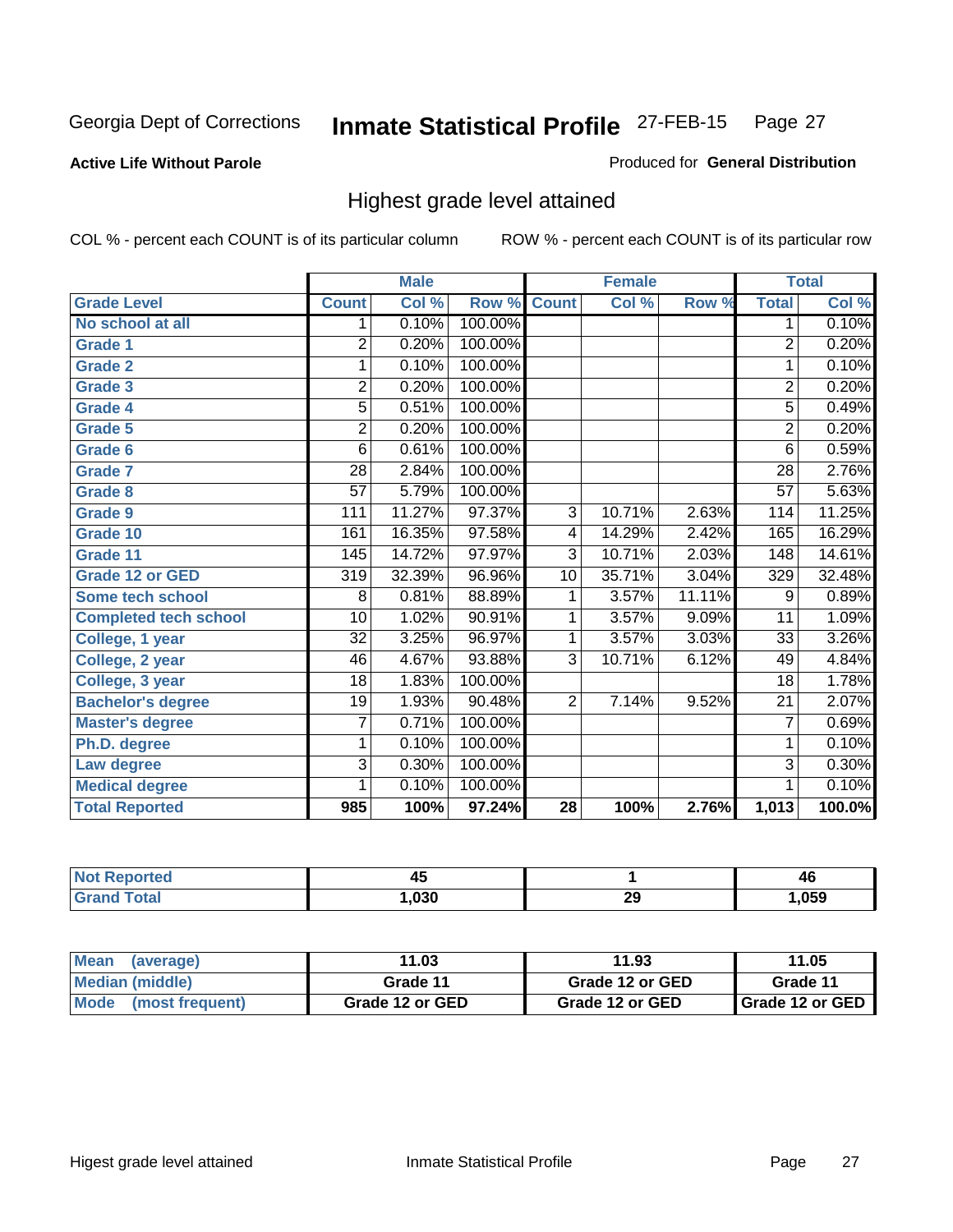Georgia Dept of Corrections **Inmate Statistical Profile** 27-FEB-15

**Active Life Without Parole**

Produced for **General Distribution**

## Highest grade level attained

COL % - percent each COUNT is of its particular column

ROW % - percent each COUNT is of its particular row

| | Male | | | Female | | | Total | |
|---|---|---|---|---|---|---|---|---|
| **Grade Level** | **Count** | **Col %** | **Row %** | **Count** | **Col %** | **Row %** | **Total** | **Col %** |
| No school at all | 1 | 0.10% | 100.00% | | | | 1 | 0.10% |
| Grade 1 | 2 | 0.20% | 100.00% | | | | 2 | 0.20% |
| Grade 2 | 1 | 0.10% | 100.00% | | | | 1 | 0.10% |
| Grade 3 | 2 | 0.20% | 100.00% | | | | 2 | 0.20% |
| Grade 4 | 5 | 0.51% | 100.00% | | | | 5 | 0.49% |
| Grade 5 | 2 | 0.20% | 100.00% | | | | 2 | 0.20% |
| Grade 6 | 6 | 0.61% | 100.00% | | | | 6 | 0.59% |
| Grade 7 | 28 | 2.84% | 100.00% | | | | 28 | 2.76% |
| Grade 8 | 57 | 5.79% | 100.00% | | | | 57 | 5.63% |
| Grade 9 | 111 | 11.27% | 97.37% | 3 | 10.71% | 2.63% | 114 | 11.25% |
| Grade 10 | 161 | 16.35% | 97.58% | 4 | 14.29% | 2.42% | 165 | 16.29% |
| Grade 11 | 145 | 14.72% | 97.97% | 3 | 10.71% | 2.03% | 148 | 14.61% |
| Grade 12 or GED | 319 | 32.39% | 96.96% | 10 | 35.71% | 3.04% | 329 | 32.48% |
| Some tech school | 8 | 0.81% | 88.89% | 1 | 3.57% | 11.11% | 9 | 0.89% |
| Completed tech school | 10 | 1.02% | 90.91% | 1 | 3.57% | 9.09% | 11 | 1.09% |
| College, 1 year | 32 | 3.25% | 96.97% | 1 | 3.57% | 3.03% | 33 | 3.26% |
| College, 2 year | 46 | 4.67% | 93.88% | 3 | 10.71% | 6.12% | 49 | 4.84% |
| College, 3 year | 18 | 1.83% | 100.00% | | | | 18 | 1.78% |
| Bachelor's degree | 19 | 1.93% | 90.48% | 2 | 7.14% | 9.52% | 21 | 2.07% |
| Master's degree | 7 | 0.71% | 100.00% | | | | 7 | 0.69% |
| Ph.D. degree | 1 | 0.10% | 100.00% | | | | 1 | 0.10% |
| Law degree | 3 | 0.30% | 100.00% | | | | 3 | 0.30% |
| Medical degree | 1 | 0.10% | 100.00% | | | | 1 | 0.10% |
| **Total Reported** | **985** | **100%** | **97.24%** | **28** | **100%** | **2.76%** | **1,013** | **100.0%** |

| | Male | Female | Total |
|---|---|---|---|
| Not Reported | 45 | 1 | 46 |
| Grand Total | 1,030 | 29 | 1,059 |

| | Male | Female | Total |
|---|---|---|---|
| Mean (average) | 11.03 | 11.93 | 11.05 |
| Median (middle) | Grade 11 | Grade 12 or GED | Grade 11 |
| Mode (most frequent) | Grade 12 or GED | Grade 12 or GED | Grade 12 or GED |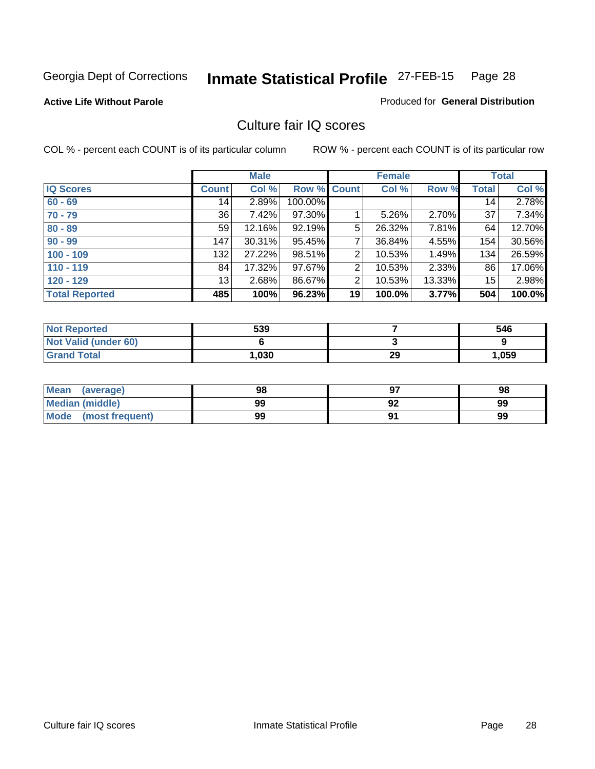Georgia Dept of Corrections **Inmate Statistical Profile** 27-FEB-15

**Active Life Without Parole**

Produced for **General Distribution**

## Culture fair IQ scores

COL % - percent each COUNT is of its particular column

ROW % - percent each COUNT is of its particular row

| | Male | | | Female | | | Total | |
|---|---|---|---|---|---|---|---|---|
| **IQ Scores** | **Count** | **Col %** | **Row %** | **Count** | **Col %** | **Row %** | **Total** | **Col %** |
| 60 - 69 | 14 | 2.89% | 100.00% | | | | 14 | 2.78% |
| 70 - 79 | 36 | 7.42% | 97.30% | 1 | 5.26% | 2.70% | 37 | 7.34% |
| 80 - 89 | 59 | 12.16% | 92.19% | 5 | 26.32% | 7.81% | 64 | 12.70% |
| 90 - 99 | 147 | 30.31% | 95.45% | 7 | 36.84% | 4.55% | 154 | 30.56% |
| 100 - 109 | 132 | 27.22% | 98.51% | 2 | 10.53% | 1.49% | 134 | 26.59% |
| 110 - 119 | 84 | 17.32% | 97.67% | 2 | 10.53% | 2.33% | 86 | 17.06% |
| 120 - 129 | 13 | 2.68% | 86.67% | 2 | 10.53% | 13.33% | 15 | 2.98% |
| **Total Reported** | **485** | **100%** | **96.23%** | **19** | **100.0%** | **3.77%** | **504** | **100.0%** |

| | Male | Female | Total |
|---|---|---|---|
| Not Reported | 539 | 7 | 546 |
| Not Valid (under 60) | 6 | 3 | 9 |
| Grand Total | 1,030 | 29 | 1,059 |

| | Male | Female | Total |
|---|---|---|---|
| Mean (average) | 98 | 97 | 98 |
| Median (middle) | 99 | 92 | 99 |
| Mode (most frequent) | 99 | 91 | 99 |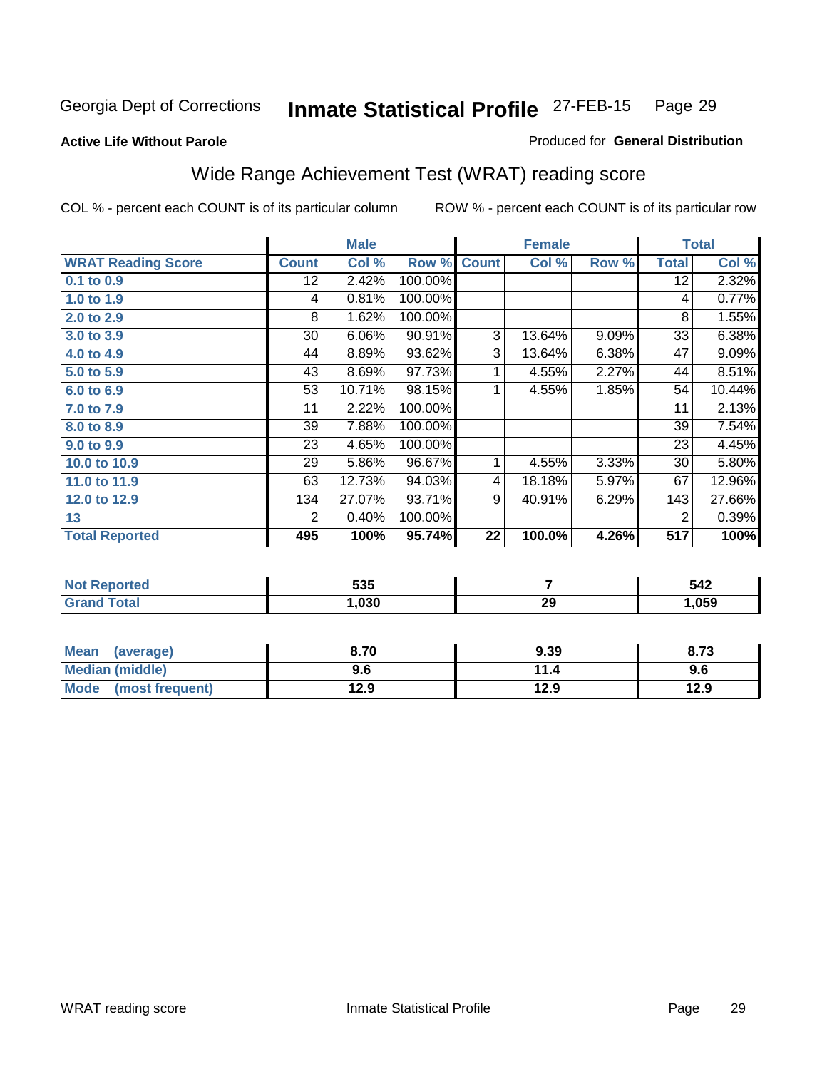Georgia Dept of Corrections **Inmate Statistical Profile** 27-FEB-15

**Active Life Without Parole**

Produced for **General Distribution**

## Wide Range Achievement Test (WRAT) reading score

COL % - percent each COUNT is of its particular column ROW % - percent each COUNT is of its particular row

| | Male | | | Female | | | Total | |
|---|---|---|---|---|---|---|---|---|
| **WRAT Reading Score** | **Count** | **Col %** | **Row %** | **Count** | **Col %** | **Row %** | **Total** | **Col %** |
| 0.1 to 0.9 | 12 | 2.42% | 100.00% | | | | 12 | 2.32% |
| 1.0 to 1.9 | 4 | 0.81% | 100.00% | | | | 4 | 0.77% |
| 2.0 to 2.9 | 8 | 1.62% | 100.00% | | | | 8 | 1.55% |
| 3.0 to 3.9 | 30 | 6.06% | 90.91% | 3 | 13.64% | 9.09% | 33 | 6.38% |
| 4.0 to 4.9 | 44 | 8.89% | 93.62% | 3 | 13.64% | 6.38% | 47 | 9.09% |
| 5.0 to 5.9 | 43 | 8.69% | 97.73% | 1 | 4.55% | 2.27% | 44 | 8.51% |
| 6.0 to 6.9 | 53 | 10.71% | 98.15% | 1 | 4.55% | 1.85% | 54 | 10.44% |
| 7.0 to 7.9 | 11 | 2.22% | 100.00% | | | | 11 | 2.13% |
| 8.0 to 8.9 | 39 | 7.88% | 100.00% | | | | 39 | 7.54% |
| 9.0 to 9.9 | 23 | 4.65% | 100.00% | | | | 23 | 4.45% |
| 10.0 to 10.9 | 29 | 5.86% | 96.67% | 1 | 4.55% | 3.33% | 30 | 5.80% |
| 11.0 to 11.9 | 63 | 12.73% | 94.03% | 4 | 18.18% | 5.97% | 67 | 12.96% |
| 12.0 to 12.9 | 134 | 27.07% | 93.71% | 9 | 40.91% | 6.29% | 143 | 27.66% |
| 13 | 2 | 0.40% | 100.00% | | | | 2 | 0.39% |
| **Total Reported** | **495** | **100%** | **95.74%** | **22** | **100.0%** | **4.26%** | **517** | **100%** |

| | Male | Female | Total |
|---|---|---|---|
| Not Reported | 535 | 7 | 542 |
| Grand Total | 1,030 | 29 | 1,059 |

| | Male | Female | Total |
|---|---|---|---|
| Mean (average) | 8.70 | 9.39 | 8.73 |
| Median (middle) | 9.6 | 11.4 | 9.6 |
| Mode (most frequent) | 12.9 | 12.9 | 12.9 |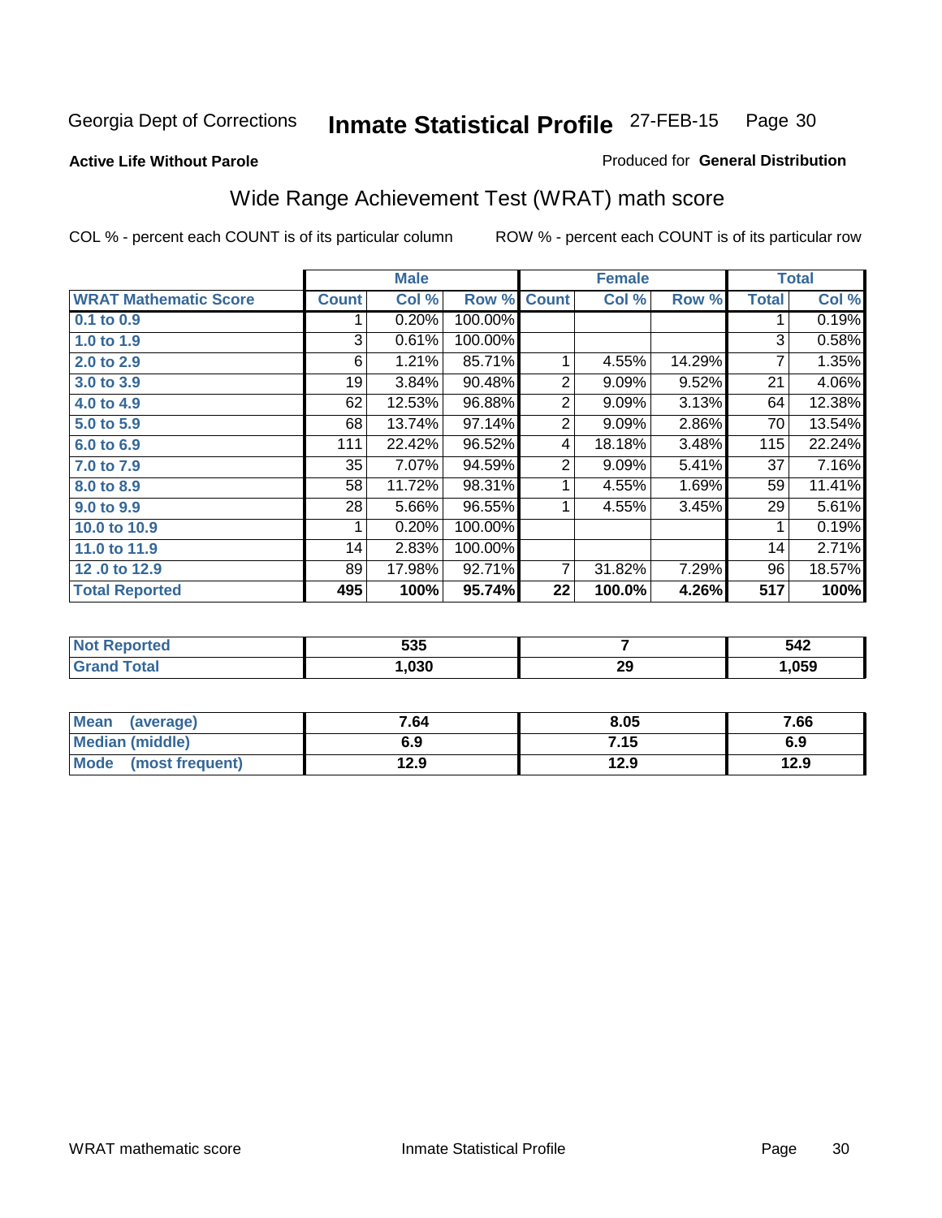Georgia Dept of Corrections **Inmate Statistical Profile** 27-FEB-15 Page 30

**Active Life Without Parole**

Produced for **General Distribution**

## Wide Range Achievement Test (WRAT) math score

COL % - percent each COUNT is of its particular column

ROW % - percent each COUNT is of its particular row

| | Male | | | Female | | | Total | |
|---|---|---|---|---|---|---|---|---|
| **WRAT Mathematic Score** | **Count** | **Col %** | **Row %** | **Count** | **Col %** | **Row %** | **Total** | **Col %** |
| 0.1 to 0.9 | 1 | 0.20% | 100.00% | | | | 1 | 0.19% |
| 1.0 to 1.9 | 3 | 0.61% | 100.00% | | | | 3 | 0.58% |
| 2.0 to 2.9 | 6 | 1.21% | 85.71% | 1 | 4.55% | 14.29% | 7 | 1.35% |
| 3.0 to 3.9 | 19 | 3.84% | 90.48% | 2 | 9.09% | 9.52% | 21 | 4.06% |
| 4.0 to 4.9 | 62 | 12.53% | 96.88% | 2 | 9.09% | 3.13% | 64 | 12.38% |
| 5.0 to 5.9 | 68 | 13.74% | 97.14% | 2 | 9.09% | 2.86% | 70 | 13.54% |
| 6.0 to 6.9 | 111 | 22.42% | 96.52% | 4 | 18.18% | 3.48% | 115 | 22.24% |
| 7.0 to 7.9 | 35 | 7.07% | 94.59% | 2 | 9.09% | 5.41% | 37 | 7.16% |
| 8.0 to 8.9 | 58 | 11.72% | 98.31% | 1 | 4.55% | 1.69% | 59 | 11.41% |
| 9.0 to 9.9 | 28 | 5.66% | 96.55% | 1 | 4.55% | 3.45% | 29 | 5.61% |
| 10.0 to 10.9 | 1 | 0.20% | 100.00% | | | | 1 | 0.19% |
| 11.0 to 11.9 | 14 | 2.83% | 100.00% | | | | 14 | 2.71% |
| 12 .0 to 12.9 | 89 | 17.98% | 92.71% | 7 | 31.82% | 7.29% | 96 | 18.57% |
| **Total Reported** | **495** | **100%** | **95.74%** | **22** | **100.0%** | **4.26%** | **517** | **100%** |

| | Male | Female | Total |
|---|---|---|---|
| Not Reported | 535 | 7 | 542 |
| Grand Total | 1,030 | 29 | 1,059 |

| | Male | Female | Total |
|---|---|---|---|
| Mean (average) | 7.64 | 8.05 | 7.66 |
| Median (middle) | 6.9 | 7.15 | 6.9 |
| Mode (most frequent) | 12.9 | 12.9 | 12.9 |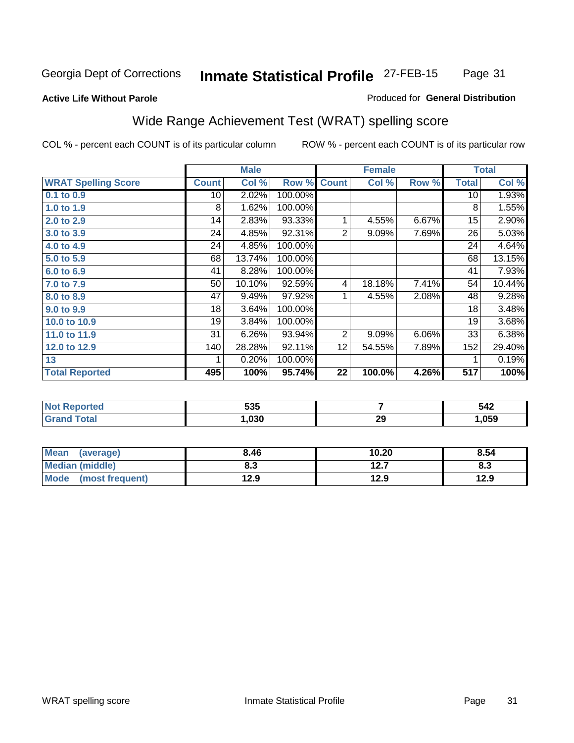Georgia Dept of Corrections **Inmate Statistical Profile** 27-FEB-15

**Active Life Without Parole**

Produced for **General Distribution**

## Wide Range Achievement Test (WRAT) spelling score

COL % - percent each COUNT is of its particular column ROW % - percent each COUNT is of its particular row

| | Male | | | Female | | | Total | |
|---|---|---|---|---|---|---|---|---|
| **WRAT Spelling Score** | **Count** | **Col %** | **Row %** | **Count** | **Col %** | **Row %** | **Total** | **Col %** |
| 0.1 to 0.9 | 10 | 2.02% | 100.00% | | | | 10 | 1.93% |
| 1.0 to 1.9 | 8 | 1.62% | 100.00% | | | | 8 | 1.55% |
| 2.0 to 2.9 | 14 | 2.83% | 93.33% | 1 | 4.55% | 6.67% | 15 | 2.90% |
| 3.0 to 3.9 | 24 | 4.85% | 92.31% | 2 | 9.09% | 7.69% | 26 | 5.03% |
| 4.0 to 4.9 | 24 | 4.85% | 100.00% | | | | 24 | 4.64% |
| 5.0 to 5.9 | 68 | 13.74% | 100.00% | | | | 68 | 13.15% |
| 6.0 to 6.9 | 41 | 8.28% | 100.00% | | | | 41 | 7.93% |
| 7.0 to 7.9 | 50 | 10.10% | 92.59% | 4 | 18.18% | 7.41% | 54 | 10.44% |
| 8.0 to 8.9 | 47 | 9.49% | 97.92% | 1 | 4.55% | 2.08% | 48 | 9.28% |
| 9.0 to 9.9 | 18 | 3.64% | 100.00% | | | | 18 | 3.48% |
| 10.0 to 10.9 | 19 | 3.84% | 100.00% | | | | 19 | 3.68% |
| 11.0 to 11.9 | 31 | 6.26% | 93.94% | 2 | 9.09% | 6.06% | 33 | 6.38% |
| 12.0 to 12.9 | 140 | 28.28% | 92.11% | 12 | 54.55% | 7.89% | 152 | 29.40% |
| 13 | 1 | 0.20% | 100.00% | | | | 1 | 0.19% |
| **Total Reported** | **495** | **100%** | **95.74%** | **22** | **100.0%** | **4.26%** | **517** | **100%** |

| | Male | Female | Total |
|---|---|---|---|
| Not Reported | 535 | 7 | 542 |
| Grand Total | 1,030 | 29 | 1,059 |

| | Male | Female | Total |
|---|---|---|---|
| Mean (average) | 8.46 | 10.20 | 8.54 |
| Median (middle) | 8.3 | 12.7 | 8.3 |
| Mode (most frequent) | 12.9 | 12.9 | 12.9 |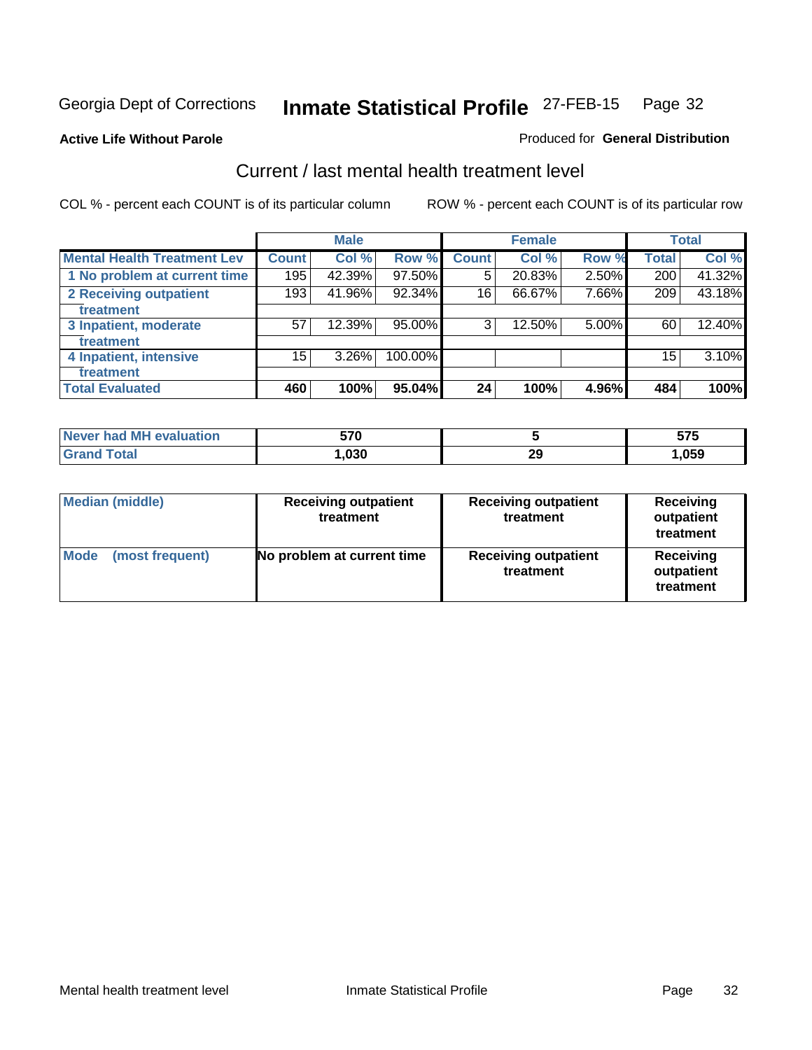Georgia Dept of Corrections **Inmate Statistical Profile** 27-FEB-15

**Active Life Without Parole**

Produced for **General Distribution**

## Current / last mental health treatment level

COL % - percent each COUNT is of its particular column

ROW % - percent each COUNT is of its particular row

| | Male | | | Female | | | Total | |
|---|---|---|---|---|---|---|---|---|
| **Mental Health Treatment Lev** | **Count** | **Col %** | **Row %** | **Count** | **Col %** | **Row %** | **Total** | **Col %** |
| 1 No problem at current time | 195 | 42.39% | 97.50% | 5 | 20.83% | 2.50% | 200 | 41.32% |
| 2 Receiving outpatient treatment | 193 | 41.96% | 92.34% | 16 | 66.67% | 7.66% | 209 | 43.18% |
| 3 Inpatient, moderate treatment | 57 | 12.39% | 95.00% | 3 | 12.50% | 5.00% | 60 | 12.40% |
| 4 Inpatient, intensive treatment | 15 | 3.26% | 100.00% | | | | 15 | 3.10% |
| **Total Evaluated** | **460** | **100%** | **95.04%** | **24** | **100%** | **4.96%** | **484** | **100%** |

| | Male | Female | Total |
|---|---|---|---|
| Never had MH evaluation | 570 | 5 | 575 |
| Grand Total | 1,030 | 29 | 1,059 |

| | Male | Female | Total |
|---|---|---|---|
| Median (middle) | Receiving outpatient treatment | Receiving outpatient treatment | Receiving outpatient treatment |
| Mode (most frequent) | No problem at current time | Receiving outpatient treatment | Receiving outpatient treatment |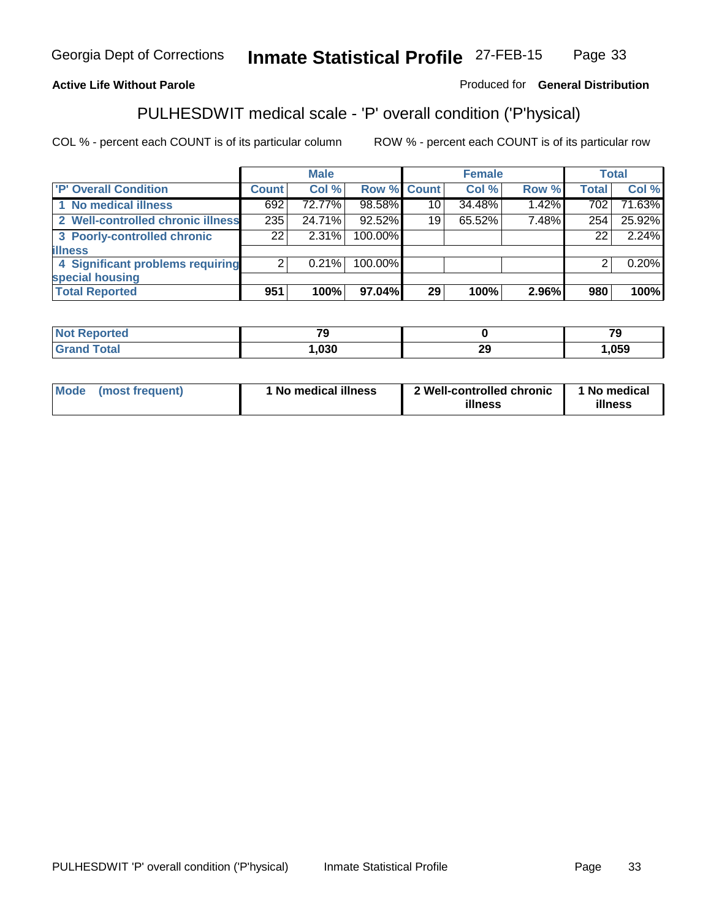**Active Life Without Parole**

Produced for **General Distribution**

## PULHESDWIT medical scale - 'P' overall condition ('P'hysical)

COL % - percent each COUNT is of its particular column

ROW % - percent each COUNT is of its particular row

| | Male | | | Female | | | Total | |
|---|---|---|---|---|---|---|---|---|
| 'P' Overall Condition | Count | Col % | Row % | Count | Col % | Row % | Total | Col % |
| 1 No medical illness | 692 | 72.77% | 98.58% | 10 | 34.48% | 1.42% | 702 | 71.63% |
| 2 Well-controlled chronic illness | 235 | 24.71% | 92.52% | 19 | 65.52% | 7.48% | 254 | 25.92% |
| 3 Poorly-controlled chronic illness | 22 | 2.31% | 100.00% | | | | 22 | 2.24% |
| 4 Significant problems requiring special housing | 2 | 0.21% | 100.00% | | | | 2 | 0.20% |
| **Total Reported** | **951** | **100%** | **97.04%** | **29** | **100%** | **2.96%** | **980** | **100%** |

| | Male | Female | Total |
|---|---|---|---|
| Not Reported | 79 | 0 | 79 |
| Grand Total | 1,030 | 29 | 1,059 |

| | Male | Female | Total |
|---|---|---|---|
| Mode (most frequent) | 1 No medical illness | 2 Well-controlled chronic illness | 1 No medical illness |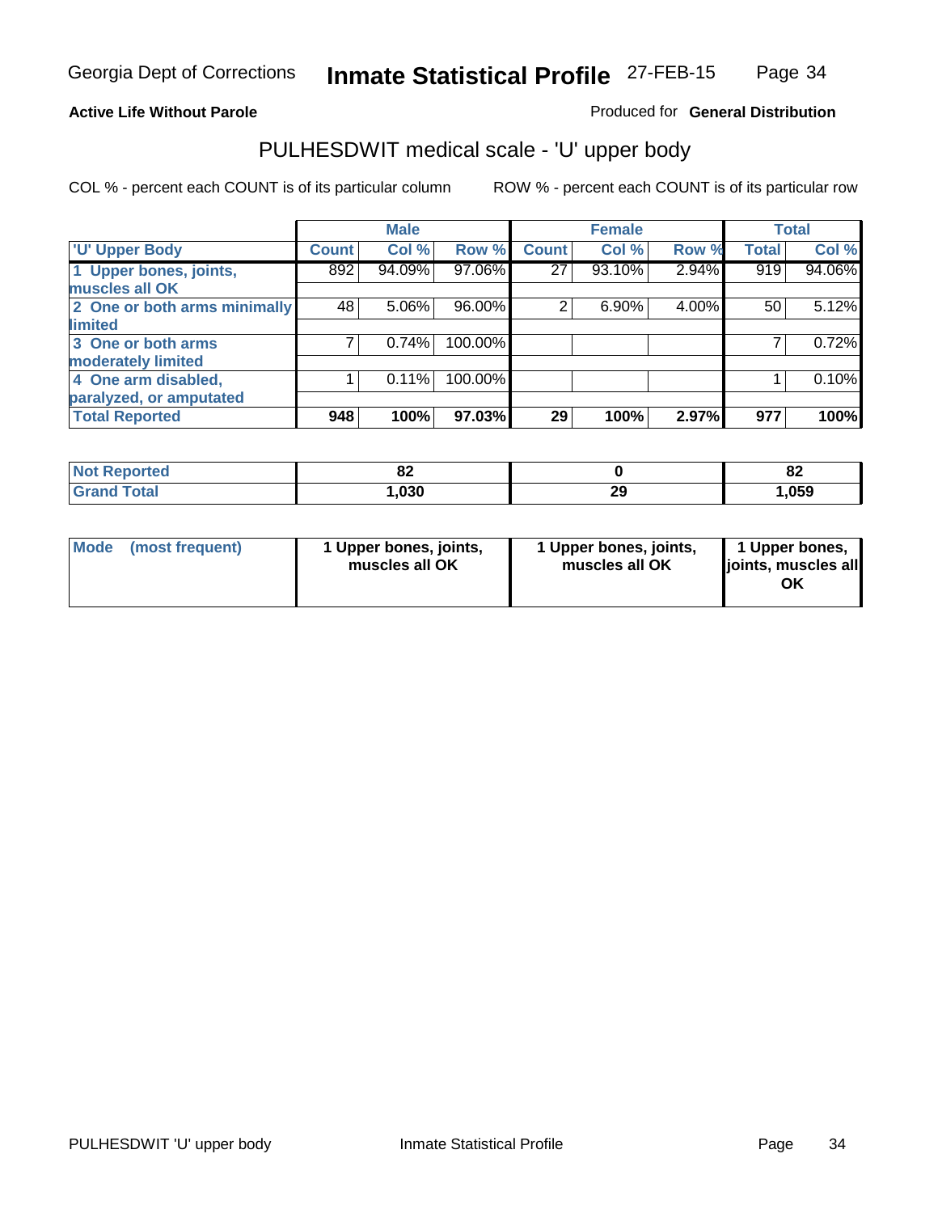Georgia Dept of Corrections **Inmate Statistical Profile** 27-FEB-15

**Active Life Without Parole** Produced for **General Distribution**

## PULHESDWIT medical scale - 'U' upper body

COL % - percent each COUNT is of its particular column ROW % - percent each COUNT is of its particular row

| | Male | | | Female | | | Total | |
|---|---|---|---|---|---|---|---|---|
| 'U' Upper Body | Count | Col % | Row % | Count | Col % | Row % | Total | Col % |
| 1 Upper bones, joints, muscles all OK | 892 | 94.09% | 97.06% | 27 | 93.10% | 2.94% | 919 | 94.06% |
| 2 One or both arms minimally limited | 48 | 5.06% | 96.00% | 2 | 6.90% | 4.00% | 50 | 5.12% |
| 3 One or both arms moderately limited | 7 | 0.74% | 100.00% | | | | 7 | 0.72% |
| 4 One arm disabled, paralyzed, or amputated | 1 | 0.11% | 100.00% | | | | 1 | 0.10% |
| **Total Reported** | **948** | **100%** | **97.03%** | **29** | **100%** | **2.97%** | **977** | **100%** |

| | Male | Female | Total |
|---|---|---|---|
| Not Reported | 82 | 0 | 82 |
| Grand Total | 1,030 | 29 | 1,059 |

| | Male | Female | Total |
|---|---|---|---|
| Mode (most frequent) | 1 Upper bones, joints, muscles all OK | 1 Upper bones, joints, muscles all OK | 1 Upper bones, joints, muscles all OK |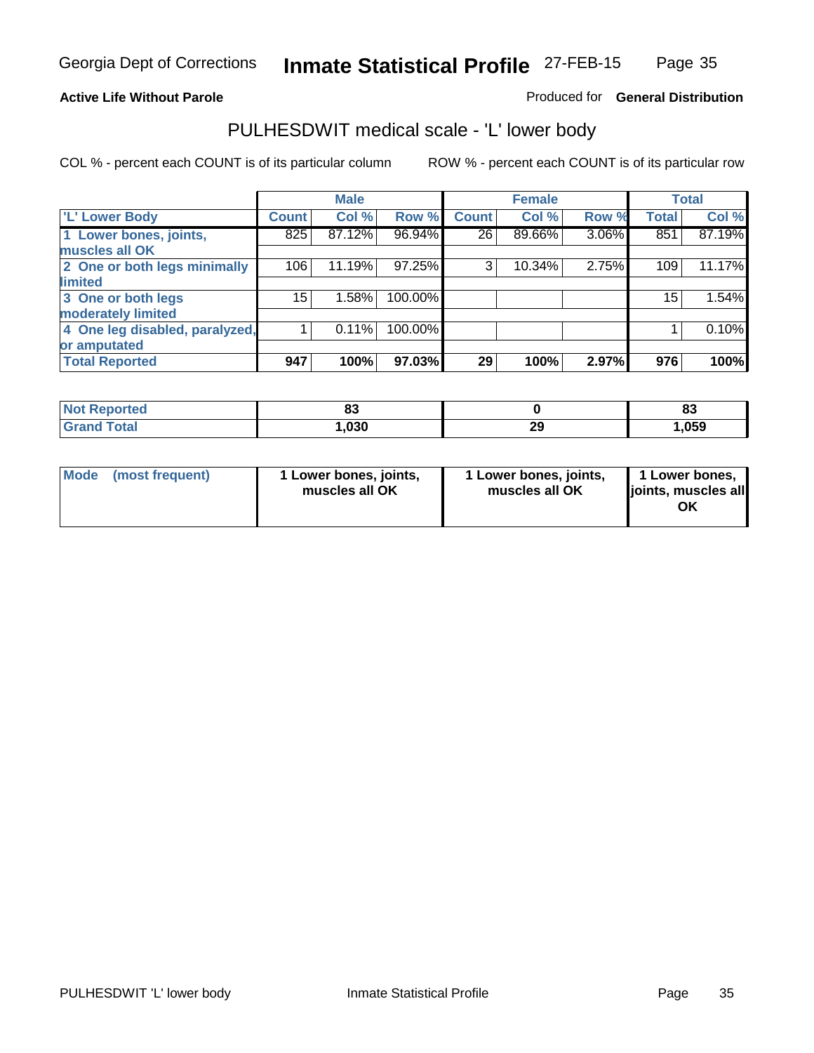Georgia Dept of Corrections **Inmate Statistical Profile** 27-FEB-15

**Active Life Without Parole**

Produced for **General Distribution**

## PULHESDWIT medical scale - 'L' lower body

COL % - percent each COUNT is of its particular column ROW % - percent each COUNT is of its particular row

| | Male | | | Female | | | Total | |
|---|---|---|---|---|---|---|---|---|
| **'L' Lower Body** | **Count** | **Col %** | **Row %** | **Count** | **Col %** | **Row %** | **Total** | **Col %** |
| **1 Lower bones, joints, muscles all OK** | 825 | 87.12% | 96.94% | 26 | 89.66% | 3.06% | 851 | 87.19% |
| **2 One or both legs minimally limited** | 106 | 11.19% | 97.25% | 3 | 10.34% | 2.75% | 109 | 11.17% |
| **3 One or both legs moderately limited** | 15 | 1.58% | 100.00% | | | | 15 | 1.54% |
| **4 One leg disabled, paralyzed, or amputated** | 1 | 0.11% | 100.00% | | | | 1 | 0.10% |
| **Total Reported** | **947** | **100%** | **97.03%** | **29** | **100%** | **2.97%** | **976** | **100%** |

| | Male | Female | Total |
|---|---|---|---|
| **Not Reported** | **83** | **0** | **83** |
| **Grand Total** | **1,030** | **29** | **1,059** |

| | Male | Female | Total |
|---|---|---|---|
| **Mode (most frequent)** | **1 Lower bones, joints, muscles all OK** | **1 Lower bones, joints, muscles all OK** | **1 Lower bones, joints, muscles all OK** |

PULHESDWIT 'L' lower body Inmate Statistical Profile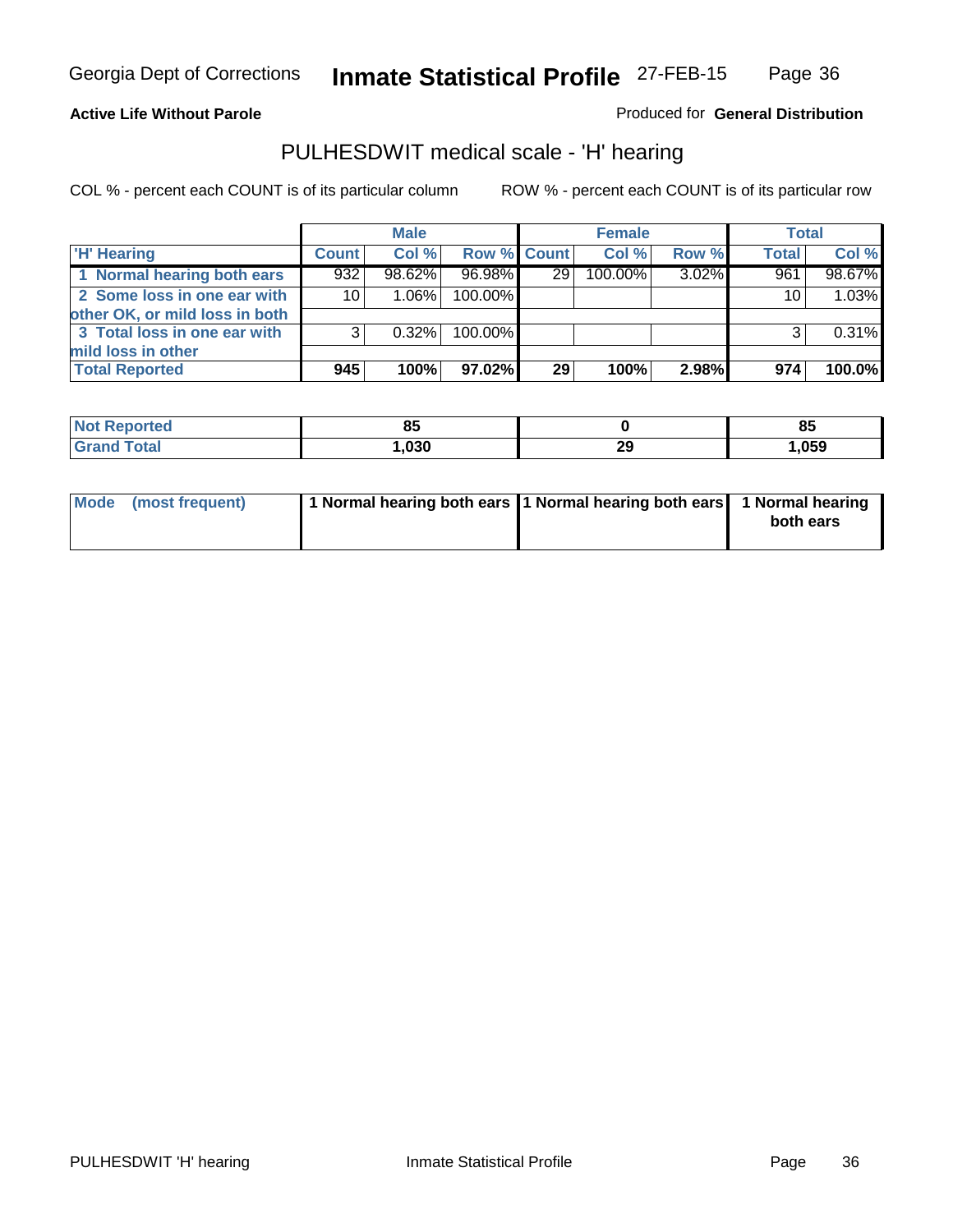Georgia Dept of Corrections **Inmate Statistical Profile** 27-FEB-15

**Active Life Without Parole**

Produced for **General Distribution**

## PULHESDWIT medical scale - 'H' hearing

COL % - percent each COUNT is of its particular column

ROW % - percent each COUNT is of its particular row

| | Male | | | Female | | | Total | |
|---|---|---|---|---|---|---|---|---|
| 'H' Hearing | Count | Col % | Row % | Count | Col % | Row % | Total | Col % |
| 1 Normal hearing both ears | 932 | 98.62% | 96.98% | 29 | 100.00% | 3.02% | 961 | 98.67% |
| 2 Some loss in one ear with other OK, or mild loss in both | 10 | 1.06% | 100.00% | | | | 10 | 1.03% |
| 3 Total loss in one ear with mild loss in other | 3 | 0.32% | 100.00% | | | | 3 | 0.31% |
| **Total Reported** | **945** | **100%** | **97.02%** | **29** | **100%** | **2.98%** | **974** | **100.0%** |

| | Male | Female | Total |
|---|---|---|---|
| Not Reported | 85 | 0 | 85 |
| Grand Total | 1,030 | 29 | 1,059 |

| | Male | Female | Total |
|---|---|---|---|
| Mode (most frequent) | 1 Normal hearing both ears | 1 Normal hearing both ears | 1 Normal hearing both ears |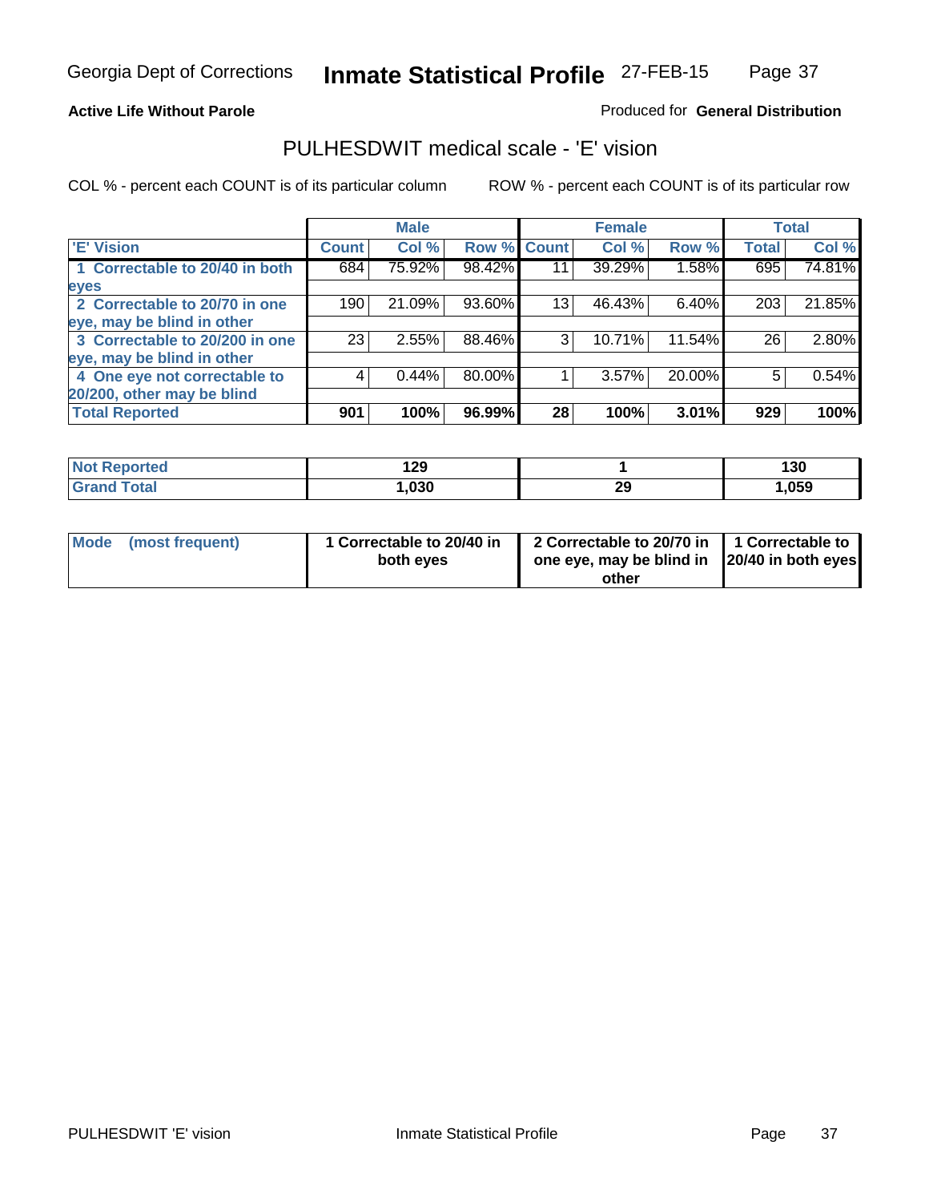Georgia Dept of Corrections **Inmate Statistical Profile** 27-FEB-15

**Active Life Without Parole**

Produced for **General Distribution**

## PULHESDWIT medical scale - 'E' vision

COL % - percent each COUNT is of its particular column

ROW % - percent each COUNT is of its particular row

| | Male | | | Female | | | Total | |
|---|---|---|---|---|---|---|---|---|
| 'E' Vision | Count | Col % | Row % | Count | Col % | Row % | Total | Col % |
| 1 Correctable to 20/40 in both eyes | 684 | 75.92% | 98.42% | 11 | 39.29% | 1.58% | 695 | 74.81% |
| 2 Correctable to 20/70 in one eye, may be blind in other | 190 | 21.09% | 93.60% | 13 | 46.43% | 6.40% | 203 | 21.85% |
| 3 Correctable to 20/200 in one eye, may be blind in other | 23 | 2.55% | 88.46% | 3 | 10.71% | 11.54% | 26 | 2.80% |
| 4 One eye not correctable to 20/200, other may be blind | 4 | 0.44% | 80.00% | 1 | 3.57% | 20.00% | 5 | 0.54% |
| **Total Reported** | **901** | **100%** | **96.99%** | **28** | **100%** | **3.01%** | **929** | **100%** |

| | Male | Female | Total |
|---|---|---|---|
| Not Reported | 129 | 1 | 130 |
| Grand Total | 1,030 | 29 | 1,059 |

| | Male | Female | Total |
|---|---|---|---|
| Mode (most frequent) | 1 Correctable to 20/40 in both eyes | 2 Correctable to 20/70 in one eye, may be blind in other | 1 Correctable to 20/40 in both eyes |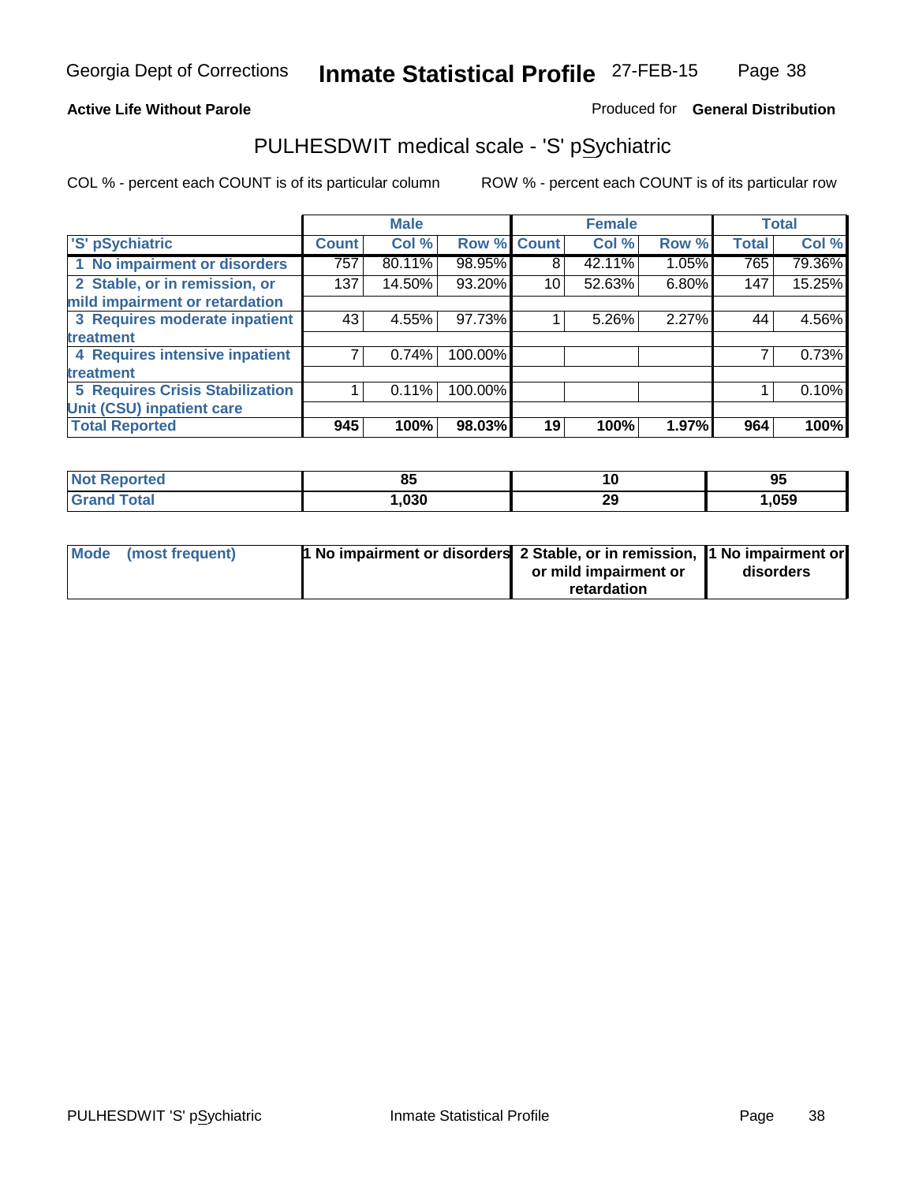**Active Life Without Parole** | Produced for **General Distribution**

## PULHESDWIT medical scale - 'S' pSychiatric

COL % - percent each COUNT is of its particular column

ROW % - percent each COUNT is of its particular row

| | Male | | | Female | | | Total | |
|---|---|---|---|---|---|---|---|---|
| 'S' pSychiatric | Count | Col % | Row % | Count | Col % | Row % | Total | Col % |
| 1 No impairment or disorders | 757 | 80.11% | 98.95% | 8 | 42.11% | 1.05% | 765 | 79.36% |
| 2 Stable, or in remission, or mild impairment or retardation | 137 | 14.50% | 93.20% | 10 | 52.63% | 6.80% | 147 | 15.25% |
| 3 Requires moderate inpatient treatment | 43 | 4.55% | 97.73% | 1 | 5.26% | 2.27% | 44 | 4.56% |
| 4 Requires intensive inpatient treatment | 7 | 0.74% | 100.00% | | | | 7 | 0.73% |
| 5 Requires Crisis Stabilization Unit (CSU) inpatient care | 1 | 0.11% | 100.00% | | | | 1 | 0.10% |
| **Total Reported** | **945** | **100%** | **98.03%** | **19** | **100%** | **1.97%** | **964** | **100%** |

| | Male | Female | Total |
|---|---|---|---|
| Not Reported | 85 | 10 | 95 |
| Grand Total | 1,030 | 29 | 1,059 |

| | Male | Female | Total |
|---|---|---|---|
| Mode (most frequent) | 1 No impairment or disorders | 2 Stable, or in remission, or mild impairment or retardation | 1 No impairment or disorders |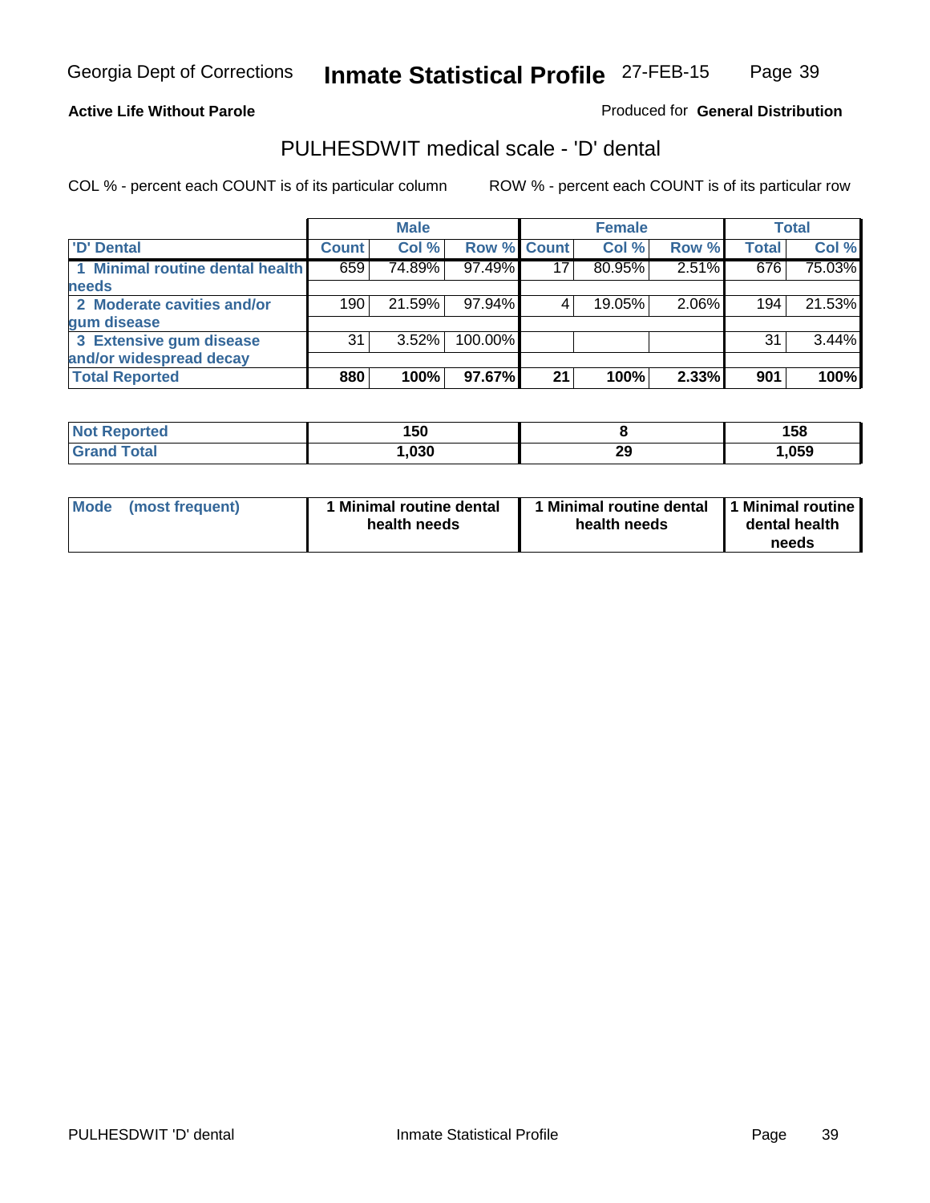Georgia Dept of Corrections **Inmate Statistical Profile** 27-FEB-15

**Active Life Without Parole**

Produced for **General Distribution**

## PULHESDWIT medical scale - 'D' dental

COL % - percent each COUNT is of its particular column ROW % - percent each COUNT is of its particular row

| | Male | | | Female | | | Total | |
|---|---|---|---|---|---|---|---|---|
| 'D' Dental | Count | Col % | Row % | Count | Col % | Row % | Total | Col % |
| 1 Minimal routine dental health needs | 659 | 74.89% | 97.49% | 17 | 80.95% | 2.51% | 676 | 75.03% |
| 2 Moderate cavities and/or gum disease | 190 | 21.59% | 97.94% | 4 | 19.05% | 2.06% | 194 | 21.53% |
| 3 Extensive gum disease and/or widespread decay | 31 | 3.52% | 100.00% | | | | 31 | 3.44% |
| **Total Reported** | **880** | **100%** | **97.67%** | **21** | **100%** | **2.33%** | **901** | **100%** |

| | Male | Female | Total |
|---|---|---|---|
| Not Reported | 150 | 8 | 158 |
| Grand Total | 1,030 | 29 | 1,059 |

| | Male | Female | Total |
|---|---|---|---|
| Mode (most frequent) | 1 Minimal routine dental health needs | 1 Minimal routine dental health needs | 1 Minimal routine dental health needs |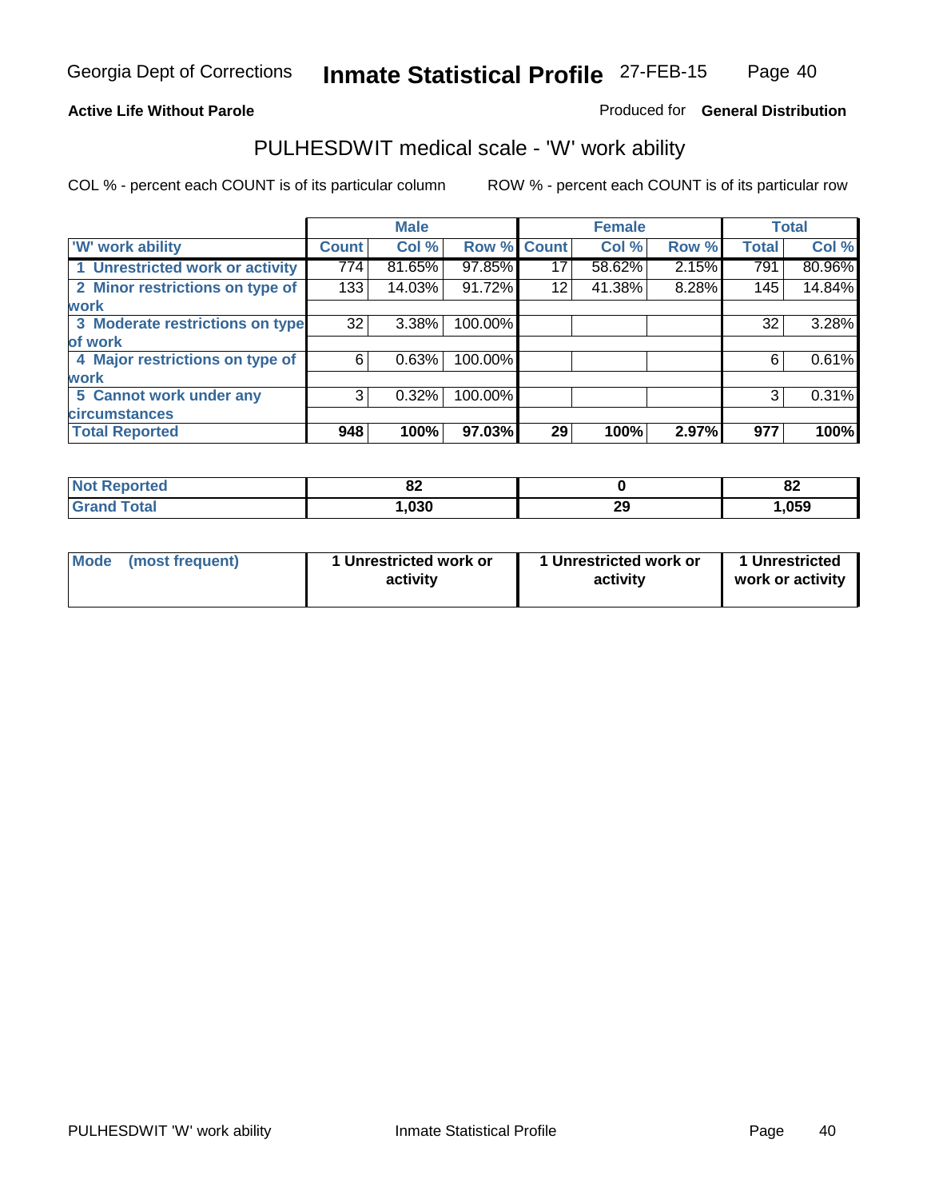**Active Life Without Parole**

Produced for **General Distribution**

## PULHESDWIT medical scale - 'W' work ability

COL % - percent each COUNT is of its particular column

ROW % - percent each COUNT is of its particular row

| | Male | | | Female | | | Total | |
|---|---|---|---|---|---|---|---|---|
| 'W' work ability | Count | Col % | Row % | Count | Col % | Row % | Total | Col % |
| 1 Unrestricted work or activity | 774 | 81.65% | 97.85% | 17 | 58.62% | 2.15% | 791 | 80.96% |
| 2 Minor restrictions on type of work | 133 | 14.03% | 91.72% | 12 | 41.38% | 8.28% | 145 | 14.84% |
| 3 Moderate restrictions on type of work | 32 | 3.38% | 100.00% | | | | 32 | 3.28% |
| 4 Major restrictions on type of work | 6 | 0.63% | 100.00% | | | | 6 | 0.61% |
| 5 Cannot work under any circumstances | 3 | 0.32% | 100.00% | | | | 3 | 0.31% |
| **Total Reported** | **948** | **100%** | **97.03%** | **29** | **100%** | **2.97%** | **977** | **100%** |

| | Male | Female | Total |
|---|---|---|---|
| Not Reported | 82 | 0 | 82 |
| Grand Total | 1,030 | 29 | 1,059 |

| | Male | Female | Total |
|---|---|---|---|
| Mode (most frequent) | 1 Unrestricted work or activity | 1 Unrestricted work or activity | 1 Unrestricted work or activity |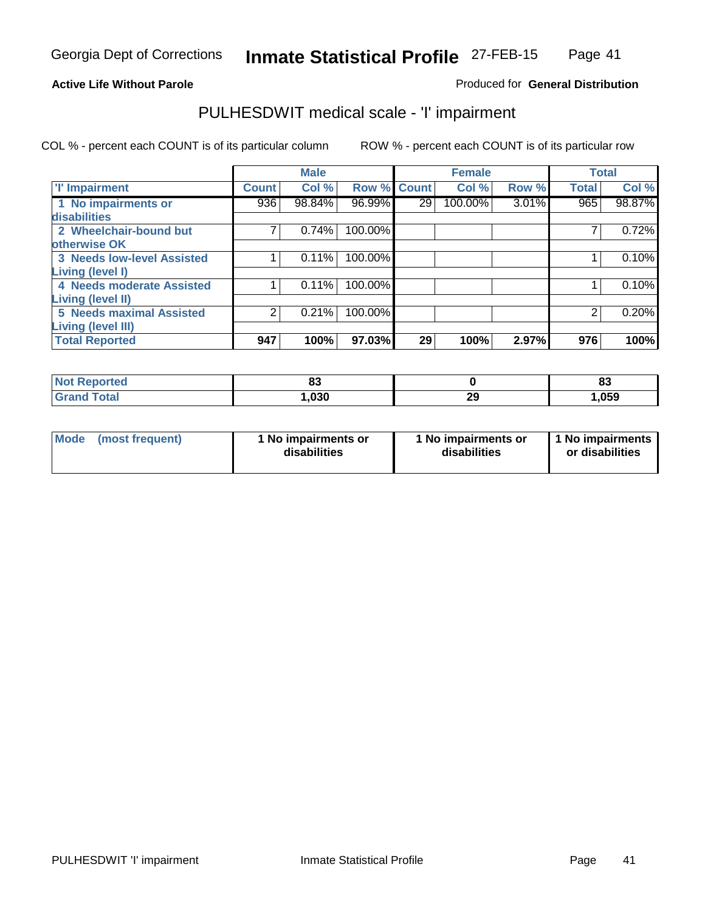Georgia Dept of Corrections **Inmate Statistical Profile** 27-FEB-15

**Active Life Without Parole**

Produced for **General Distribution**

## PULHESDWIT medical scale - 'I' impairment

COL % - percent each COUNT is of its particular column

ROW % - percent each COUNT is of its particular row

| | Male | | | Female | | | Total | |
|---|---|---|---|---|---|---|---|---|
| **'I' Impairment** | **Count** | **Col %** | **Row %** | **Count** | **Col %** | **Row %** | **Total** | **Col %** |
| **1 No impairments or disabilities** | 936 | 98.84% | 96.99% | 29 | 100.00% | 3.01% | 965 | 98.87% |
| **2 Wheelchair-bound but otherwise OK** | 7 | 0.74% | 100.00% | | | | 7 | 0.72% |
| **3 Needs low-level Assisted Living (level I)** | 1 | 0.11% | 100.00% | | | | 1 | 0.10% |
| **4 Needs moderate Assisted Living (level II)** | 1 | 0.11% | 100.00% | | | | 1 | 0.10% |
| **5 Needs maximal Assisted Living (level III)** | 2 | 0.21% | 100.00% | | | | 2 | 0.20% |
| **Total Reported** | **947** | **100%** | **97.03%** | **29** | **100%** | **2.97%** | **976** | **100%** |

| | Male | Female | Total |
|---|---|---|---|
| **Not Reported** | **83** | **0** | **83** |
| **Grand Total** | **1,030** | **29** | **1,059** |

| | Male | Female | Total |
|---|---|---|---|
| **Mode (most frequent)** | **1 No impairments or disabilities** | **1 No impairments or disabilities** | **1 No impairments or disabilities** |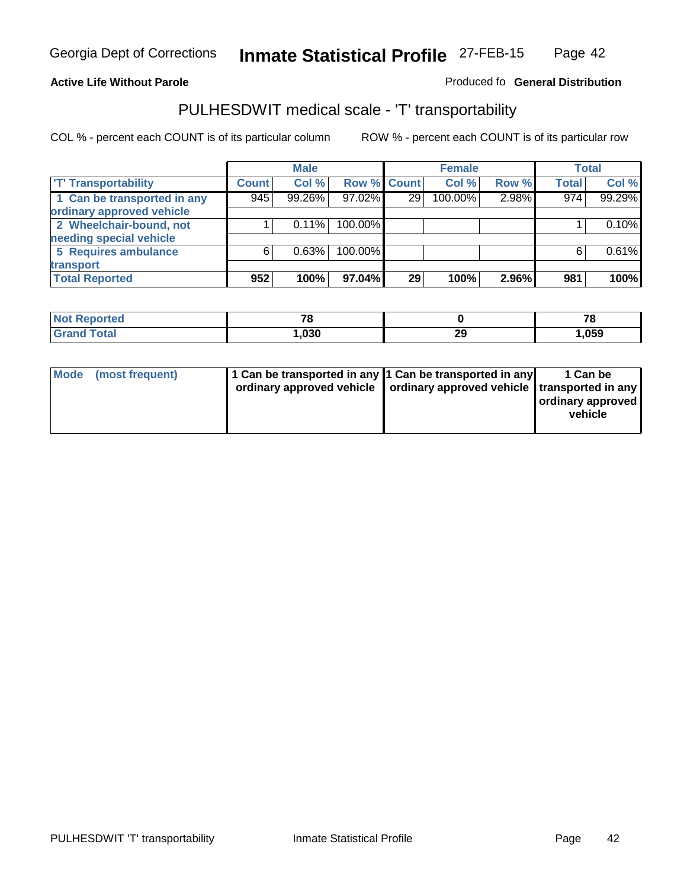Georgia Dept of Corrections **Inmate Statistical Profile** 27-FEB-15

**Active Life Without Parole**

Produced fo **General Distribution**

## PULHESDWIT medical scale - 'T' transportability

COL % - percent each COUNT is of its particular column     ROW % - percent each COUNT is of its particular row

| | Male | | | Female | | | Total | |
|---|---|---|---|---|---|---|---|---|
| 'T' Transportability | Count | Col % | Row % | Count | Col % | Row % | Total | Col % |
| 1 Can be transported in any ordinary approved vehicle | 945 | 99.26% | 97.02% | 29 | 100.00% | 2.98% | 974 | 99.29% |
| 2 Wheelchair-bound, not needing special vehicle | 1 | 0.11% | 100.00% | | | | 1 | 0.10% |
| 5 Requires ambulance transport | 6 | 0.63% | 100.00% | | | | 6 | 0.61% |
| **Total Reported** | **952** | **100%** | **97.04%** | **29** | **100%** | **2.96%** | **981** | **100%** |

| | Male | Female | Total |
|---|---|---|---|
| Not Reported | 78 | 0 | 78 |
| Grand Total | 1,030 | 29 | 1,059 |

| | Male | Female | Total |
|---|---|---|---|
| Mode (most frequent) | 1 Can be transported in any ordinary approved vehicle | 1 Can be transported in any ordinary approved vehicle | 1 Can be transported in any ordinary approved vehicle |

PULHESDWIT 'T' transportability     Inmate Statistical Profile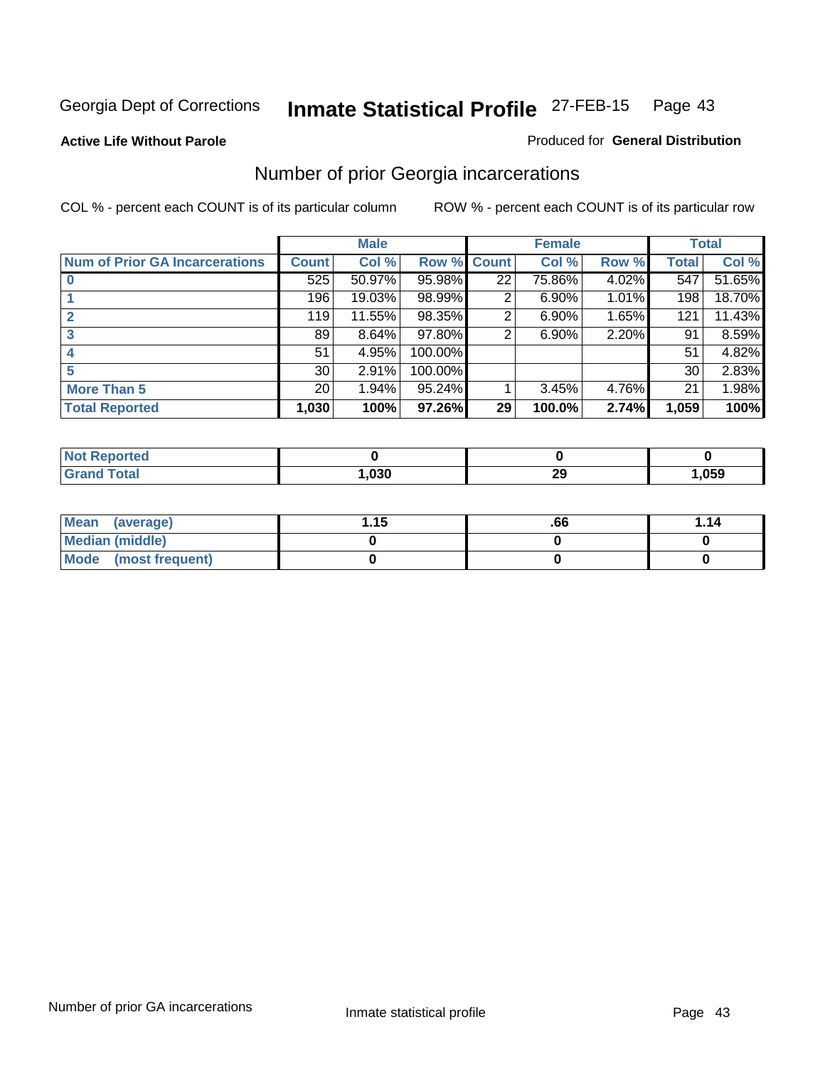Georgia Dept of Corrections **Inmate Statistical Profile** 27-FEB-15

**Active Life Without Parole**

Produced for **General Distribution**

## Number of prior Georgia incarcerations

COL % - percent each COUNT is of its particular column ROW % - percent each COUNT is of its particular row

| | Male | | | Female | | | Total | |
|---|---|---|---|---|---|---|---|---|
| **Num of Prior GA Incarcerations** | **Count** | **Col %** | **Row %** | **Count** | **Col %** | **Row %** | **Total** | **Col %** |
| **0** | 525 | 50.97% | 95.98% | 22 | 75.86% | 4.02% | 547 | 51.65% |
| **1** | 196 | 19.03% | 98.99% | 2 | 6.90% | 1.01% | 198 | 18.70% |
| **2** | 119 | 11.55% | 98.35% | 2 | 6.90% | 1.65% | 121 | 11.43% |
| **3** | 89 | 8.64% | 97.80% | 2 | 6.90% | 2.20% | 91 | 8.59% |
| **4** | 51 | 4.95% | 100.00% | | | | 51 | 4.82% |
| **5** | 30 | 2.91% | 100.00% | | | | 30 | 2.83% |
| **More Than 5** | 20 | 1.94% | 95.24% | 1 | 3.45% | 4.76% | 21 | 1.98% |
| **Total Reported** | **1,030** | **100%** | **97.26%** | **29** | **100.0%** | **2.74%** | **1,059** | **100%** |

| | Male | Female | Total |
|---|---|---|---|
| **Not Reported** | **0** | **0** | **0** |
| **Grand Total** | **1,030** | **29** | **1,059** |

| | Male | Female | Total |
|---|---|---|---|
| **Mean (average)** | **1.15** | **.66** | **1.14** |
| **Median (middle)** | **0** | **0** | **0** |
| **Mode (most frequent)** | **0** | **0** | **0** |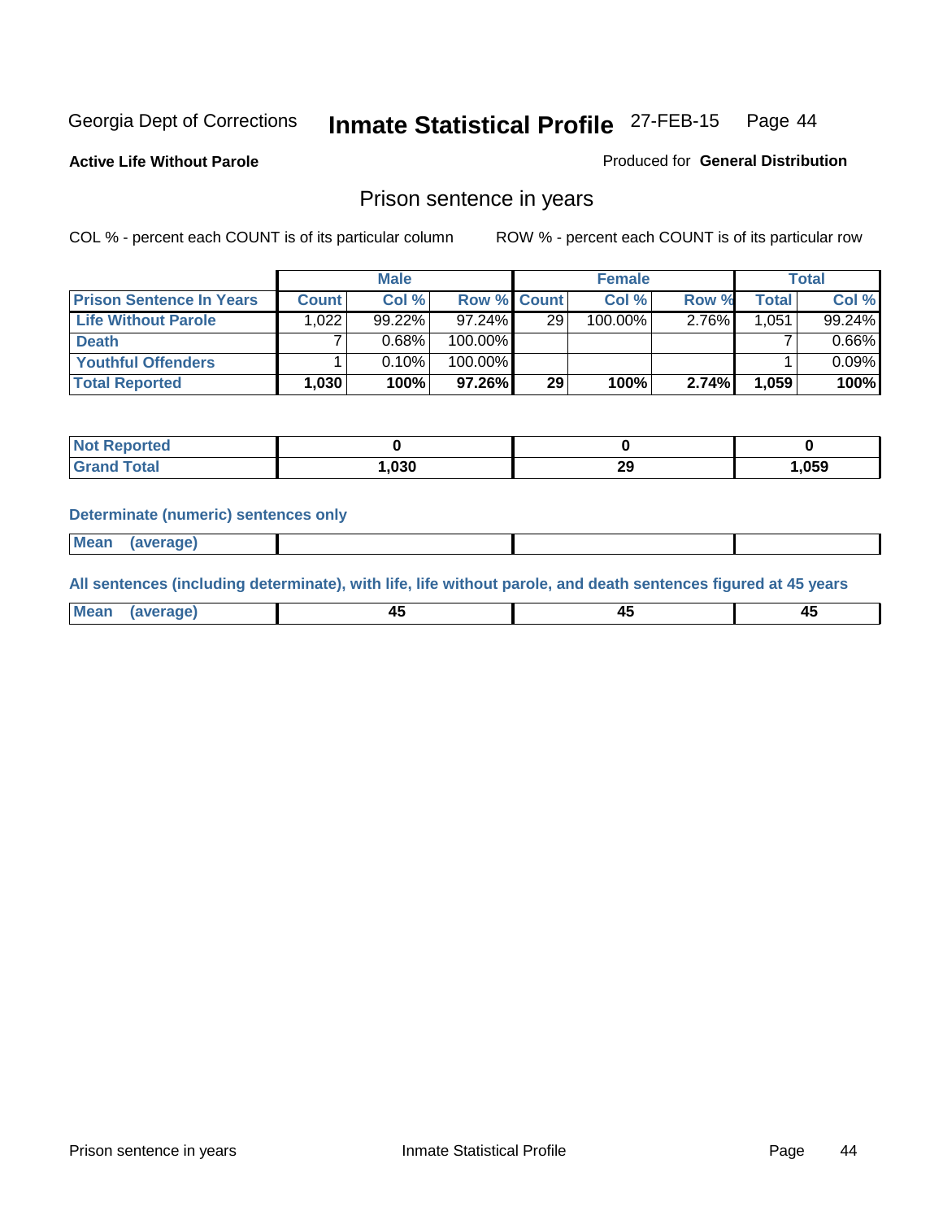Georgia Dept of Corrections **Inmate Statistical Profile** 27-FEB-15 Page 44

**Active Life Without Parole**

Produced for **General Distribution**

## Prison sentence in years

COL % - percent each COUNT is of its particular column    ROW % - percent each COUNT is of its particular row

| | Male | | | Female | | | Total | |
|---|---|---|---|---|---|---|---|---|
| **Prison Sentence In Years** | **Count** | **Col %** | **Row %** | **Count** | **Col %** | **Row %** | **Total** | **Col %** |
| **Life Without Parole** | 1,022 | 99.22% | 97.24% | 29 | 100.00% | 2.76% | 1,051 | 99.24% |
| **Death** | 7 | 0.68% | 100.00% | | | | 7 | 0.66% |
| **Youthful Offenders** | 1 | 0.10% | 100.00% | | | | 1 | 0.09% |
| **Total Reported** | **1,030** | **100%** | **97.26%** | **29** | **100%** | **2.74%** | **1,059** | **100%** |

| | Male | Female | Total |
|---|---|---|---|
| **Not Reported** | **0** | **0** | **0** |
| **Grand Total** | **1,030** | **29** | **1,059** |

**Determinate (numeric) sentences only**

| | Male | Female | Total |
|---|---|---|---|
| **Mean (average)** | | | |

**All sentences (including determinate), with life, life without parole, and death sentences figured at 45 years**

| | Male | Female | Total |
|---|---|---|---|
| **Mean (average)** | **45** | **45** | **45** |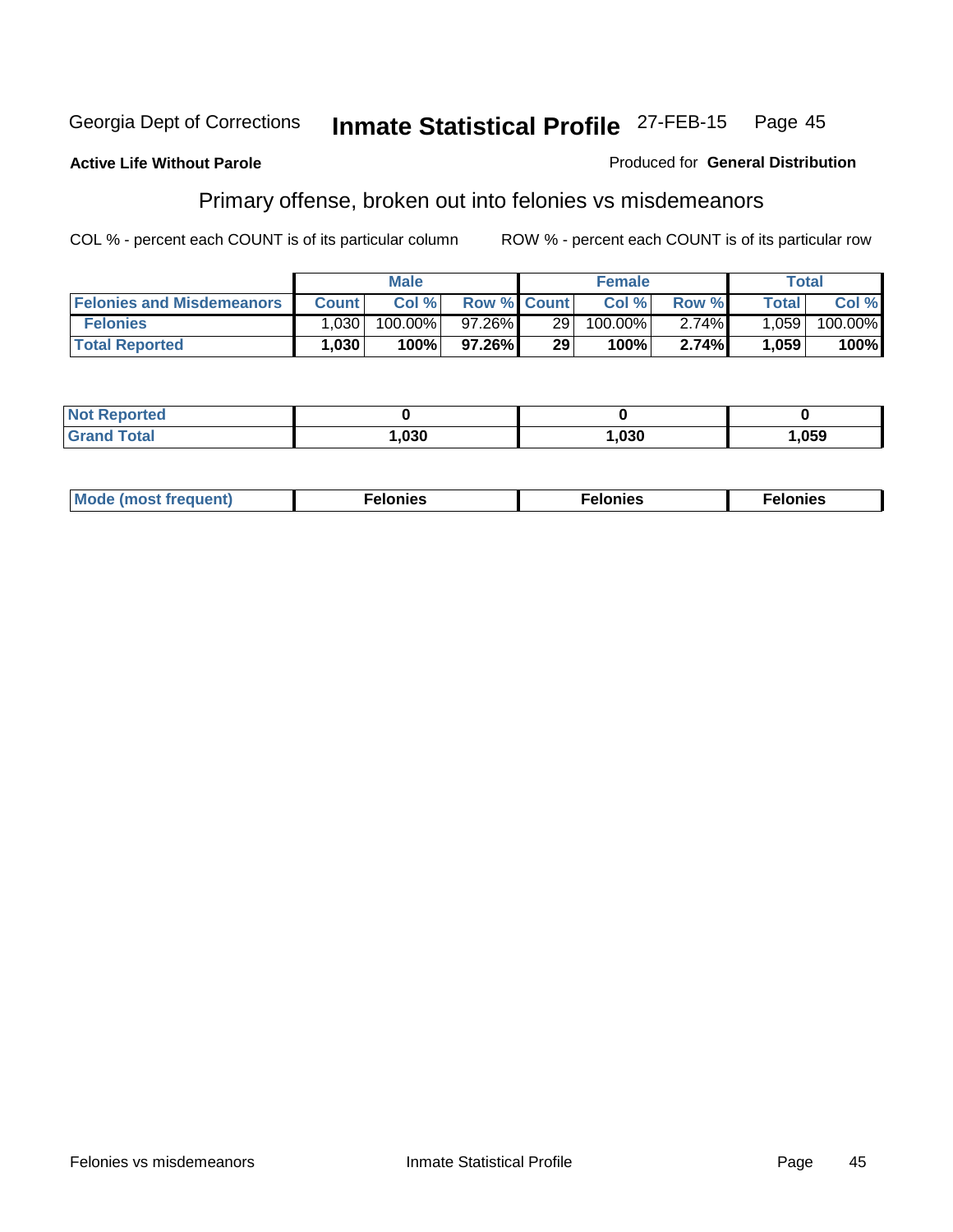Georgia Dept of Corrections **Inmate Statistical Profile** 27-FEB-15 Page 45

**Active Life Without Parole**

Produced for **General Distribution**

## Primary offense, broken out into felonies vs misdemeanors

COL % - percent each COUNT is of its particular column    ROW % - percent each COUNT is of its particular row

| | Male | | | Female | | | Total | |
|---|---|---|---|---|---|---|---|---|
| **Felonies and Misdemeanors** | **Count** | **Col %** | **Row %** | **Count** | **Col %** | **Row %** | **Total** | **Col %** |
| **Felonies** | 1,030 | 100.00% | 97.26% | 29 | 100.00% | 2.74% | 1,059 | 100.00% |
| **Total Reported** | **1,030** | **100%** | **97.26%** | **29** | **100%** | **2.74%** | **1,059** | **100%** |

| | Male | Female | Total |
|---|---|---|---|
| **Not Reported** | **0** | **0** | **0** |
| **Grand Total** | **1,030** | **1,030** | **1,059** |

| | Male | Female | Total |
|---|---|---|---|
| **Mode (most frequent)** | **Felonies** | **Felonies** | **Felonies** |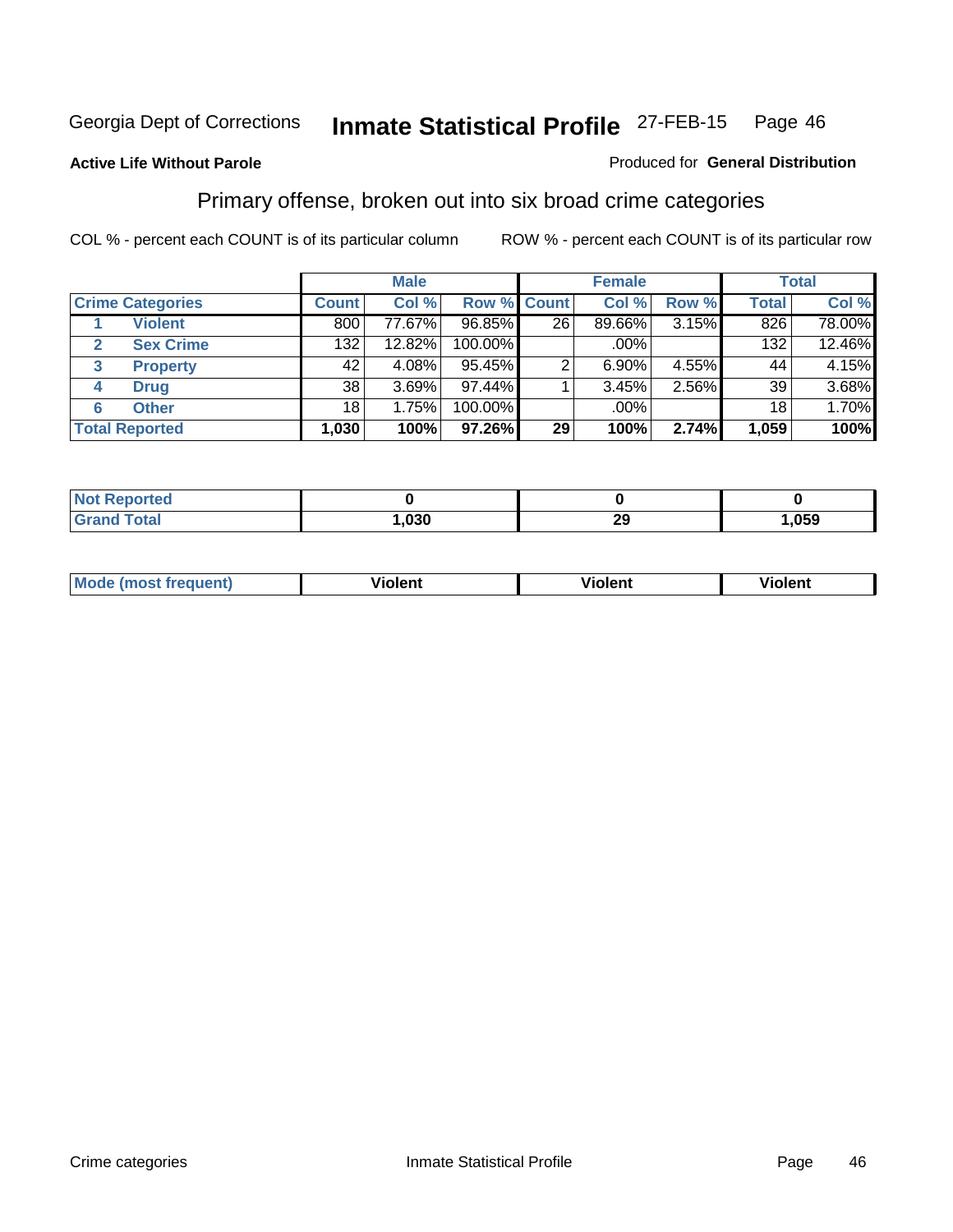Georgia Dept of Corrections **Inmate Statistical Profile** 27-FEB-15

**Active Life Without Parole**

Produced for **General Distribution**

## Primary offense, broken out into six broad crime categories

COL % - percent each COUNT is of its particular column    ROW % - percent each COUNT is of its particular row

| | | Male | | | Female | | | Total | |
|---|---|---|---|---|---|---|---|---|---|
| **Crime Categories** | | **Count** | **Col %** | **Row %** | **Count** | **Col %** | **Row %** | **Total** | **Col %** |
| 1 | Violent | 800 | 77.67% | 96.85% | 26 | 89.66% | 3.15% | 826 | 78.00% |
| 2 | Sex Crime | 132 | 12.82% | 100.00% | | .00% | | 132 | 12.46% |
| 3 | Property | 42 | 4.08% | 95.45% | 2 | 6.90% | 4.55% | 44 | 4.15% |
| 4 | Drug | 38 | 3.69% | 97.44% | 1 | 3.45% | 2.56% | 39 | 3.68% |
| 6 | Other | 18 | 1.75% | 100.00% | | .00% | | 18 | 1.70% |
| **Total Reported** | | **1,030** | **100%** | **97.26%** | **29** | **100%** | **2.74%** | **1,059** | **100%** |

| | Male | Female | Total |
|---|---|---|---|
| Not Reported | 0 | 0 | 0 |
| Grand Total | 1,030 | 29 | 1,059 |

| | Male | Female | Total |
|---|---|---|---|
| Mode (most frequent) | Violent | Violent | Violent |

Crime categories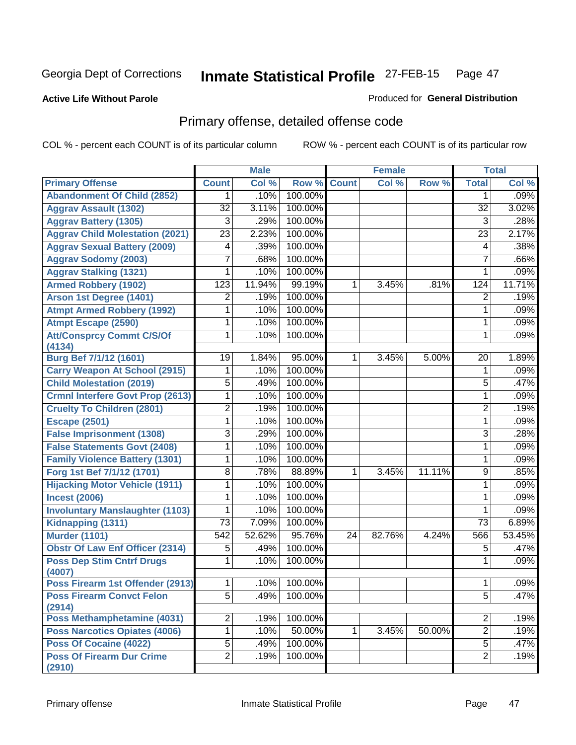Georgia Dept of Corrections **Inmate Statistical Profile** 27-FEB-15

**Active Life Without Parole**

Produced for **General Distribution**

## Primary offense, detailed offense code

COL % - percent each COUNT is of its particular column    ROW % - percent each COUNT is of its particular row

| | Male | | | Female | | | Total | |
|---|---|---|---|---|---|---|---|---|
| **Primary Offense** | **Count** | **Col %** | **Row %** | **Count** | **Col %** | **Row %** | **Total** | **Col %** |
| Abandonment Of Child (2852) | 1 | .10% | 100.00% | | | | 1 | .09% |
| Aggrav Assault (1302) | 32 | 3.11% | 100.00% | | | | 32 | 3.02% |
| Aggrav Battery (1305) | 3 | .29% | 100.00% | | | | 3 | .28% |
| Aggrav Child Molestation (2021) | 23 | 2.23% | 100.00% | | | | 23 | 2.17% |
| Aggrav Sexual Battery (2009) | 4 | .39% | 100.00% | | | | 4 | .38% |
| Aggrav Sodomy (2003) | 7 | .68% | 100.00% | | | | 7 | .66% |
| Aggrav Stalking (1321) | 1 | .10% | 100.00% | | | | 1 | .09% |
| Armed Robbery (1902) | 123 | 11.94% | 99.19% | 1 | 3.45% | .81% | 124 | 11.71% |
| Arson 1st Degree (1401) | 2 | .19% | 100.00% | | | | 2 | .19% |
| Atmpt Armed Robbery (1992) | 1 | .10% | 100.00% | | | | 1 | .09% |
| Atmpt Escape (2590) | 1 | .10% | 100.00% | | | | 1 | .09% |
| Att/Consprcy Commt C/S/Of (4134) | 1 | .10% | 100.00% | | | | 1 | .09% |
| Burg Bef 7/1/12 (1601) | 19 | 1.84% | 95.00% | 1 | 3.45% | 5.00% | 20 | 1.89% |
| Carry Weapon At School (2915) | 1 | .10% | 100.00% | | | | 1 | .09% |
| Child Molestation (2019) | 5 | .49% | 100.00% | | | | 5 | .47% |
| Crmnl Interfere Govt Prop (2613) | 1 | .10% | 100.00% | | | | 1 | .09% |
| Cruelty To Children (2801) | 2 | .19% | 100.00% | | | | 2 | .19% |
| Escape (2501) | 1 | .10% | 100.00% | | | | 1 | .09% |
| False Imprisonment (1308) | 3 | .29% | 100.00% | | | | 3 | .28% |
| False Statements Govt (2408) | 1 | .10% | 100.00% | | | | 1 | .09% |
| Family Violence Battery (1301) | 1 | .10% | 100.00% | | | | 1 | .09% |
| Forg 1st Bef 7/1/12 (1701) | 8 | .78% | 88.89% | 1 | 3.45% | 11.11% | 9 | .85% |
| Hijacking Motor Vehicle (1911) | 1 | .10% | 100.00% | | | | 1 | .09% |
| Incest (2006) | 1 | .10% | 100.00% | | | | 1 | .09% |
| Involuntary Manslaughter (1103) | 1 | .10% | 100.00% | | | | 1 | .09% |
| Kidnapping (1311) | 73 | 7.09% | 100.00% | | | | 73 | 6.89% |
| Murder (1101) | 542 | 52.62% | 95.76% | 24 | 82.76% | 4.24% | 566 | 53.45% |
| Obstr Of Law Enf Officer (2314) | 5 | .49% | 100.00% | | | | 5 | .47% |
| Poss Dep Stim Cntrf Drugs (4007) | 1 | .10% | 100.00% | | | | 1 | .09% |
| Poss Firearm 1st Offender (2913) | 1 | .10% | 100.00% | | | | 1 | .09% |
| Poss Firearm Convct Felon (2914) | 5 | .49% | 100.00% | | | | 5 | .47% |
| Poss Methamphetamine (4031) | 2 | .19% | 100.00% | | | | 2 | .19% |
| Poss Narcotics Opiates (4006) | 1 | .10% | 50.00% | 1 | 3.45% | 50.00% | 2 | .19% |
| Poss Of Cocaine (4022) | 5 | .49% | 100.00% | | | | 5 | .47% |
| Poss Of Firearm Dur Crime (2910) | 2 | .19% | 100.00% | | | | 2 | .19% |

Primary offense    Inmate Statistical Profile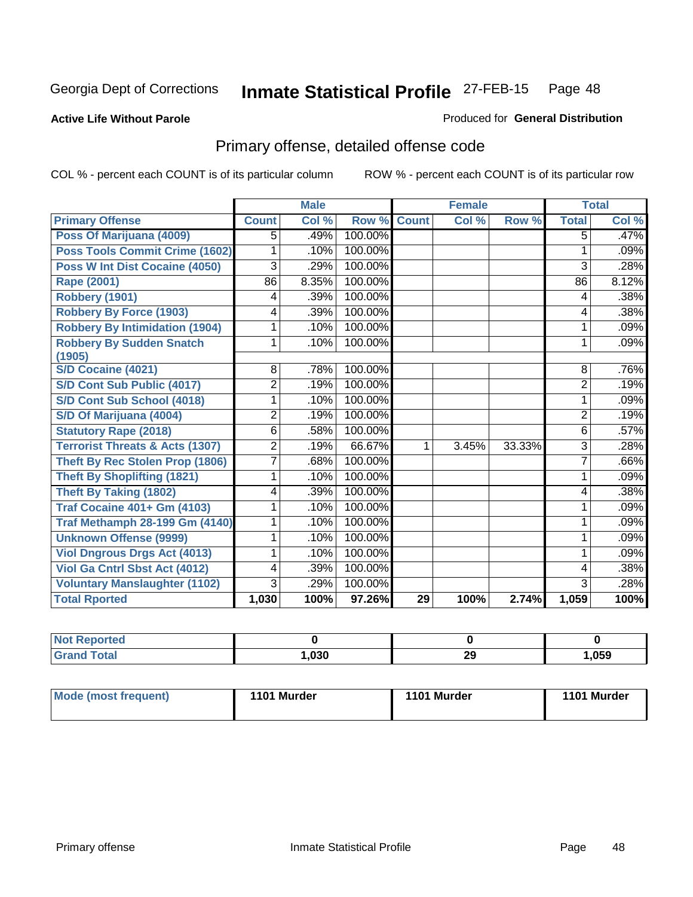Georgia Dept of Corrections **Inmate Statistical Profile** 27-FEB-15

**Active Life Without Parole**

Produced for **General Distribution**

## Primary offense, detailed offense code

COL % - percent each COUNT is of its particular column    ROW % - percent each COUNT is of its particular row

| | Male | | | Female | | | Total | |
|---|---|---|---|---|---|---|---|---|
| **Primary Offense** | **Count** | **Col %** | **Row %** | **Count** | **Col %** | **Row %** | **Total** | **Col %** |
| Poss Of Marijuana (4009) | 5 | .49% | 100.00% | | | | 5 | .47% |
| Poss Tools Commit Crime (1602) | 1 | .10% | 100.00% | | | | 1 | .09% |
| Poss W Int Dist Cocaine (4050) | 3 | .29% | 100.00% | | | | 3 | .28% |
| Rape (2001) | 86 | 8.35% | 100.00% | | | | 86 | 8.12% |
| Robbery (1901) | 4 | .39% | 100.00% | | | | 4 | .38% |
| Robbery By Force (1903) | 4 | .39% | 100.00% | | | | 4 | .38% |
| Robbery By Intimidation (1904) | 1 | .10% | 100.00% | | | | 1 | .09% |
| Robbery By Sudden Snatch (1905) | 1 | .10% | 100.00% | | | | 1 | .09% |
| S/D Cocaine (4021) | 8 | .78% | 100.00% | | | | 8 | .76% |
| S/D Cont Sub Public (4017) | 2 | .19% | 100.00% | | | | 2 | .19% |
| S/D Cont Sub School (4018) | 1 | .10% | 100.00% | | | | 1 | .09% |
| S/D Of Marijuana (4004) | 2 | .19% | 100.00% | | | | 2 | .19% |
| Statutory Rape (2018) | 6 | .58% | 100.00% | | | | 6 | .57% |
| Terrorist Threats & Acts (1307) | 2 | .19% | 66.67% | 1 | 3.45% | 33.33% | 3 | .28% |
| Theft By Rec Stolen Prop (1806) | 7 | .68% | 100.00% | | | | 7 | .66% |
| Theft By Shoplifting (1821) | 1 | .10% | 100.00% | | | | 1 | .09% |
| Theft By Taking (1802) | 4 | .39% | 100.00% | | | | 4 | .38% |
| Traf Cocaine 401+ Gm (4103) | 1 | .10% | 100.00% | | | | 1 | .09% |
| Traf Methamph 28-199 Gm (4140) | 1 | .10% | 100.00% | | | | 1 | .09% |
| Unknown Offense (9999) | 1 | .10% | 100.00% | | | | 1 | .09% |
| Viol Dngrous Drgs Act (4013) | 1 | .10% | 100.00% | | | | 1 | .09% |
| Viol Ga Cntrl Sbst Act (4012) | 4 | .39% | 100.00% | | | | 4 | .38% |
| Voluntary Manslaughter (1102) | 3 | .29% | 100.00% | | | | 3 | .28% |
| **Total Rported** | **1,030** | **100%** | **97.26%** | **29** | **100%** | **2.74%** | **1,059** | **100%** |

| | Male | Female | Total |
|---|---|---|---|
| Not Reported | **0** | **0** | **0** |
| Grand Total | **1,030** | **29** | **1,059** |

| | Male | Female | Total |
|---|---|---|---|
| Mode (most frequent) | **1101 Murder** | **1101 Murder** | **1101 Murder** |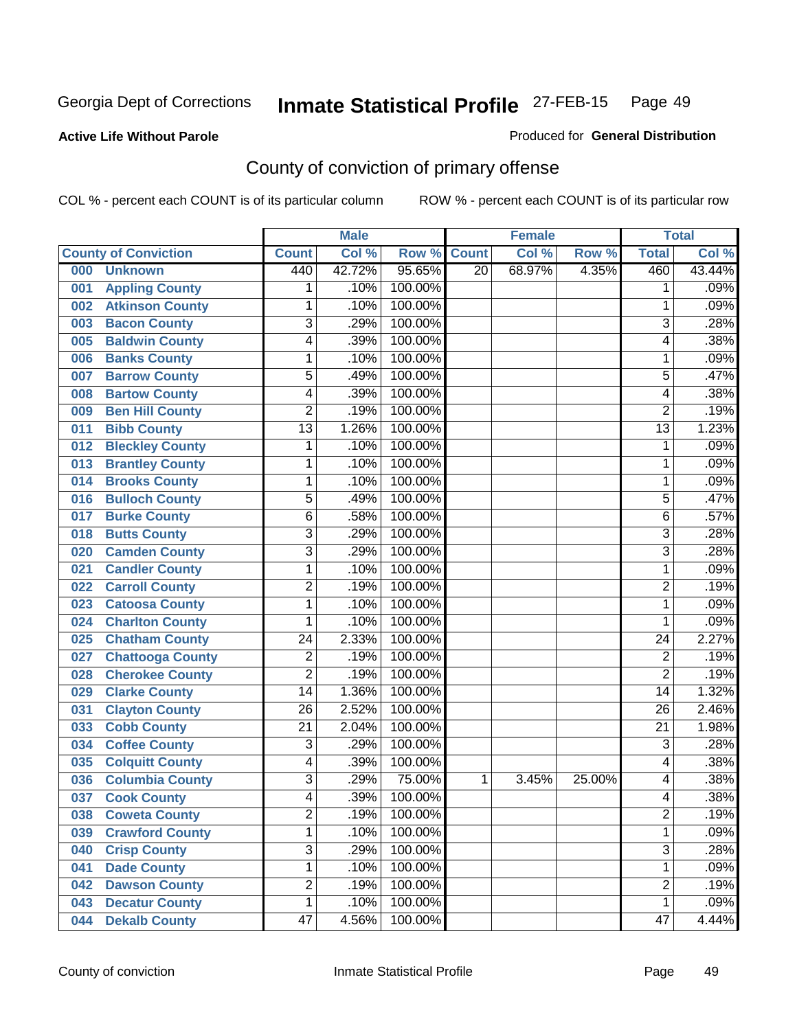Georgia Dept of Corrections **Inmate Statistical Profile** 27-FEB-15

**Active Life Without Parole**

Produced for **General Distribution**

## County of conviction of primary offense

COL % - percent each COUNT is of its particular column ROW % - percent each COUNT is of its particular row

| County of Conviction | Male | | | Female | | | Total | |
|---|---|---|---|---|---|---|---|---|
| | Count | Col % | Row % | Count | Col % | Row % | Total | Col % |
| 000 Unknown | 440 | 42.72% | 95.65% | 20 | 68.97% | 4.35% | 460 | 43.44% |
| 001 Appling County | 1 | .10% | 100.00% | | | | 1 | .09% |
| 002 Atkinson County | 1 | .10% | 100.00% | | | | 1 | .09% |
| 003 Bacon County | 3 | .29% | 100.00% | | | | 3 | .28% |
| 005 Baldwin County | 4 | .39% | 100.00% | | | | 4 | .38% |
| 006 Banks County | 1 | .10% | 100.00% | | | | 1 | .09% |
| 007 Barrow County | 5 | .49% | 100.00% | | | | 5 | .47% |
| 008 Bartow County | 4 | .39% | 100.00% | | | | 4 | .38% |
| 009 Ben Hill County | 2 | .19% | 100.00% | | | | 2 | .19% |
| 011 Bibb County | 13 | 1.26% | 100.00% | | | | 13 | 1.23% |
| 012 Bleckley County | 1 | .10% | 100.00% | | | | 1 | .09% |
| 013 Brantley County | 1 | .10% | 100.00% | | | | 1 | .09% |
| 014 Brooks County | 1 | .10% | 100.00% | | | | 1 | .09% |
| 016 Bulloch County | 5 | .49% | 100.00% | | | | 5 | .47% |
| 017 Burke County | 6 | .58% | 100.00% | | | | 6 | .57% |
| 018 Butts County | 3 | .29% | 100.00% | | | | 3 | .28% |
| 020 Camden County | 3 | .29% | 100.00% | | | | 3 | .28% |
| 021 Candler County | 1 | .10% | 100.00% | | | | 1 | .09% |
| 022 Carroll County | 2 | .19% | 100.00% | | | | 2 | .19% |
| 023 Catoosa County | 1 | .10% | 100.00% | | | | 1 | .09% |
| 024 Charlton County | 1 | .10% | 100.00% | | | | 1 | .09% |
| 025 Chatham County | 24 | 2.33% | 100.00% | | | | 24 | 2.27% |
| 027 Chattooga County | 2 | .19% | 100.00% | | | | 2 | .19% |
| 028 Cherokee County | 2 | .19% | 100.00% | | | | 2 | .19% |
| 029 Clarke County | 14 | 1.36% | 100.00% | | | | 14 | 1.32% |
| 031 Clayton County | 26 | 2.52% | 100.00% | | | | 26 | 2.46% |
| 033 Cobb County | 21 | 2.04% | 100.00% | | | | 21 | 1.98% |
| 034 Coffee County | 3 | .29% | 100.00% | | | | 3 | .28% |
| 035 Colquitt County | 4 | .39% | 100.00% | | | | 4 | .38% |
| 036 Columbia County | 3 | .29% | 75.00% | 1 | 3.45% | 25.00% | 4 | .38% |
| 037 Cook County | 4 | .39% | 100.00% | | | | 4 | .38% |
| 038 Coweta County | 2 | .19% | 100.00% | | | | 2 | .19% |
| 039 Crawford County | 1 | .10% | 100.00% | | | | 1 | .09% |
| 040 Crisp County | 3 | .29% | 100.00% | | | | 3 | .28% |
| 041 Dade County | 1 | .10% | 100.00% | | | | 1 | .09% |
| 042 Dawson County | 2 | .19% | 100.00% | | | | 2 | .19% |
| 043 Decatur County | 1 | .10% | 100.00% | | | | 1 | .09% |
| 044 Dekalb County | 47 | 4.56% | 100.00% | | | | 47 | 4.44% |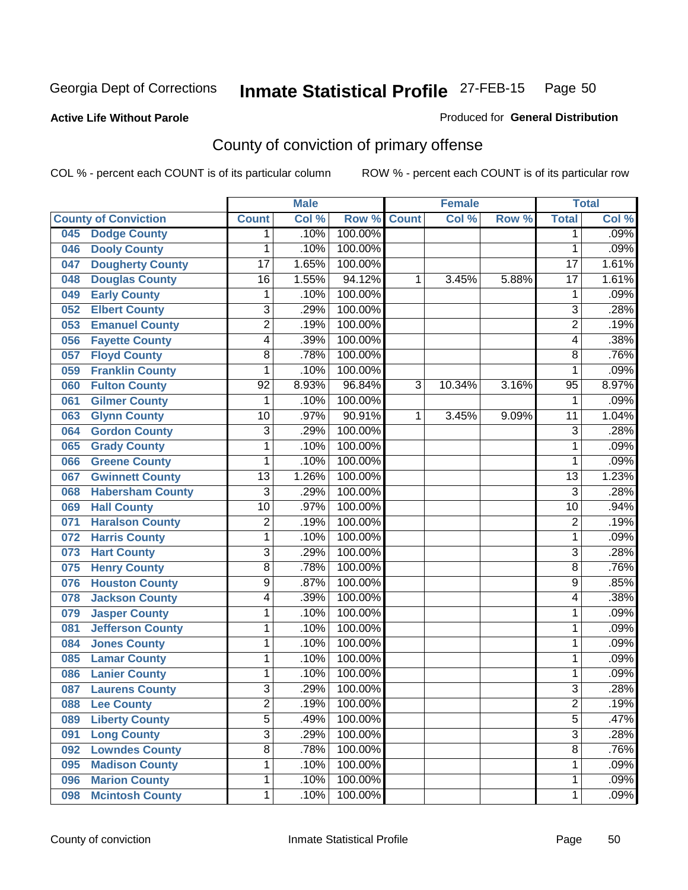Georgia Dept of Corrections **Inmate Statistical Profile** 27-FEB-15

**Active Life Without Parole**

Produced for **General Distribution**

## County of conviction of primary offense

COL % - percent each COUNT is of its particular column ROW % - percent each COUNT is of its particular row

| County of Conviction | Male | | | Female | | | Total | |
|---|---|---|---|---|---|---|---|---|
| | Count | Col % | Row % | Count | Col % | Row % | Total | Col % |
| 045 Dodge County | 1 | .10% | 100.00% | | | | 1 | .09% |
| 046 Dooly County | 1 | .10% | 100.00% | | | | 1 | .09% |
| 047 Dougherty County | 17 | 1.65% | 100.00% | | | | 17 | 1.61% |
| 048 Douglas County | 16 | 1.55% | 94.12% | 1 | 3.45% | 5.88% | 17 | 1.61% |
| 049 Early County | 1 | .10% | 100.00% | | | | 1 | .09% |
| 052 Elbert County | 3 | .29% | 100.00% | | | | 3 | .28% |
| 053 Emanuel County | 2 | .19% | 100.00% | | | | 2 | .19% |
| 056 Fayette County | 4 | .39% | 100.00% | | | | 4 | .38% |
| 057 Floyd County | 8 | .78% | 100.00% | | | | 8 | .76% |
| 059 Franklin County | 1 | .10% | 100.00% | | | | 1 | .09% |
| 060 Fulton County | 92 | 8.93% | 96.84% | 3 | 10.34% | 3.16% | 95 | 8.97% |
| 061 Gilmer County | 1 | .10% | 100.00% | | | | 1 | .09% |
| 063 Glynn County | 10 | .97% | 90.91% | 1 | 3.45% | 9.09% | 11 | 1.04% |
| 064 Gordon County | 3 | .29% | 100.00% | | | | 3 | .28% |
| 065 Grady County | 1 | .10% | 100.00% | | | | 1 | .09% |
| 066 Greene County | 1 | .10% | 100.00% | | | | 1 | .09% |
| 067 Gwinnett County | 13 | 1.26% | 100.00% | | | | 13 | 1.23% |
| 068 Habersham County | 3 | .29% | 100.00% | | | | 3 | .28% |
| 069 Hall County | 10 | .97% | 100.00% | | | | 10 | .94% |
| 071 Haralson County | 2 | .19% | 100.00% | | | | 2 | .19% |
| 072 Harris County | 1 | .10% | 100.00% | | | | 1 | .09% |
| 073 Hart County | 3 | .29% | 100.00% | | | | 3 | .28% |
| 075 Henry County | 8 | .78% | 100.00% | | | | 8 | .76% |
| 076 Houston County | 9 | .87% | 100.00% | | | | 9 | .85% |
| 078 Jackson County | 4 | .39% | 100.00% | | | | 4 | .38% |
| 079 Jasper County | 1 | .10% | 100.00% | | | | 1 | .09% |
| 081 Jefferson County | 1 | .10% | 100.00% | | | | 1 | .09% |
| 084 Jones County | 1 | .10% | 100.00% | | | | 1 | .09% |
| 085 Lamar County | 1 | .10% | 100.00% | | | | 1 | .09% |
| 086 Lanier County | 1 | .10% | 100.00% | | | | 1 | .09% |
| 087 Laurens County | 3 | .29% | 100.00% | | | | 3 | .28% |
| 088 Lee County | 2 | .19% | 100.00% | | | | 2 | .19% |
| 089 Liberty County | 5 | .49% | 100.00% | | | | 5 | .47% |
| 091 Long County | 3 | .29% | 100.00% | | | | 3 | .28% |
| 092 Lowndes County | 8 | .78% | 100.00% | | | | 8 | .76% |
| 095 Madison County | 1 | .10% | 100.00% | | | | 1 | .09% |
| 096 Marion County | 1 | .10% | 100.00% | | | | 1 | .09% |
| 098 Mcintosh County | 1 | .10% | 100.00% | | | | 1 | .09% |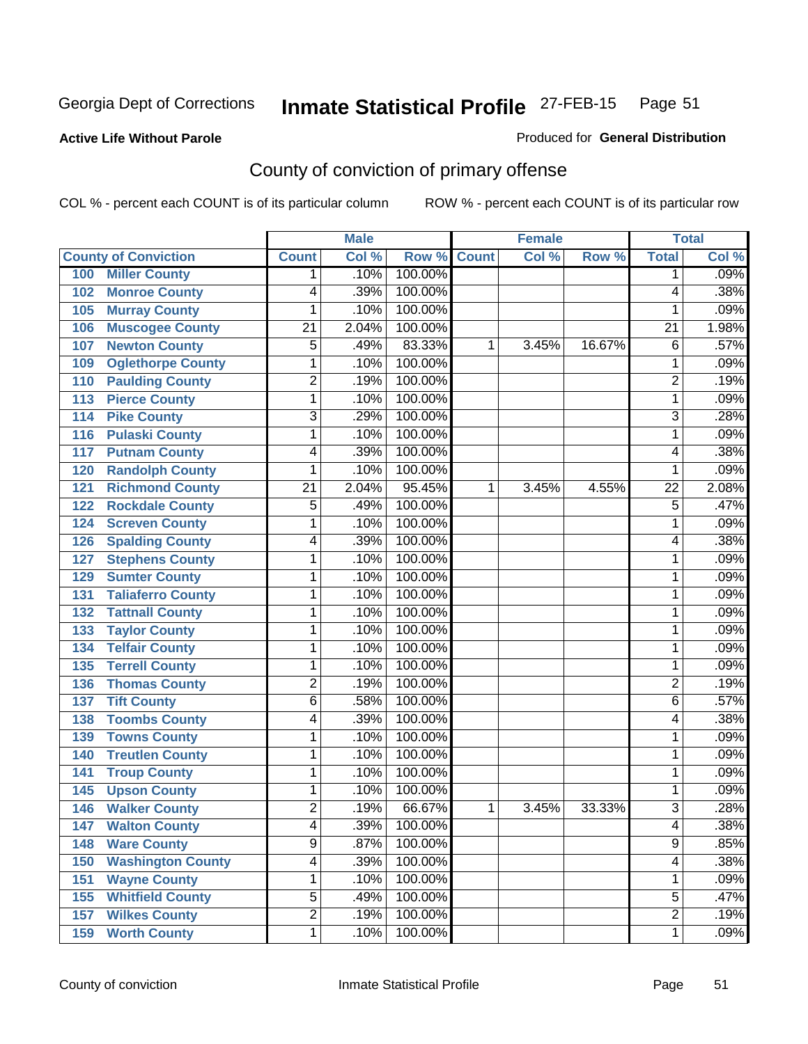Georgia Dept of Corrections **Inmate Statistical Profile** 27-FEB-15 Page 51

**Active Life Without Parole**

Produced for **General Distribution**

## County of conviction of primary offense

COL % - percent each COUNT is of its particular column ROW % - percent each COUNT is of its particular row

| County of Conviction | | Male | | | Female | | | Total | |
|---|---|---|---|---|---|---|---|---|---|
| | | Count | Col % | Row % | Count | Col % | Row % | Total | Col % |
| 100 | Miller County | 1 | .10% | 100.00% | | | | 1 | .09% |
| 102 | Monroe County | 4 | .39% | 100.00% | | | | 4 | .38% |
| 105 | Murray County | 1 | .10% | 100.00% | | | | 1 | .09% |
| 106 | Muscogee County | 21 | 2.04% | 100.00% | | | | 21 | 1.98% |
| 107 | Newton County | 5 | .49% | 83.33% | 1 | 3.45% | 16.67% | 6 | .57% |
| 109 | Oglethorpe County | 1 | .10% | 100.00% | | | | 1 | .09% |
| 110 | Paulding County | 2 | .19% | 100.00% | | | | 2 | .19% |
| 113 | Pierce County | 1 | .10% | 100.00% | | | | 1 | .09% |
| 114 | Pike County | 3 | .29% | 100.00% | | | | 3 | .28% |
| 116 | Pulaski County | 1 | .10% | 100.00% | | | | 1 | .09% |
| 117 | Putnam County | 4 | .39% | 100.00% | | | | 4 | .38% |
| 120 | Randolph County | 1 | .10% | 100.00% | | | | 1 | .09% |
| 121 | Richmond County | 21 | 2.04% | 95.45% | 1 | 3.45% | 4.55% | 22 | 2.08% |
| 122 | Rockdale County | 5 | .49% | 100.00% | | | | 5 | .47% |
| 124 | Screven County | 1 | .10% | 100.00% | | | | 1 | .09% |
| 126 | Spalding County | 4 | .39% | 100.00% | | | | 4 | .38% |
| 127 | Stephens County | 1 | .10% | 100.00% | | | | 1 | .09% |
| 129 | Sumter County | 1 | .10% | 100.00% | | | | 1 | .09% |
| 131 | Taliaferro County | 1 | .10% | 100.00% | | | | 1 | .09% |
| 132 | Tattnall County | 1 | .10% | 100.00% | | | | 1 | .09% |
| 133 | Taylor County | 1 | .10% | 100.00% | | | | 1 | .09% |
| 134 | Telfair County | 1 | .10% | 100.00% | | | | 1 | .09% |
| 135 | Terrell County | 1 | .10% | 100.00% | | | | 1 | .09% |
| 136 | Thomas County | 2 | .19% | 100.00% | | | | 2 | .19% |
| 137 | Tift County | 6 | .58% | 100.00% | | | | 6 | .57% |
| 138 | Toombs County | 4 | .39% | 100.00% | | | | 4 | .38% |
| 139 | Towns County | 1 | .10% | 100.00% | | | | 1 | .09% |
| 140 | Treutlen County | 1 | .10% | 100.00% | | | | 1 | .09% |
| 141 | Troup County | 1 | .10% | 100.00% | | | | 1 | .09% |
| 145 | Upson County | 1 | .10% | 100.00% | | | | 1 | .09% |
| 146 | Walker County | 2 | .19% | 66.67% | 1 | 3.45% | 33.33% | 3 | .28% |
| 147 | Walton County | 4 | .39% | 100.00% | | | | 4 | .38% |
| 148 | Ware County | 9 | .87% | 100.00% | | | | 9 | .85% |
| 150 | Washington County | 4 | .39% | 100.00% | | | | 4 | .38% |
| 151 | Wayne County | 1 | .10% | 100.00% | | | | 1 | .09% |
| 155 | Whitfield County | 5 | .49% | 100.00% | | | | 5 | .47% |
| 157 | Wilkes County | 2 | .19% | 100.00% | | | | 2 | .19% |
| 159 | Worth County | 1 | .10% | 100.00% | | | | 1 | .09% |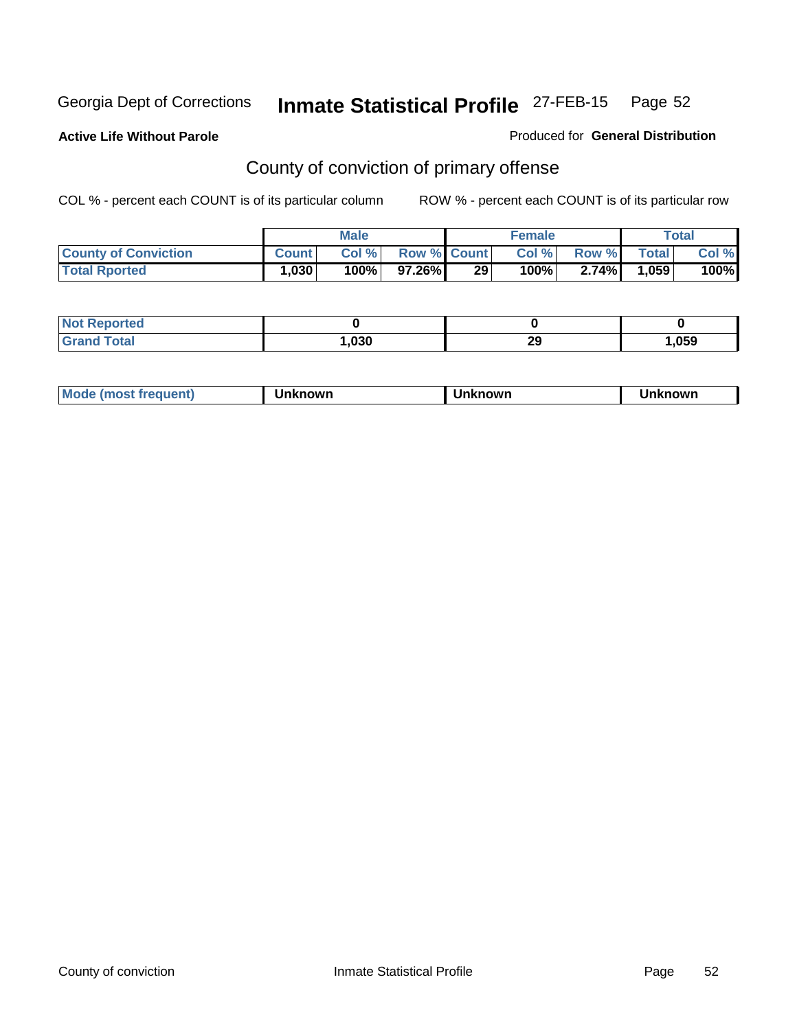Georgia Dept of Corrections **Inmate Statistical Profile** 27-FEB-15 Page 52

**Active Life Without Parole**

Produced for **General Distribution**

## County of conviction of primary offense

COL % - percent each COUNT is of its particular column

ROW % - percent each COUNT is of its particular row

| | Male | | | Female | | | Total | |
|---|---|---|---|---|---|---|---|---|
| **County of Conviction** | **Count** | **Col %** | **Row %** | **Count** | **Col %** | **Row %** | **Total** | **Col %** |
| **Total Rported** | **1,030** | **100%** | **97.26%** | **29** | **100%** | **2.74%** | **1,059** | **100%** |

| | Male | Female | Total |
|---|---|---|---|
| **Not Reported** | **0** | **0** | **0** |
| **Grand Total** | **1,030** | **29** | **1,059** |

| | Male | Female | Total |
|---|---|---|---|
| **Mode (most frequent)** | **Unknown** | **Unknown** | **Unknown** |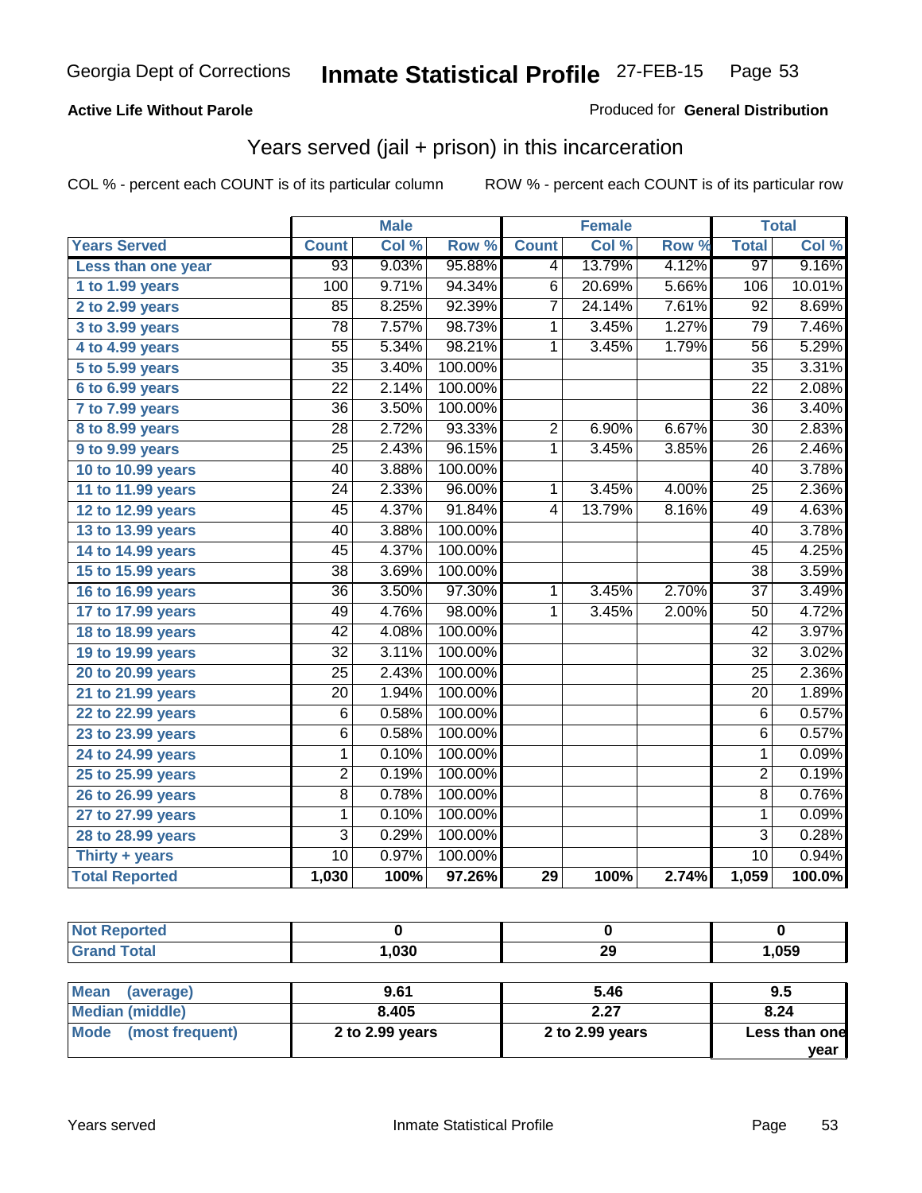Georgia Dept of Corrections **Inmate Statistical Profile** 27-FEB-15

**Active Life Without Parole**

Produced for **General Distribution**

## Years served (jail + prison) in this incarceration

COL % - percent each COUNT is of its particular column

ROW % - percent each COUNT is of its particular row

| | Male | | | Female | | | Total | |
|---|---|---|---|---|---|---|---|---|
| **Years Served** | **Count** | **Col %** | **Row %** | **Count** | **Col %** | **Row %** | **Total** | **Col %** |
| **Less than one year** | 93 | 9.03% | 95.88% | 4 | 13.79% | 4.12% | 97 | 9.16% |
| **1 to 1.99 years** | 100 | 9.71% | 94.34% | 6 | 20.69% | 5.66% | 106 | 10.01% |
| **2 to 2.99 years** | 85 | 8.25% | 92.39% | 7 | 24.14% | 7.61% | 92 | 8.69% |
| **3 to 3.99 years** | 78 | 7.57% | 98.73% | 1 | 3.45% | 1.27% | 79 | 7.46% |
| **4 to 4.99 years** | 55 | 5.34% | 98.21% | 1 | 3.45% | 1.79% | 56 | 5.29% |
| **5 to 5.99 years** | 35 | 3.40% | 100.00% | | | | 35 | 3.31% |
| **6 to 6.99 years** | 22 | 2.14% | 100.00% | | | | 22 | 2.08% |
| **7 to 7.99 years** | 36 | 3.50% | 100.00% | | | | 36 | 3.40% |
| **8 to 8.99 years** | 28 | 2.72% | 93.33% | 2 | 6.90% | 6.67% | 30 | 2.83% |
| **9 to 9.99 years** | 25 | 2.43% | 96.15% | 1 | 3.45% | 3.85% | 26 | 2.46% |
| **10 to 10.99 years** | 40 | 3.88% | 100.00% | | | | 40 | 3.78% |
| **11 to 11.99 years** | 24 | 2.33% | 96.00% | 1 | 3.45% | 4.00% | 25 | 2.36% |
| **12 to 12.99 years** | 45 | 4.37% | 91.84% | 4 | 13.79% | 8.16% | 49 | 4.63% |
| **13 to 13.99 years** | 40 | 3.88% | 100.00% | | | | 40 | 3.78% |
| **14 to 14.99 years** | 45 | 4.37% | 100.00% | | | | 45 | 4.25% |
| **15 to 15.99 years** | 38 | 3.69% | 100.00% | | | | 38 | 3.59% |
| **16 to 16.99 years** | 36 | 3.50% | 97.30% | 1 | 3.45% | 2.70% | 37 | 3.49% |
| **17 to 17.99 years** | 49 | 4.76% | 98.00% | 1 | 3.45% | 2.00% | 50 | 4.72% |
| **18 to 18.99 years** | 42 | 4.08% | 100.00% | | | | 42 | 3.97% |
| **19 to 19.99 years** | 32 | 3.11% | 100.00% | | | | 32 | 3.02% |
| **20 to 20.99 years** | 25 | 2.43% | 100.00% | | | | 25 | 2.36% |
| **21 to 21.99 years** | 20 | 1.94% | 100.00% | | | | 20 | 1.89% |
| **22 to 22.99 years** | 6 | 0.58% | 100.00% | | | | 6 | 0.57% |
| **23 to 23.99 years** | 6 | 0.58% | 100.00% | | | | 6 | 0.57% |
| **24 to 24.99 years** | 1 | 0.10% | 100.00% | | | | 1 | 0.09% |
| **25 to 25.99 years** | 2 | 0.19% | 100.00% | | | | 2 | 0.19% |
| **26 to 26.99 years** | 8 | 0.78% | 100.00% | | | | 8 | 0.76% |
| **27 to 27.99 years** | 1 | 0.10% | 100.00% | | | | 1 | 0.09% |
| **28 to 28.99 years** | 3 | 0.29% | 100.00% | | | | 3 | 0.28% |
| **Thirty + years** | 10 | 0.97% | 100.00% | | | | 10 | 0.94% |
| **Total Reported** | **1,030** | **100%** | **97.26%** | **29** | **100%** | **2.74%** | **1,059** | **100.0%** |

| | Male | Female | Total |
|---|---|---|---|
| **Not Reported** | **0** | **0** | **0** |
| **Grand Total** | **1,030** | **29** | **1,059** |

| | Male | Female | Total |
|---|---|---|---|
| **Mean (average)** | **9.61** | **5.46** | **9.5** |
| **Median (middle)** | **8.405** | **2.27** | **8.24** |
| **Mode (most frequent)** | **2 to 2.99 years** | **2 to 2.99 years** | **Less than one year** |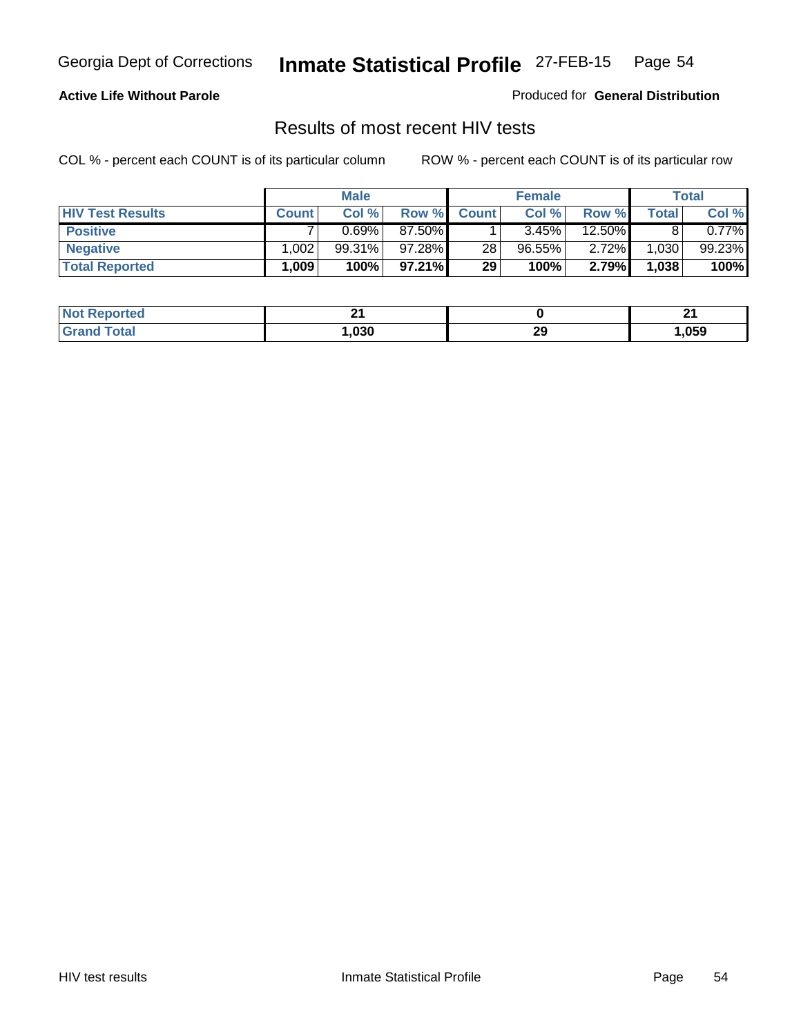**Active Life Without Parole**

Produced for **General Distribution**

## Results of most recent HIV tests

COL % - percent each COUNT is of its particular column

ROW % - percent each COUNT is of its particular row

| | Male | | | Female | | | Total | |
|---|---|---|---|---|---|---|---|---|
| **HIV Test Results** | **Count** | **Col %** | **Row %** | **Count** | **Col %** | **Row %** | **Total** | **Col %** |
| **Positive** | 7 | 0.69% | 87.50% | 1 | 3.45% | 12.50% | 8 | 0.77% |
| **Negative** | 1,002 | 99.31% | 97.28% | 28 | 96.55% | 2.72% | 1,030 | 99.23% |
| **Total Reported** | **1,009** | **100%** | **97.21%** | **29** | **100%** | **2.79%** | **1,038** | **100%** |

| | Male | Female | Total |
|---|---|---|---|
| **Not Reported** | **21** | **0** | **21** |
| **Grand Total** | **1,030** | **29** | **1,059** |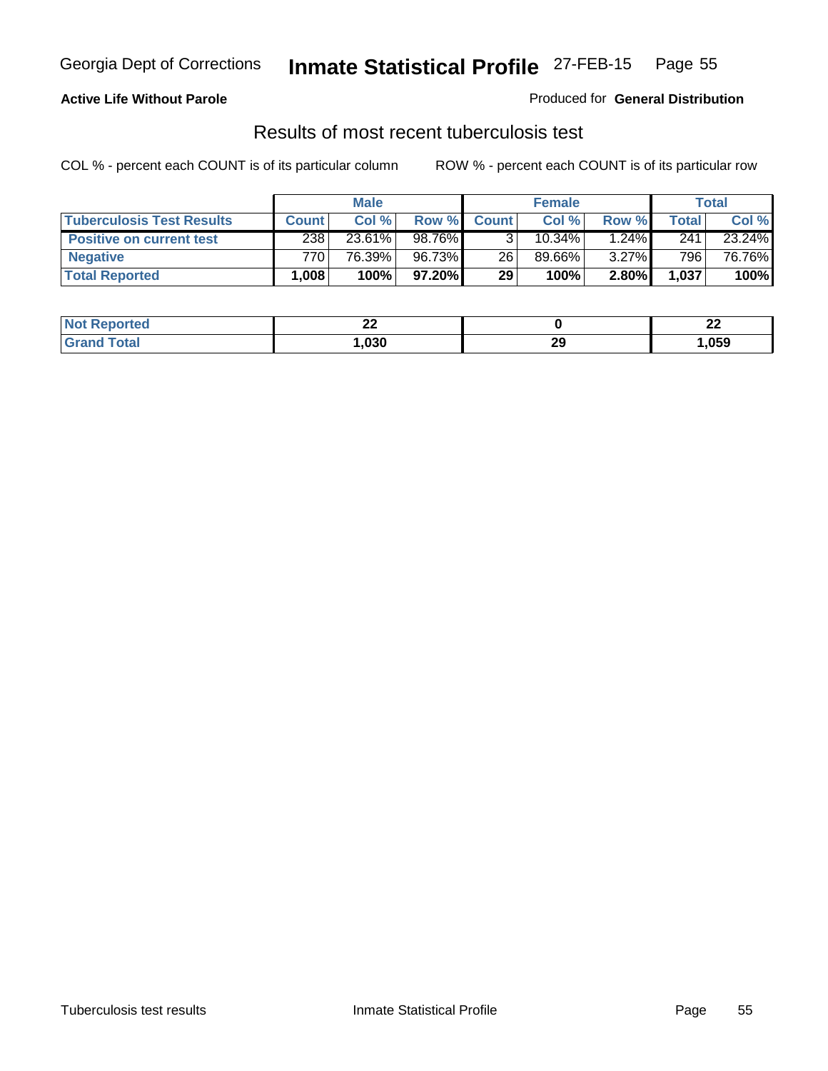**Active Life Without Parole**

Produced for **General Distribution**

## Results of most recent tuberculosis test

COL % - percent each COUNT is of its particular column

ROW % - percent each COUNT is of its particular row

| | Male | | | Female | | | Total | |
|---|---|---|---|---|---|---|---|---|
| **Tuberculosis Test Results** | **Count** | **Col %** | **Row %** | **Count** | **Col %** | **Row %** | **Total** | **Col %** |
| **Positive on current test** | 238 | 23.61% | 98.76% | 3 | 10.34% | 1.24% | 241 | 23.24% |
| **Negative** | 770 | 76.39% | 96.73% | 26 | 89.66% | 3.27% | 796 | 76.76% |
| **Total Reported** | **1,008** | **100%** | **97.20%** | **29** | **100%** | **2.80%** | **1,037** | **100%** |

| | Male | Female | Total |
|---|---|---|---|
| **Not Reported** | **22** | **0** | **22** |
| **Grand Total** | **1,030** | **29** | **1,059** |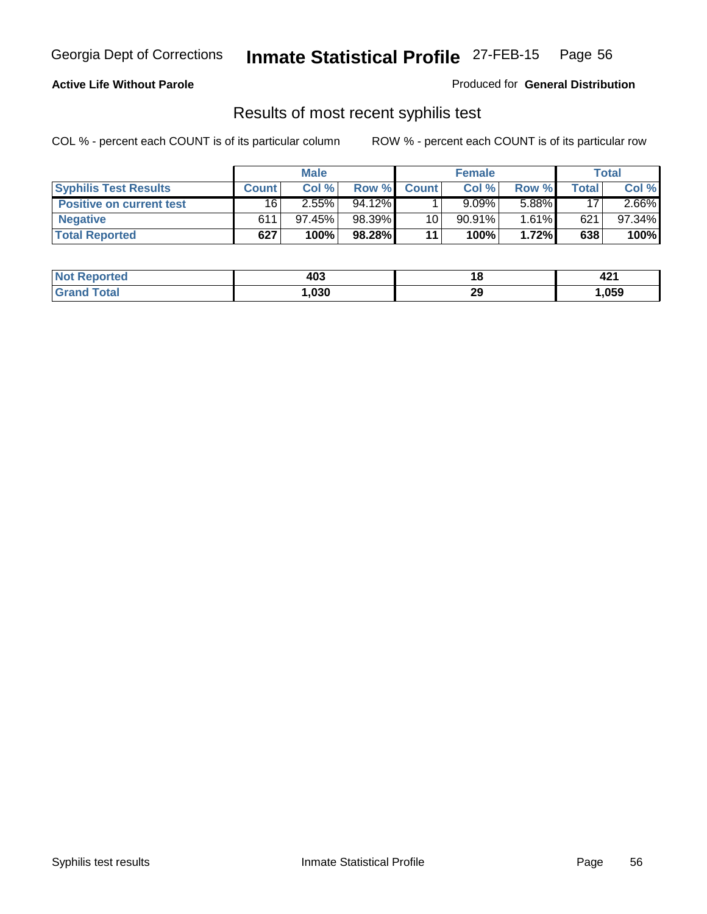**Active Life Without Parole**

Produced for **General Distribution**

## Results of most recent syphilis test

COL % - percent each COUNT is of its particular column

ROW % - percent each COUNT is of its particular row

| | Male | | | Female | | | Total | |
|---|---|---|---|---|---|---|---|---|
| **Syphilis Test Results** | **Count** | **Col %** | **Row %** | **Count** | **Col %** | **Row %** | **Total** | **Col %** |
| **Positive on current test** | 16 | 2.55% | 94.12% | 1 | 9.09% | 5.88% | 17 | 2.66% |
| **Negative** | 611 | 97.45% | 98.39% | 10 | 90.91% | 1.61% | 621 | 97.34% |
| **Total Reported** | **627** | **100%** | **98.28%** | **11** | **100%** | **1.72%** | **638** | **100%** |

| | Male | Female | Total |
|---|---|---|---|
| **Not Reported** | **403** | **18** | **421** |
| **Grand Total** | **1,030** | **29** | **1,059** |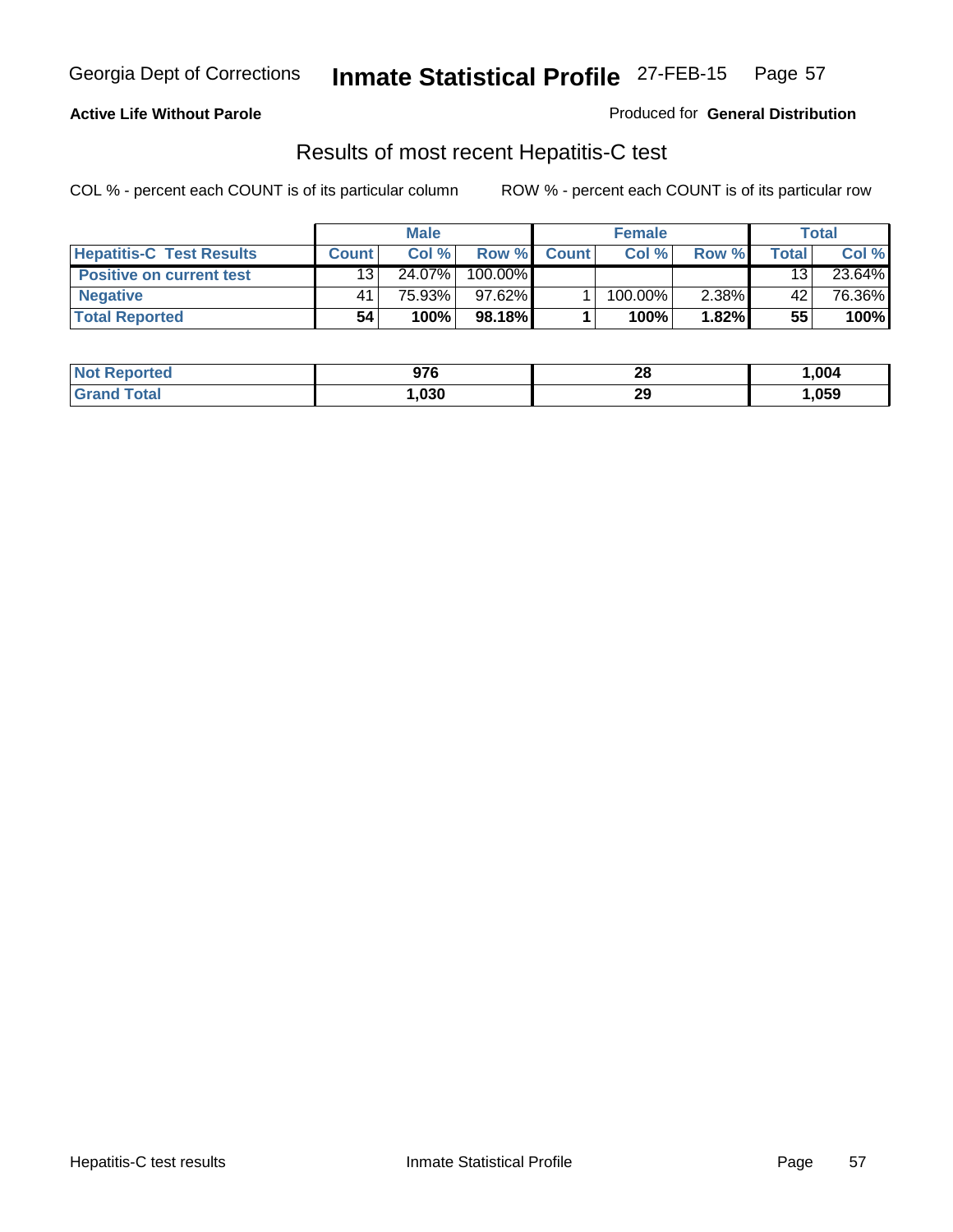Georgia Dept of Corrections **Inmate Statistical Profile** 27-FEB-15

**Active Life Without Parole**

Produced for **General Distribution**

## Results of most recent Hepatitis-C test

COL % - percent each COUNT is of its particular column    ROW % - percent each COUNT is of its particular row

| | Male | | | Female | | | Total | |
|---|---|---|---|---|---|---|---|---|
| **Hepatitis-C Test Results** | **Count** | **Col %** | **Row %** | **Count** | **Col %** | **Row %** | **Total** | **Col %** |
| **Positive on current test** | 13 | 24.07% | 100.00% | | | | 13 | 23.64% |
| **Negative** | 41 | 75.93% | 97.62% | 1 | 100.00% | 2.38% | 42 | 76.36% |
| **Total Reported** | **54** | **100%** | **98.18%** | **1** | **100%** | **1.82%** | **55** | **100%** |

| | Male | Female | Total |
|---|---|---|---|
| **Not Reported** | **976** | **28** | **1,004** |
| **Grand Total** | **1,030** | **29** | **1,059** |

Hepatitis-C test results    Inmate Statistical Profile